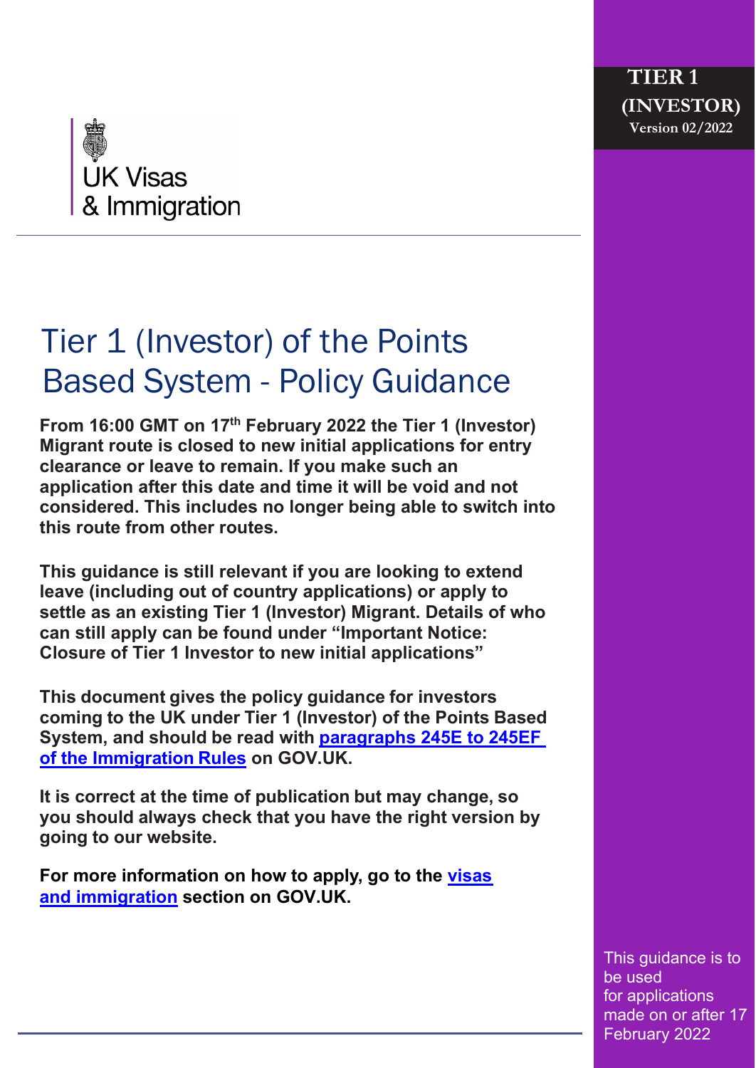UK Visas & Immigration

**TIER 1 (INVESTOR)**
**Version 02/2022**

# Tier 1 (Investor) of the Points Based System - Policy Guidance

**From 16:00 GMT on 17th February 2022 the Tier 1 (Investor) Migrant route is closed to new initial applications for entry clearance or leave to remain. If you make such an application after this date and time it will be void and not considered. This includes no longer being able to switch into this route from other routes.**

**This guidance is still relevant if you are looking to extend leave (including out of country applications) or apply to settle as an existing Tier 1 (Investor) Migrant. Details of who can still apply can be found under "Important Notice: Closure of Tier 1 Investor to new initial applications"**

**This document gives the policy guidance for investors coming to the UK under Tier 1 (Investor) of the Points Based System, and should be read with paragraphs 245E to 245EF of the Immigration Rules on GOV.UK.**

**It is correct at the time of publication but may change, so you should always check that you have the right version by going to our website.**

**For more information on how to apply, go to the visas and immigration section on GOV.UK.**

This guidance is to be used for applications made on or after 17 February 2022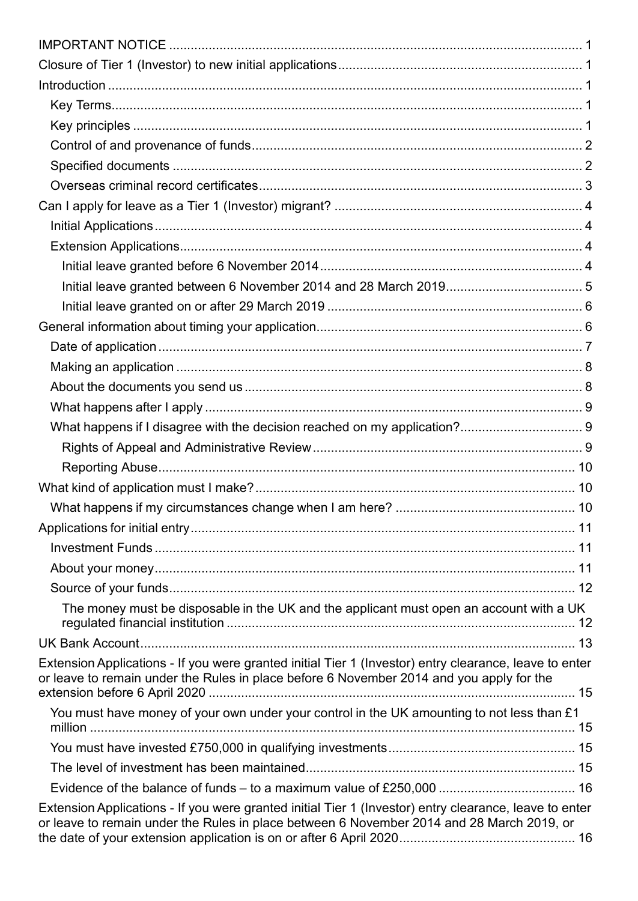IMPORTANT NOTICE ........................................................................................................ 1
Closure of Tier 1 (Investor) to new initial applications ........................................................ 1
Introduction ........................................................................................................................ 1
- Key Terms ........................................................................................................................ 1
- Key principles ................................................................................................................... 1
- Control of and provenance of funds .................................................................................. 2
- Specified documents ......................................................................................................... 2
- Overseas criminal record certificates ............................................................................... 3

Can I apply for leave as a Tier 1 (Investor) migrant? ........................................................... 4
- Initial Applications ............................................................................................................ 4
- Extension Applications ...................................................................................................... 4
  - Initial leave granted before 6 November 2014 ............................................................... 4
  - Initial leave granted between 6 November 2014 and 28 March 2019 ............................. 5
  - Initial leave granted on or after 29 March 2019 .............................................................. 6

General information about timing your application ............................................................. 6
- Date of application ........................................................................................................... 7
- Making an application ...................................................................................................... 8
- About the documents you send us .................................................................................... 8
- What happens after I apply ............................................................................................... 9
- What happens if I disagree with the decision reached on my application? ........................ 9
  - Rights of Appeal and Administrative Review ................................................................. 9
  - Reporting Abuse ........................................................................................................... 10

What kind of application must I make? ............................................................................. 10
- What happens if my circumstances change when I am here? .......................................... 10

Applications for initial entry ............................................................................................... 11
- Investment Funds ........................................................................................................... 11
- About your money .......................................................................................................... 11
- Source of your funds ...................................................................................................... 12
  - The money must be disposable in the UK and the applicant must open an account with a UK regulated financial institution ....................................................................................... 12

UK Bank Account ............................................................................................................... 13

Extension Applications - If you were granted initial Tier 1 (Investor) entry clearance, leave to enter or leave to remain under the Rules in place before 6 November 2014 and you apply for the extension before 6 April 2020 ............................................................................................ 15
- You must have money of your own under your control in the UK amounting to not less than £1 million ............................................................................................................................. 15
- You must have invested £750,000 in qualifying investments ........................................... 15
- The level of investment has been maintained ................................................................. 15
- Evidence of the balance of funds – to a maximum value of £250,000 ............................. 16

Extension Applications - If you were granted initial Tier 1 (Investor) entry clearance, leave to enter or leave to remain under the Rules in place between 6 November 2014 and 28 March 2019, or the date of your extension application is on or after 6 April 2020 ............................................... 16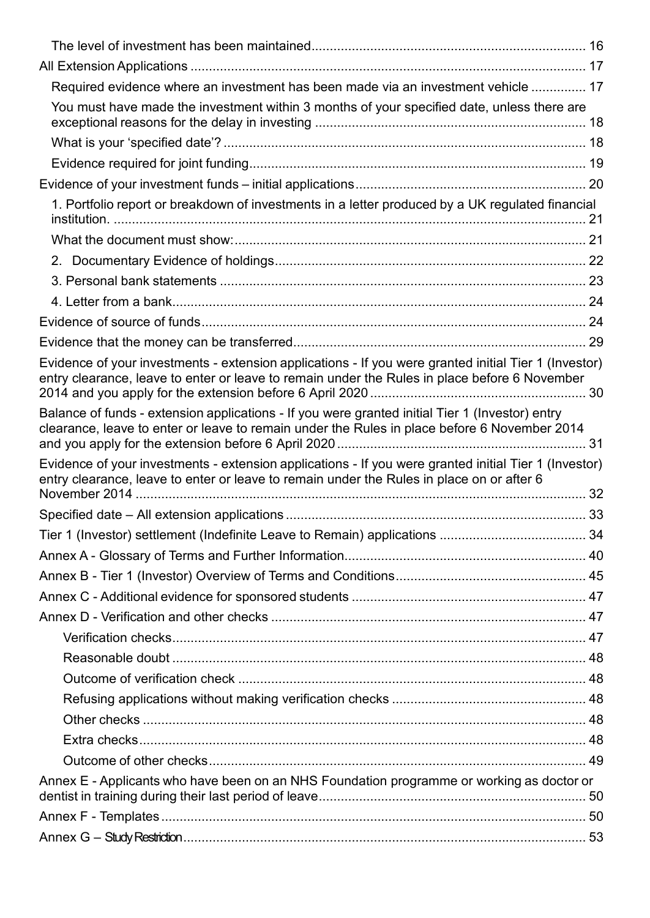- The level of investment has been maintained .......... 16
- All Extension Applications .......... 17
  - Required evidence where an investment has been made via an investment vehicle .......... 17
  - You must have made the investment within 3 months of your specified date, unless there are exceptional reasons for the delay in investing .......... 18
  - What is your 'specified date'? .......... 18
  - Evidence required for joint funding .......... 19
- Evidence of your investment funds – initial applications .......... 20
  - 1. Portfolio report or breakdown of investments in a letter produced by a UK regulated financial institution. .......... 21
  - What the document must show: .......... 21
  - 2. Documentary Evidence of holdings .......... 22
  - 3. Personal bank statements .......... 23
  - 4. Letter from a bank .......... 24
- Evidence of source of funds .......... 24
- Evidence that the money can be transferred .......... 29
- Evidence of your investments - extension applications - If you were granted initial Tier 1 (Investor) entry clearance, leave to enter or leave to remain under the Rules in place before 6 November 2014 and you apply for the extension before 6 April 2020 .......... 30
- Balance of funds - extension applications - If you were granted initial Tier 1 (Investor) entry clearance, leave to enter or leave to remain under the Rules in place before 6 November 2014 and you apply for the extension before 6 April 2020 .......... 31
- Evidence of your investments - extension applications - If you were granted initial Tier 1 (Investor) entry clearance, leave to enter or leave to remain under the Rules in place on or after 6 November 2014 .......... 32
- Specified date – All extension applications .......... 33
- Tier 1 (Investor) settlement (Indefinite Leave to Remain) applications .......... 34
- Annex A - Glossary of Terms and Further Information .......... 40
- Annex B - Tier 1 (Investor) Overview of Terms and Conditions .......... 45
- Annex C - Additional evidence for sponsored students .......... 47
- Annex D - Verification and other checks .......... 47
  - Verification checks .......... 47
  - Reasonable doubt .......... 48
  - Outcome of verification check .......... 48
  - Refusing applications without making verification checks .......... 48
  - Other checks .......... 48
  - Extra checks .......... 48
  - Outcome of other checks .......... 49
- Annex E - Applicants who have been on an NHS Foundation programme or working as doctor or dentist in training during their last period of leave .......... 50
- Annex F - Templates .......... 50
- Annex G – Study Restriction .......... 53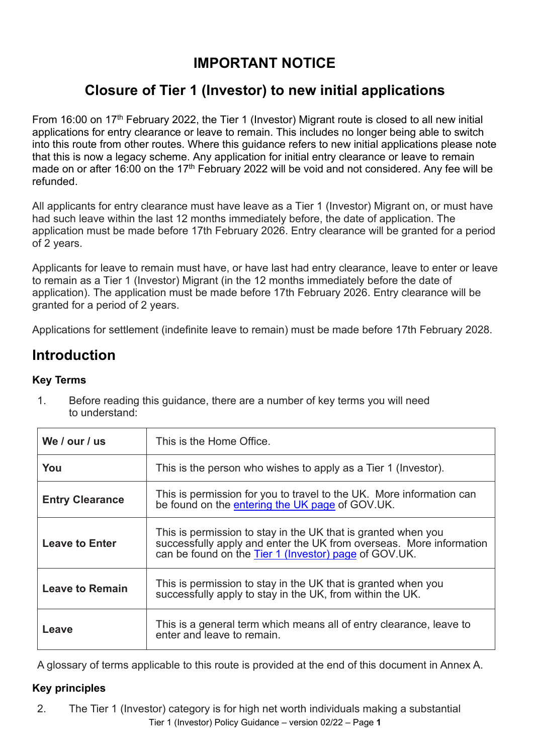# IMPORTANT NOTICE

## Closure of Tier 1 (Investor) to new initial applications

From 16:00 on 17th February 2022, the Tier 1 (Investor) Migrant route is closed to all new initial applications for entry clearance or leave to remain. This includes no longer being able to switch into this route from other routes. Where this guidance refers to new initial applications please note that this is now a legacy scheme. Any application for initial entry clearance or leave to remain made on or after 16:00 on the 17th February 2022 will be void and not considered. Any fee will be refunded.

All applicants for entry clearance must have leave as a Tier 1 (Investor) Migrant on, or must have had such leave within the last 12 months immediately before, the date of application. The application must be made before 17th February 2026. Entry clearance will be granted for a period of 2 years.

Applicants for leave to remain must have, or have last had entry clearance, leave to enter or leave to remain as a Tier 1 (Investor) Migrant (in the 12 months immediately before the date of application). The application must be made before 17th February 2026. Entry clearance will be granted for a period of 2 years.

Applications for settlement (indefinite leave to remain) must be made before 17th February 2028.

## Introduction

### Key Terms

1. Before reading this guidance, there are a number of key terms you will need to understand:

| | |
|---|---|
| **We / our / us** | This is the Home Office. |
| **You** | This is the person who wishes to apply as a Tier 1 (Investor). |
| **Entry Clearance** | This is permission for you to travel to the UK. More information can be found on the entering the UK page of GOV.UK. |
| **Leave to Enter** | This is permission to stay in the UK that is granted when you successfully apply and enter the UK from overseas. More information can be found on the Tier 1 (Investor) page of GOV.UK. |
| **Leave to Remain** | This is permission to stay in the UK that is granted when you successfully apply to stay in the UK, from within the UK. |
| **Leave** | This is a general term which means all of entry clearance, leave to enter and leave to remain. |

A glossary of terms applicable to this route is provided at the end of this document in Annex A.

### Key principles

2. The Tier 1 (Investor) category is for high net worth individuals making a substantial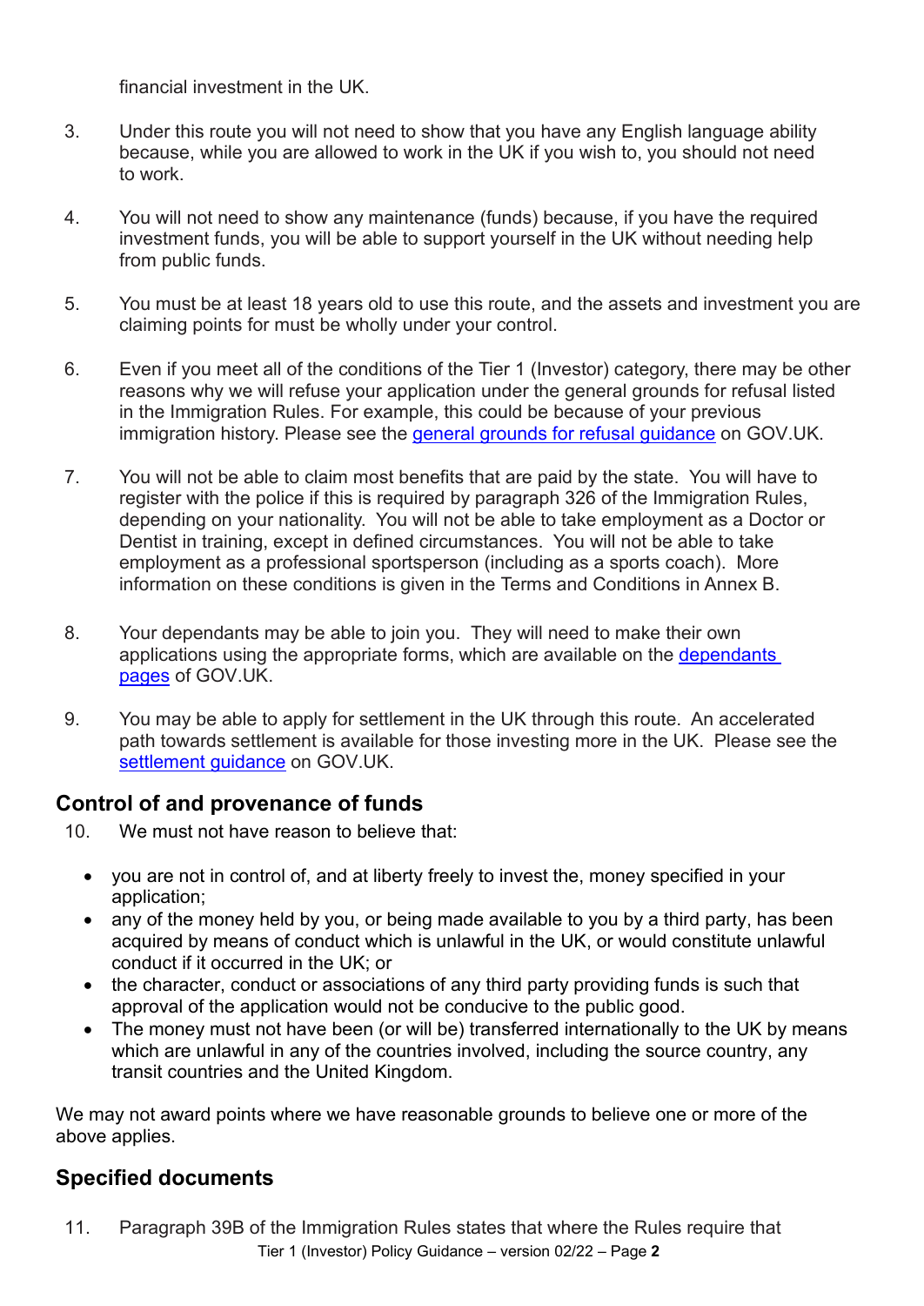financial investment in the UK.

3. Under this route you will not need to show that you have any English language ability because, while you are allowed to work in the UK if you wish to, you should not need to work.

4. You will not need to show any maintenance (funds) because, if you have the required investment funds, you will be able to support yourself in the UK without needing help from public funds.

5. You must be at least 18 years old to use this route, and the assets and investment you are claiming points for must be wholly under your control.

6. Even if you meet all of the conditions of the Tier 1 (Investor) category, there may be other reasons why we will refuse your application under the general grounds for refusal listed in the Immigration Rules. For example, this could be because of your previous immigration history. Please see the general grounds for refusal guidance on GOV.UK.

7. You will not be able to claim most benefits that are paid by the state. You will have to register with the police if this is required by paragraph 326 of the Immigration Rules, depending on your nationality. You will not be able to take employment as a Doctor or Dentist in training, except in defined circumstances. You will not be able to take employment as a professional sportsperson (including as a sports coach). More information on these conditions is given in the Terms and Conditions in Annex B.

8. Your dependants may be able to join you. They will need to make their own applications using the appropriate forms, which are available on the dependants pages of GOV.UK.

9. You may be able to apply for settlement in the UK through this route. An accelerated path towards settlement is available for those investing more in the UK. Please see the settlement guidance on GOV.UK.

## Control of and provenance of funds

10. We must not have reason to believe that:

- you are not in control of, and at liberty freely to invest the, money specified in your application;
- any of the money held by you, or being made available to you by a third party, has been acquired by means of conduct which is unlawful in the UK, or would constitute unlawful conduct if it occurred in the UK; or
- the character, conduct or associations of any third party providing funds is such that approval of the application would not be conducive to the public good.
- The money must not have been (or will be) transferred internationally to the UK by means which are unlawful in any of the countries involved, including the source country, any transit countries and the United Kingdom.

We may not award points where we have reasonable grounds to believe one or more of the above applies.

## Specified documents

11. Paragraph 39B of the Immigration Rules states that where the Rules require that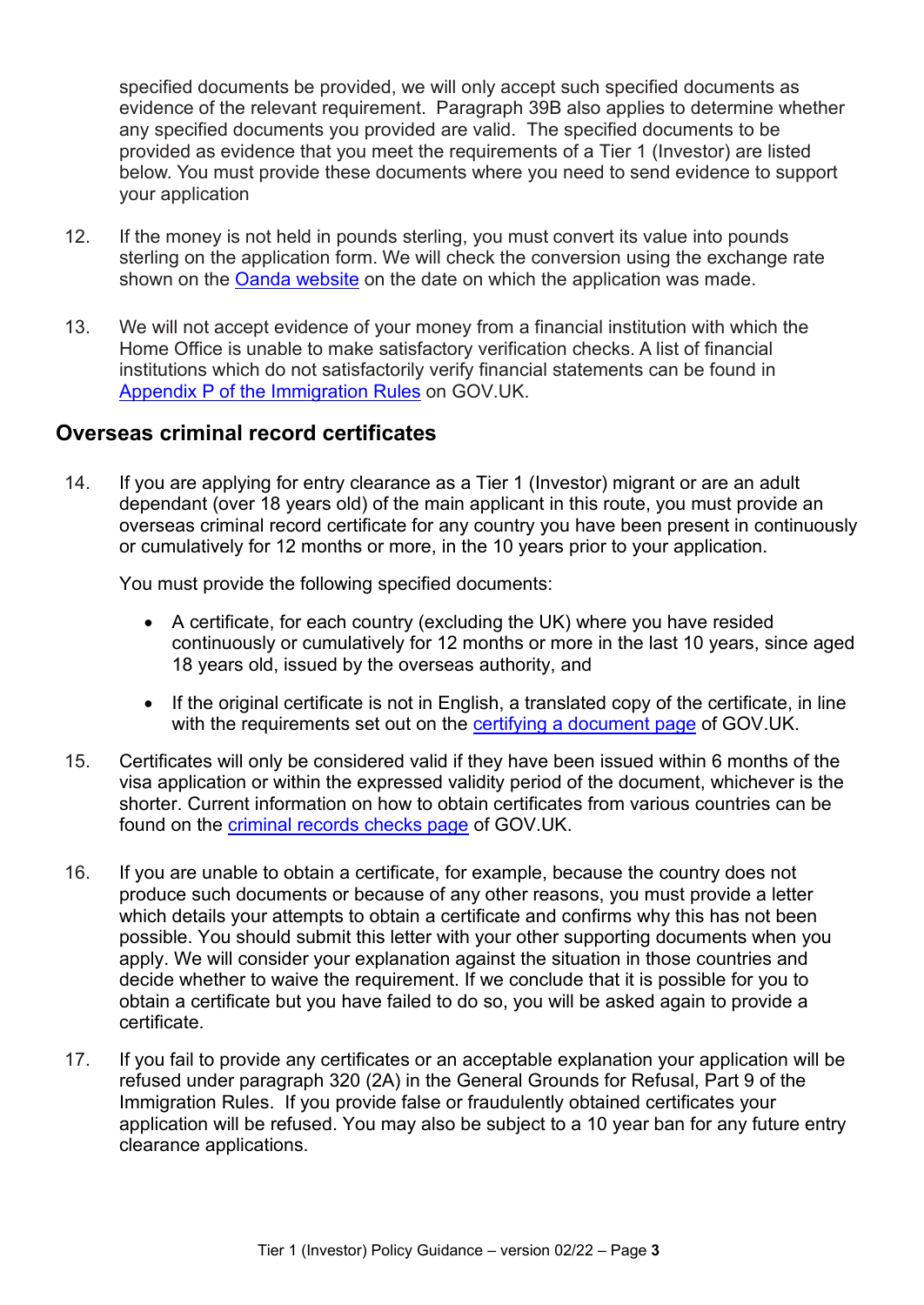specified documents be provided, we will only accept such specified documents as evidence of the relevant requirement. Paragraph 39B also applies to determine whether any specified documents you provided are valid. The specified documents to be provided as evidence that you meet the requirements of a Tier 1 (Investor) are listed below. You must provide these documents where you need to send evidence to support your application

12. If the money is not held in pounds sterling, you must convert its value into pounds sterling on the application form. We will check the conversion using the exchange rate shown on the Oanda website on the date on which the application was made.

13. We will not accept evidence of your money from a financial institution with which the Home Office is unable to make satisfactory verification checks. A list of financial institutions which do not satisfactorily verify financial statements can be found in Appendix P of the Immigration Rules on GOV.UK.

## Overseas criminal record certificates

14. If you are applying for entry clearance as a Tier 1 (Investor) migrant or are an adult dependant (over 18 years old) of the main applicant in this route, you must provide an overseas criminal record certificate for any country you have been present in continuously or cumulatively for 12 months or more, in the 10 years prior to your application.

    You must provide the following specified documents:

    - A certificate, for each country (excluding the UK) where you have resided continuously or cumulatively for 12 months or more in the last 10 years, since aged 18 years old, issued by the overseas authority, and
    - If the original certificate is not in English, a translated copy of the certificate, in line with the requirements set out on the certifying a document page of GOV.UK.

15. Certificates will only be considered valid if they have been issued within 6 months of the visa application or within the expressed validity period of the document, whichever is the shorter. Current information on how to obtain certificates from various countries can be found on the criminal records checks page of GOV.UK.

16. If you are unable to obtain a certificate, for example, because the country does not produce such documents or because of any other reasons, you must provide a letter which details your attempts to obtain a certificate and confirms why this has not been possible. You should submit this letter with your other supporting documents when you apply. We will consider your explanation against the situation in those countries and decide whether to waive the requirement. If we conclude that it is possible for you to obtain a certificate but you have failed to do so, you will be asked again to provide a certificate.

17. If you fail to provide any certificates or an acceptable explanation your application will be refused under paragraph 320 (2A) in the General Grounds for Refusal, Part 9 of the Immigration Rules. If you provide false or fraudulently obtained certificates your application will be refused. You may also be subject to a 10 year ban for any future entry clearance applications.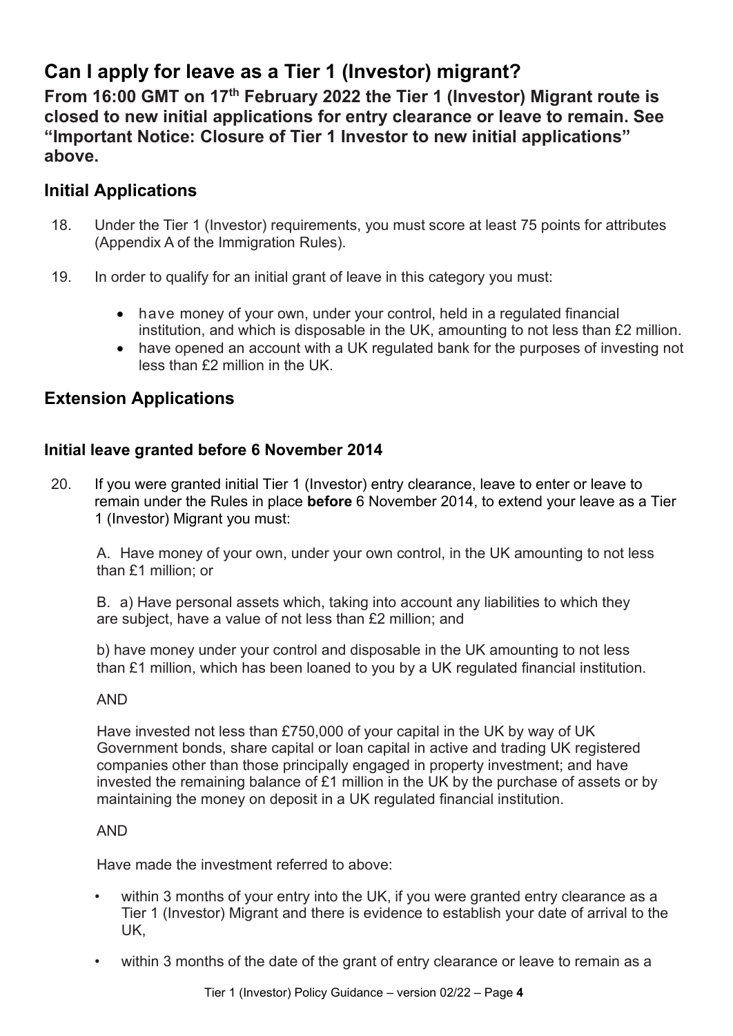# Can I apply for leave as a Tier 1 (Investor) migrant?

**From 16:00 GMT on 17th February 2022 the Tier 1 (Investor) Migrant route is closed to new initial applications for entry clearance or leave to remain. See "Important Notice: Closure of Tier 1 Investor to new initial applications" above.**

## Initial Applications

18. Under the Tier 1 (Investor) requirements, you must score at least 75 points for attributes (Appendix A of the Immigration Rules).

19. In order to qualify for an initial grant of leave in this category you must:

    - have money of your own, under your control, held in a regulated financial institution, and which is disposable in the UK, amounting to not less than £2 million.
    - have opened an account with a UK regulated bank for the purposes of investing not less than £2 million in the UK.

## Extension Applications

### Initial leave granted before 6 November 2014

20. If you were granted initial Tier 1 (Investor) entry clearance, leave to enter or leave to remain under the Rules in place **before** 6 November 2014, to extend your leave as a Tier 1 (Investor) Migrant you must:

    A. Have money of your own, under your own control, in the UK amounting to not less than £1 million; or

    B. a) Have personal assets which, taking into account any liabilities to which they are subject, have a value of not less than £2 million; and

    b) have money under your control and disposable in the UK amounting to not less than £1 million, which has been loaned to you by a UK regulated financial institution.

    AND

    Have invested not less than £750,000 of your capital in the UK by way of UK Government bonds, share capital or loan capital in active and trading UK registered companies other than those principally engaged in property investment; and have invested the remaining balance of £1 million in the UK by the purchase of assets or by maintaining the money on deposit in a UK regulated financial institution.

    AND

    Have made the investment referred to above:

    - within 3 months of your entry into the UK, if you were granted entry clearance as a Tier 1 (Investor) Migrant and there is evidence to establish your date of arrival to the UK,
    - within 3 months of the date of the grant of entry clearance or leave to remain as a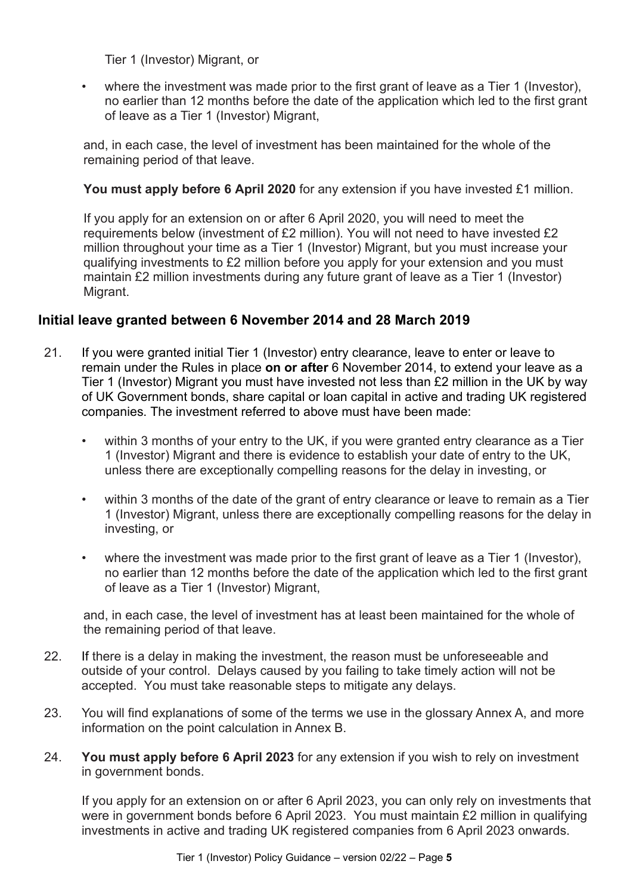Tier 1 (Investor) Migrant, or

- where the investment was made prior to the first grant of leave as a Tier 1 (Investor), no earlier than 12 months before the date of the application which led to the first grant of leave as a Tier 1 (Investor) Migrant,

and, in each case, the level of investment has been maintained for the whole of the remaining period of that leave.

**You must apply before 6 April 2020** for any extension if you have invested £1 million.

If you apply for an extension on or after 6 April 2020, you will need to meet the requirements below (investment of £2 million). You will not need to have invested £2 million throughout your time as a Tier 1 (Investor) Migrant, but you must increase your qualifying investments to £2 million before you apply for your extension and you must maintain £2 million investments during any future grant of leave as a Tier 1 (Investor) Migrant.

## Initial leave granted between 6 November 2014 and 28 March 2019

21. If you were granted initial Tier 1 (Investor) entry clearance, leave to enter or leave to remain under the Rules in place **on or after** 6 November 2014, to extend your leave as a Tier 1 (Investor) Migrant you must have invested not less than £2 million in the UK by way of UK Government bonds, share capital or loan capital in active and trading UK registered companies. The investment referred to above must have been made:

    - within 3 months of your entry to the UK, if you were granted entry clearance as a Tier 1 (Investor) Migrant and there is evidence to establish your date of entry to the UK, unless there are exceptionally compelling reasons for the delay in investing, or
    - within 3 months of the date of the grant of entry clearance or leave to remain as a Tier 1 (Investor) Migrant, unless there are exceptionally compelling reasons for the delay in investing, or
    - where the investment was made prior to the first grant of leave as a Tier 1 (Investor), no earlier than 12 months before the date of the application which led to the first grant of leave as a Tier 1 (Investor) Migrant,

    and, in each case, the level of investment has at least been maintained for the whole of the remaining period of that leave.

22. If there is a delay in making the investment, the reason must be unforeseeable and outside of your control. Delays caused by you failing to take timely action will not be accepted. You must take reasonable steps to mitigate any delays.

23. You will find explanations of some of the terms we use in the glossary Annex A, and more information on the point calculation in Annex B.

24. **You must apply before 6 April 2023** for any extension if you wish to rely on investment in government bonds.

    If you apply for an extension on or after 6 April 2023, you can only rely on investments that were in government bonds before 6 April 2023. You must maintain £2 million in qualifying investments in active and trading UK registered companies from 6 April 2023 onwards.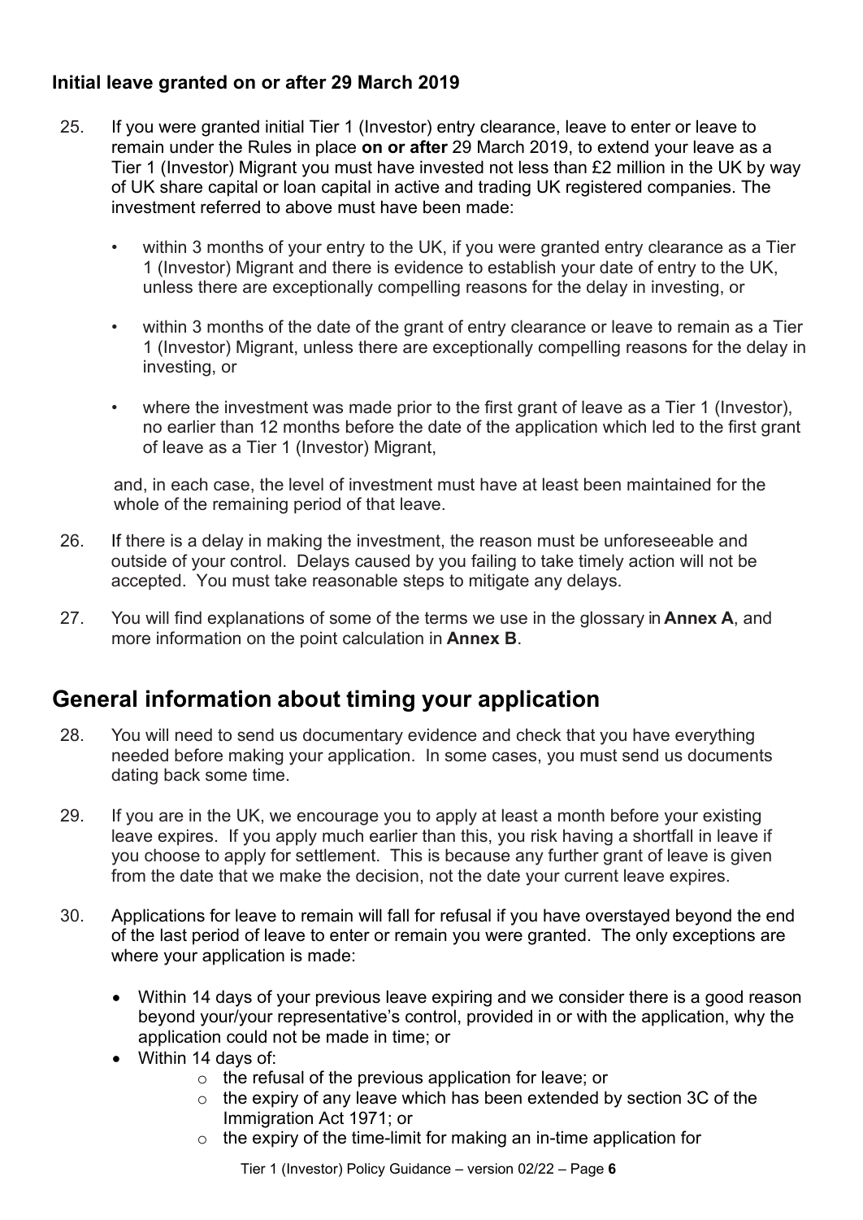### Initial leave granted on or after 29 March 2019

25. If you were granted initial Tier 1 (Investor) entry clearance, leave to enter or leave to remain under the Rules in place **on or after** 29 March 2019, to extend your leave as a Tier 1 (Investor) Migrant you must have invested not less than £2 million in the UK by way of UK share capital or loan capital in active and trading UK registered companies. The investment referred to above must have been made:

    - within 3 months of your entry to the UK, if you were granted entry clearance as a Tier 1 (Investor) Migrant and there is evidence to establish your date of entry to the UK, unless there are exceptionally compelling reasons for the delay in investing, or
    - within 3 months of the date of the grant of entry clearance or leave to remain as a Tier 1 (Investor) Migrant, unless there are exceptionally compelling reasons for the delay in investing, or
    - where the investment was made prior to the first grant of leave as a Tier 1 (Investor), no earlier than 12 months before the date of the application which led to the first grant of leave as a Tier 1 (Investor) Migrant,

    and, in each case, the level of investment must have at least been maintained for the whole of the remaining period of that leave.

26. If there is a delay in making the investment, the reason must be unforeseeable and outside of your control. Delays caused by you failing to take timely action will not be accepted. You must take reasonable steps to mitigate any delays.

27. You will find explanations of some of the terms we use in the glossary in **Annex A**, and more information on the point calculation in **Annex B**.

## General information about timing your application

28. You will need to send us documentary evidence and check that you have everything needed before making your application. In some cases, you must send us documents dating back some time.

29. If you are in the UK, we encourage you to apply at least a month before your existing leave expires. If you apply much earlier than this, you risk having a shortfall in leave if you choose to apply for settlement. This is because any further grant of leave is given from the date that we make the decision, not the date your current leave expires.

30. Applications for leave to remain will fall for refusal if you have overstayed beyond the end of the last period of leave to enter or remain you were granted. The only exceptions are where your application is made:

    - Within 14 days of your previous leave expiring and we consider there is a good reason beyond your/your representative's control, provided in or with the application, why the application could not be made in time; or
    - Within 14 days of:
        - the refusal of the previous application for leave; or
        - the expiry of any leave which has been extended by section 3C of the Immigration Act 1971; or
        - the expiry of the time-limit for making an in-time application for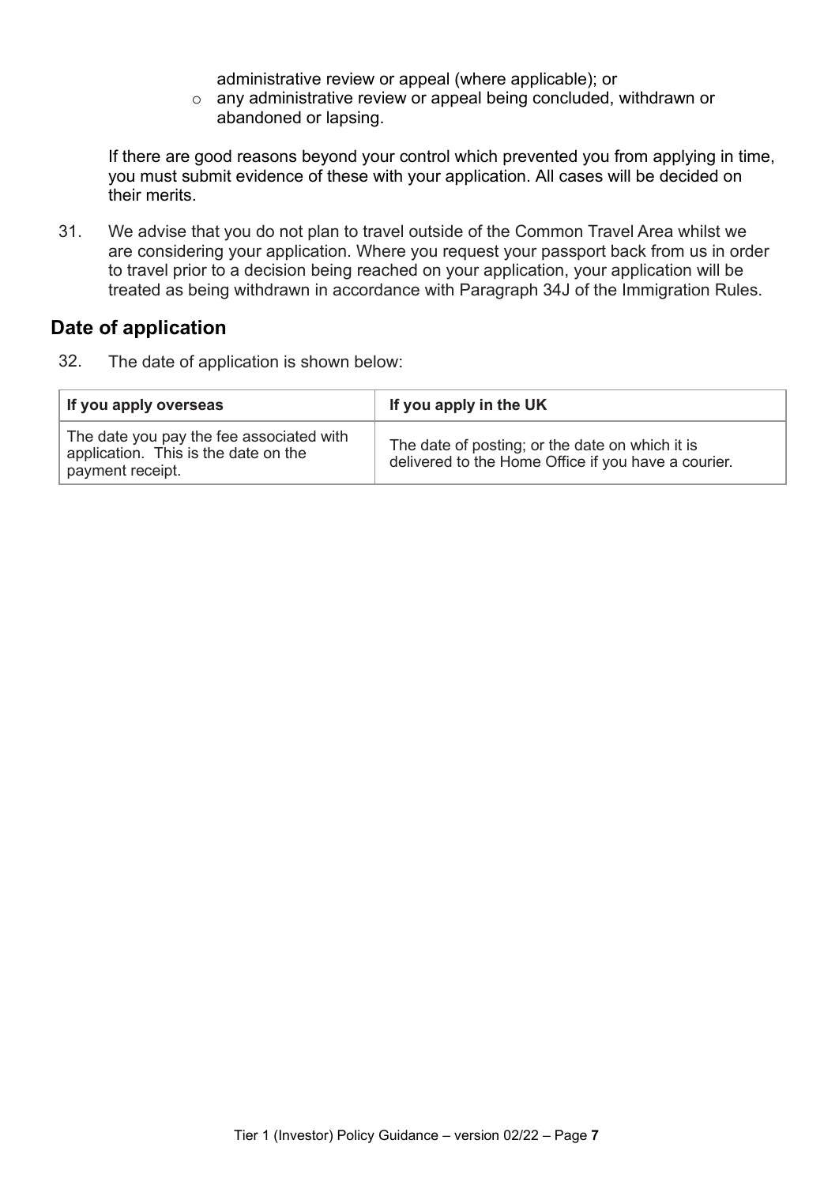administrative review or appeal (where applicable); or
- any administrative review or appeal being concluded, withdrawn or abandoned or lapsing.

If there are good reasons beyond your control which prevented you from applying in time, you must submit evidence of these with your application. All cases will be decided on their merits.

31. We advise that you do not plan to travel outside of the Common Travel Area whilst we are considering your application. Where you request your passport back from us in order to travel prior to a decision being reached on your application, your application will be treated as being withdrawn in accordance with Paragraph 34J of the Immigration Rules.

## Date of application

32. The date of application is shown below:

| If you apply overseas | If you apply in the UK |
|---|---|
| The date you pay the fee associated with application. This is the date on the payment receipt. | The date of posting; or the date on which it is delivered to the Home Office if you have a courier. |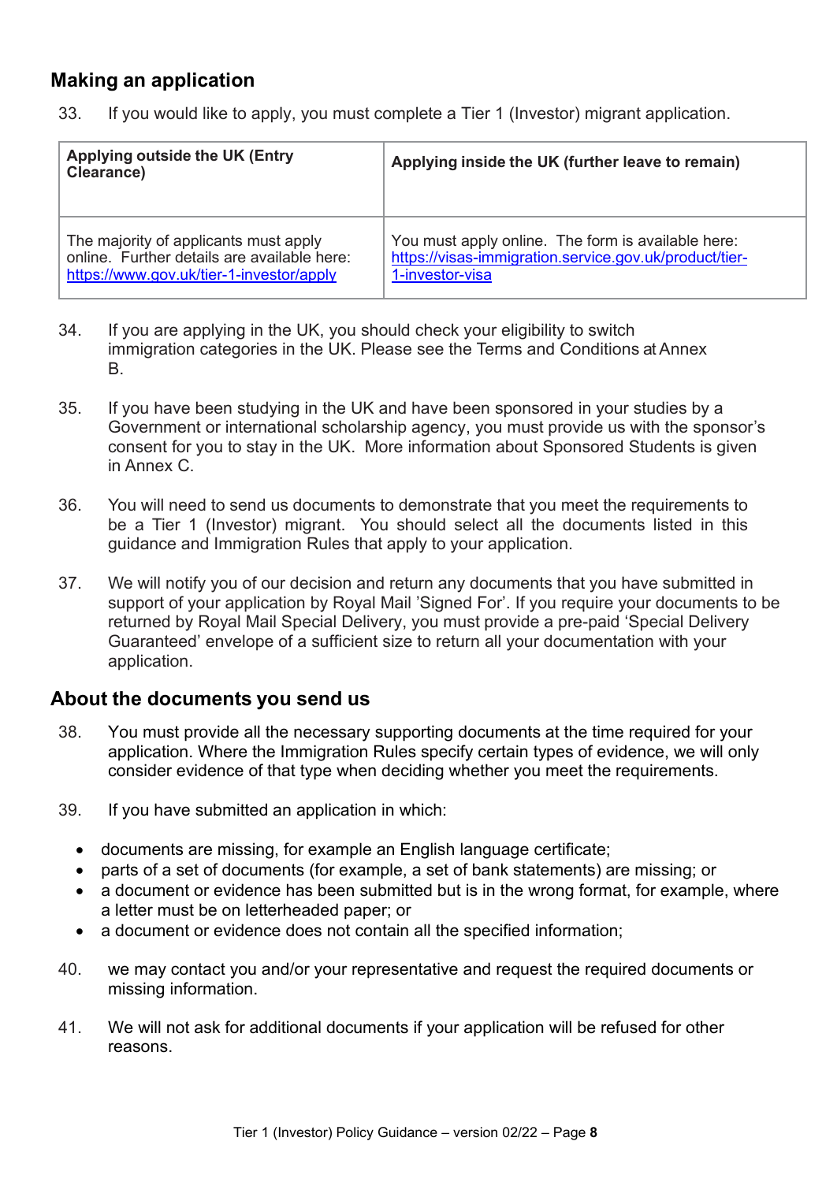## Making an application

33. If you would like to apply, you must complete a Tier 1 (Investor) migrant application.

| Applying outside the UK (Entry Clearance) | Applying inside the UK (further leave to remain) |
|---|---|
| The majority of applicants must apply online. Further details are available here: https://www.gov.uk/tier-1-investor/apply | You must apply online. The form is available here: https://visas-immigration.service.gov.uk/product/tier-1-investor-visa |

34. If you are applying in the UK, you should check your eligibility to switch immigration categories in the UK. Please see the Terms and Conditions at Annex B.

35. If you have been studying in the UK and have been sponsored in your studies by a Government or international scholarship agency, you must provide us with the sponsor's consent for you to stay in the UK. More information about Sponsored Students is given in Annex C.

36. You will need to send us documents to demonstrate that you meet the requirements to be a Tier 1 (Investor) migrant. You should select all the documents listed in this guidance and Immigration Rules that apply to your application.

37. We will notify you of our decision and return any documents that you have submitted in support of your application by Royal Mail 'Signed For'. If you require your documents to be returned by Royal Mail Special Delivery, you must provide a pre-paid 'Special Delivery Guaranteed' envelope of a sufficient size to return all your documentation with your application.

## About the documents you send us

38. You must provide all the necessary supporting documents at the time required for your application. Where the Immigration Rules specify certain types of evidence, we will only consider evidence of that type when deciding whether you meet the requirements.

39. If you have submitted an application in which:

- documents are missing, for example an English language certificate;
- parts of a set of documents (for example, a set of bank statements) are missing; or
- a document or evidence has been submitted but is in the wrong format, for example, where a letter must be on letterheaded paper; or
- a document or evidence does not contain all the specified information;

40. we may contact you and/or your representative and request the required documents or missing information.

41. We will not ask for additional documents if your application will be refused for other reasons.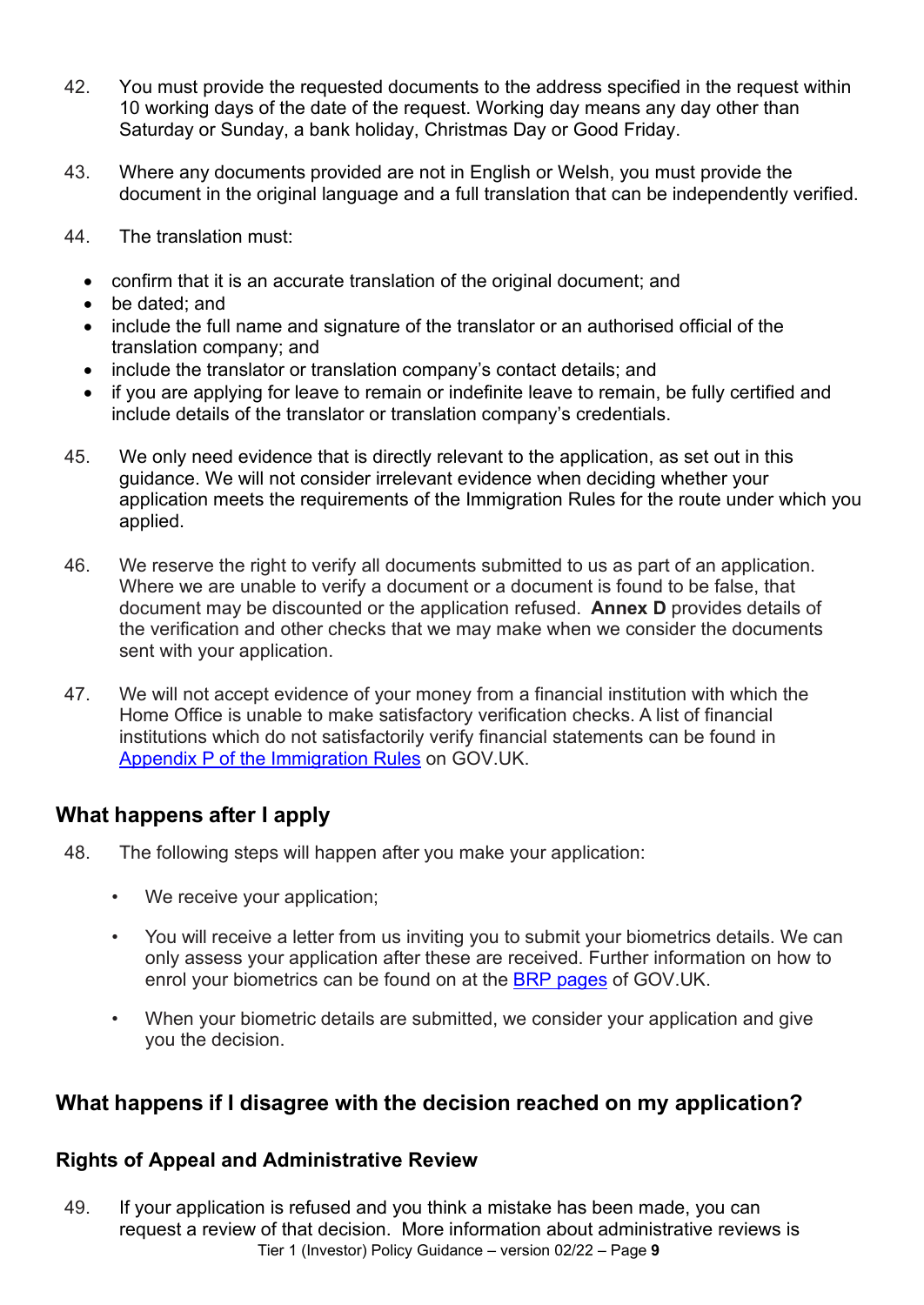42. You must provide the requested documents to the address specified in the request within 10 working days of the date of the request. Working day means any day other than Saturday or Sunday, a bank holiday, Christmas Day or Good Friday.

43. Where any documents provided are not in English or Welsh, you must provide the document in the original language and a full translation that can be independently verified.

44. The translation must:

- confirm that it is an accurate translation of the original document; and
- be dated; and
- include the full name and signature of the translator or an authorised official of the translation company; and
- include the translator or translation company's contact details; and
- if you are applying for leave to remain or indefinite leave to remain, be fully certified and include details of the translator or translation company's credentials.

45. We only need evidence that is directly relevant to the application, as set out in this guidance. We will not consider irrelevant evidence when deciding whether your application meets the requirements of the Immigration Rules for the route under which you applied.

46. We reserve the right to verify all documents submitted to us as part of an application. Where we are unable to verify a document or a document is found to be false, that document may be discounted or the application refused. **Annex D** provides details of the verification and other checks that we may make when we consider the documents sent with your application.

47. We will not accept evidence of your money from a financial institution with which the Home Office is unable to make satisfactory verification checks. A list of financial institutions which do not satisfactorily verify financial statements can be found in Appendix P of the Immigration Rules on GOV.UK.

## What happens after I apply

48. The following steps will happen after you make your application:

- We receive your application;
- You will receive a letter from us inviting you to submit your biometrics details. We can only assess your application after these are received. Further information on how to enrol your biometrics can be found on at the BRP pages of GOV.UK.
- When your biometric details are submitted, we consider your application and give you the decision.

## What happens if I disagree with the decision reached on my application?

### Rights of Appeal and Administrative Review

49. If your application is refused and you think a mistake has been made, you can request a review of that decision. More information about administrative reviews is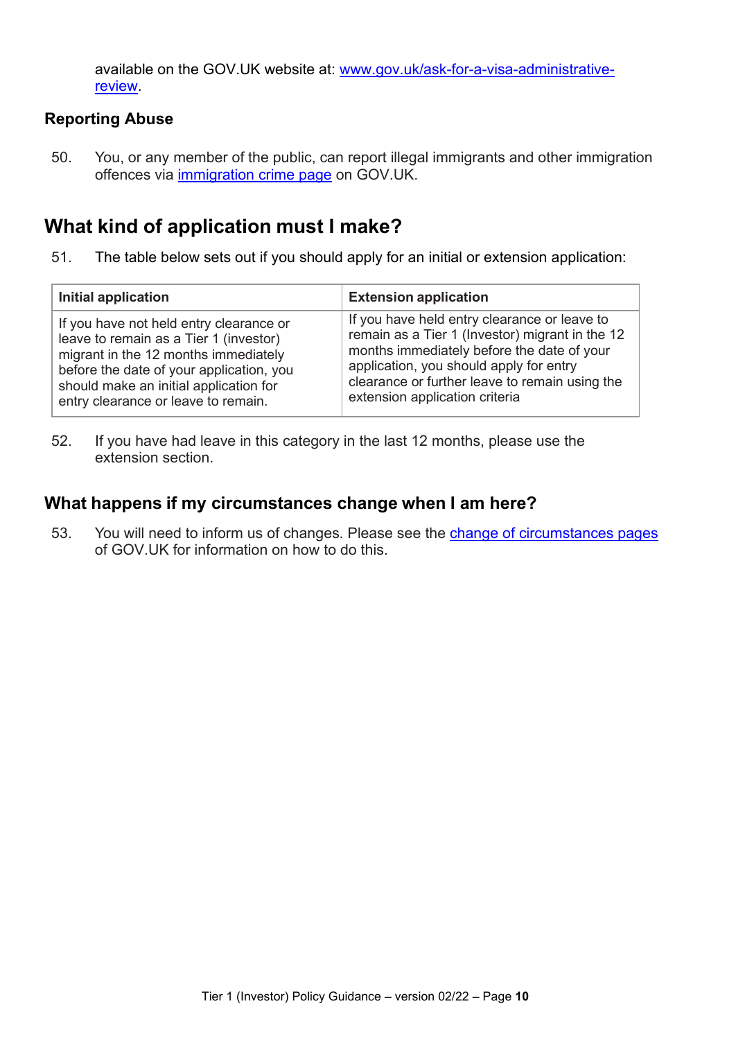available on the GOV.UK website at: [www.gov.uk/ask-for-a-visa-administrative-review](www.gov.uk/ask-for-a-visa-administrative-review).

### Reporting Abuse

50. You, or any member of the public, can report illegal immigrants and other immigration offences via immigration crime page on GOV.UK.

## What kind of application must I make?

51. The table below sets out if you should apply for an initial or extension application:

| Initial application | Extension application |
|---|---|
| If you have not held entry clearance or leave to remain as a Tier 1 (investor) migrant in the 12 months immediately before the date of your application, you should make an initial application for entry clearance or leave to remain. | If you have held entry clearance or leave to remain as a Tier 1 (Investor) migrant in the 12 months immediately before the date of your application, you should apply for entry clearance or further leave to remain using the extension application criteria |

52. If you have had leave in this category in the last 12 months, please use the extension section.

### What happens if my circumstances change when I am here?

53. You will need to inform us of changes. Please see the change of circumstances pages of GOV.UK for information on how to do this.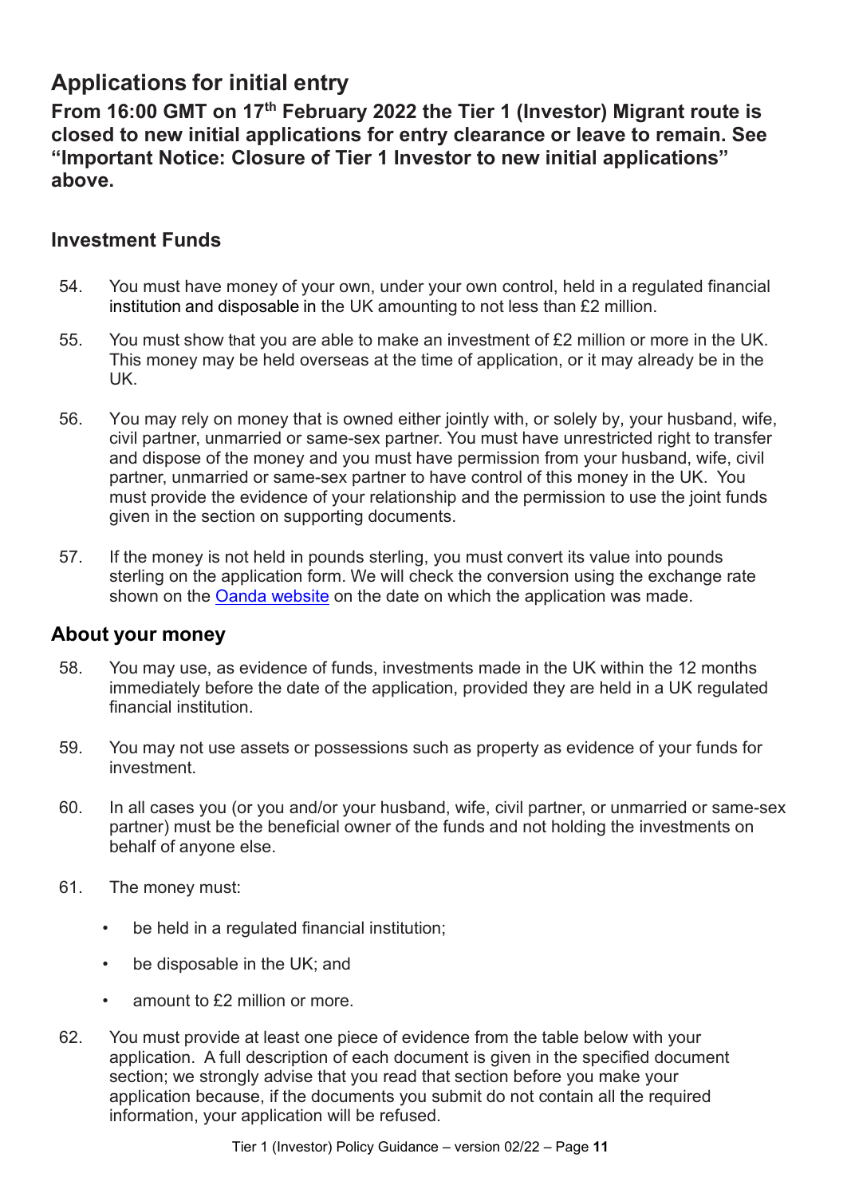## Applications for initial entry

**From 16:00 GMT on 17th February 2022 the Tier 1 (Investor) Migrant route is closed to new initial applications for entry clearance or leave to remain. See "Important Notice: Closure of Tier 1 Investor to new initial applications" above.**

### Investment Funds

54. You must have money of your own, under your own control, held in a regulated financial institution and disposable in the UK amounting to not less than £2 million.

55. You must show that you are able to make an investment of £2 million or more in the UK. This money may be held overseas at the time of application, or it may already be in the UK.

56. You may rely on money that is owned either jointly with, or solely by, your husband, wife, civil partner, unmarried or same-sex partner. You must have unrestricted right to transfer and dispose of the money and you must have permission from your husband, wife, civil partner, unmarried or same-sex partner to have control of this money in the UK. You must provide the evidence of your relationship and the permission to use the joint funds given in the section on supporting documents.

57. If the money is not held in pounds sterling, you must convert its value into pounds sterling on the application form. We will check the conversion using the exchange rate shown on the [Oanda website](#) on the date on which the application was made.

### About your money

58. You may use, as evidence of funds, investments made in the UK within the 12 months immediately before the date of the application, provided they are held in a UK regulated financial institution.

59. You may not use assets or possessions such as property as evidence of your funds for investment.

60. In all cases you (or you and/or your husband, wife, civil partner, or unmarried or same-sex partner) must be the beneficial owner of the funds and not holding the investments on behalf of anyone else.

61. The money must:

    - be held in a regulated financial institution;
    - be disposable in the UK; and
    - amount to £2 million or more.

62. You must provide at least one piece of evidence from the table below with your application. A full description of each document is given in the specified document section; we strongly advise that you read that section before you make your application because, if the documents you submit do not contain all the required information, your application will be refused.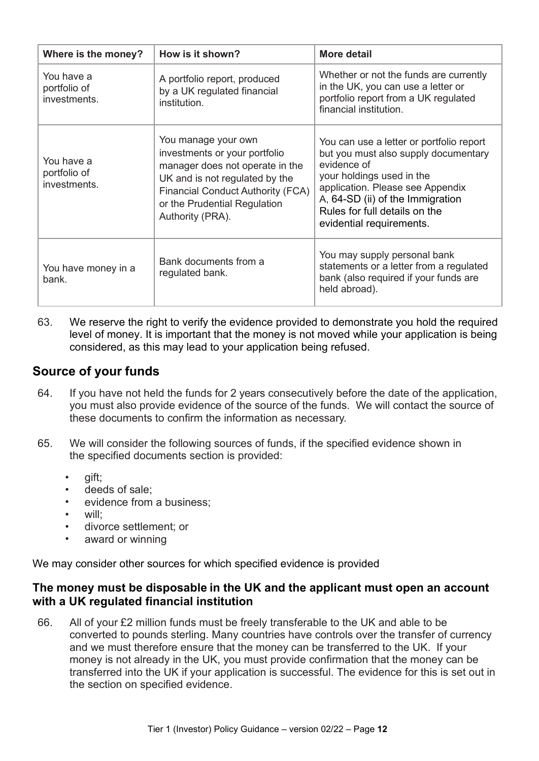| Where is the money? | How is it shown? | More detail |
| --- | --- | --- |
| You have a portfolio of investments. | A portfolio report, produced by a UK regulated financial institution. | Whether or not the funds are currently in the UK, you can use a letter or portfolio report from a UK regulated financial institution. |
| You have a portfolio of investments. | You manage your own investments or your portfolio manager does not operate in the UK and is not regulated by the Financial Conduct Authority (FCA) or the Prudential Regulation Authority (PRA). | You can use a letter or portfolio report but you must also supply documentary evidence of your holdings used in the application. Please see Appendix A, 64-SD (ii) of the Immigration Rules for full details on the evidential requirements. |
| You have money in a bank. | Bank documents from a regulated bank. | You may supply personal bank statements or a letter from a regulated bank (also required if your funds are held abroad). |

63. We reserve the right to verify the evidence provided to demonstrate you hold the required level of money. It is important that the money is not moved while your application is being considered, as this may lead to your application being refused.

## Source of your funds

64. If you have not held the funds for 2 years consecutively before the date of the application, you must also provide evidence of the source of the funds. We will contact the source of these documents to confirm the information as necessary.

65. We will consider the following sources of funds, if the specified evidence shown in the specified documents section is provided:

- gift;
- deeds of sale;
- evidence from a business;
- will;
- divorce settlement; or
- award or winning

We may consider other sources for which specified evidence is provided

### The money must be disposable in the UK and the applicant must open an account with a UK regulated financial institution

66. All of your £2 million funds must be freely transferable to the UK and able to be converted to pounds sterling. Many countries have controls over the transfer of currency and we must therefore ensure that the money can be transferred to the UK. If your money is not already in the UK, you must provide confirmation that the money can be transferred into the UK if your application is successful. The evidence for this is set out in the section on specified evidence.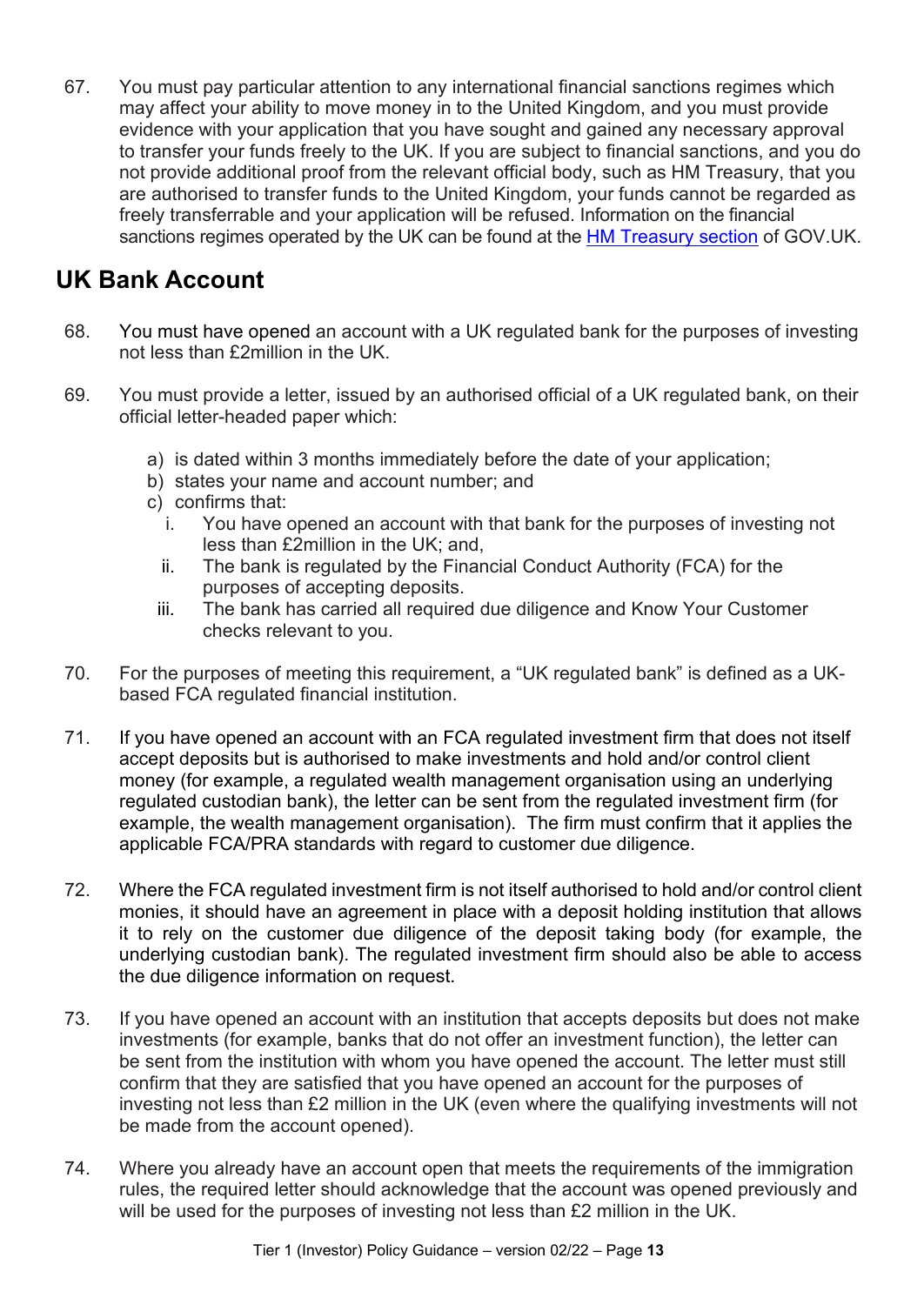67. You must pay particular attention to any international financial sanctions regimes which may affect your ability to move money in to the United Kingdom, and you must provide evidence with your application that you have sought and gained any necessary approval to transfer your funds freely to the UK. If you are subject to financial sanctions, and you do not provide additional proof from the relevant official body, such as HM Treasury, that you are authorised to transfer funds to the United Kingdom, your funds cannot be regarded as freely transferrable and your application will be refused. Information on the financial sanctions regimes operated by the UK can be found at the [HM Treasury section] of GOV.UK.

## UK Bank Account

68. You must have opened an account with a UK regulated bank for the purposes of investing not less than £2million in the UK.

69. You must provide a letter, issued by an authorised official of a UK regulated bank, on their official letter-headed paper which:

    a) is dated within 3 months immediately before the date of your application;
    b) states your name and account number; and
    c) confirms that:
       i. You have opened an account with that bank for the purposes of investing not less than £2million in the UK; and,
       ii. The bank is regulated by the Financial Conduct Authority (FCA) for the purposes of accepting deposits.
       iii. The bank has carried all required due diligence and Know Your Customer checks relevant to you.

70. For the purposes of meeting this requirement, a "UK regulated bank" is defined as a UK-based FCA regulated financial institution.

71. If you have opened an account with an FCA regulated investment firm that does not itself accept deposits but is authorised to make investments and hold and/or control client money (for example, a regulated wealth management organisation using an underlying regulated custodian bank), the letter can be sent from the regulated investment firm (for example, the wealth management organisation). The firm must confirm that it applies the applicable FCA/PRA standards with regard to customer due diligence.

72. Where the FCA regulated investment firm is not itself authorised to hold and/or control client monies, it should have an agreement in place with a deposit holding institution that allows it to rely on the customer due diligence of the deposit taking body (for example, the underlying custodian bank). The regulated investment firm should also be able to access the due diligence information on request.

73. If you have opened an account with an institution that accepts deposits but does not make investments (for example, banks that do not offer an investment function), the letter can be sent from the institution with whom you have opened the account. The letter must still confirm that they are satisfied that you have opened an account for the purposes of investing not less than £2 million in the UK (even where the qualifying investments will not be made from the account opened).

74. Where you already have an account open that meets the requirements of the immigration rules, the required letter should acknowledge that the account was opened previously and will be used for the purposes of investing not less than £2 million in the UK.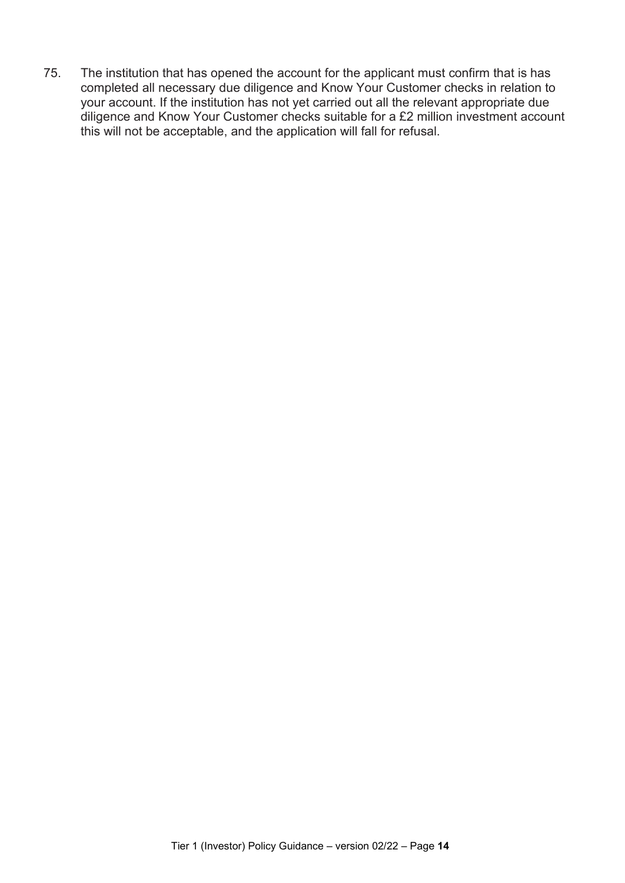75. The institution that has opened the account for the applicant must confirm that is has completed all necessary due diligence and Know Your Customer checks in relation to your account. If the institution has not yet carried out all the relevant appropriate due diligence and Know Your Customer checks suitable for a £2 million investment account this will not be acceptable, and the application will fall for refusal.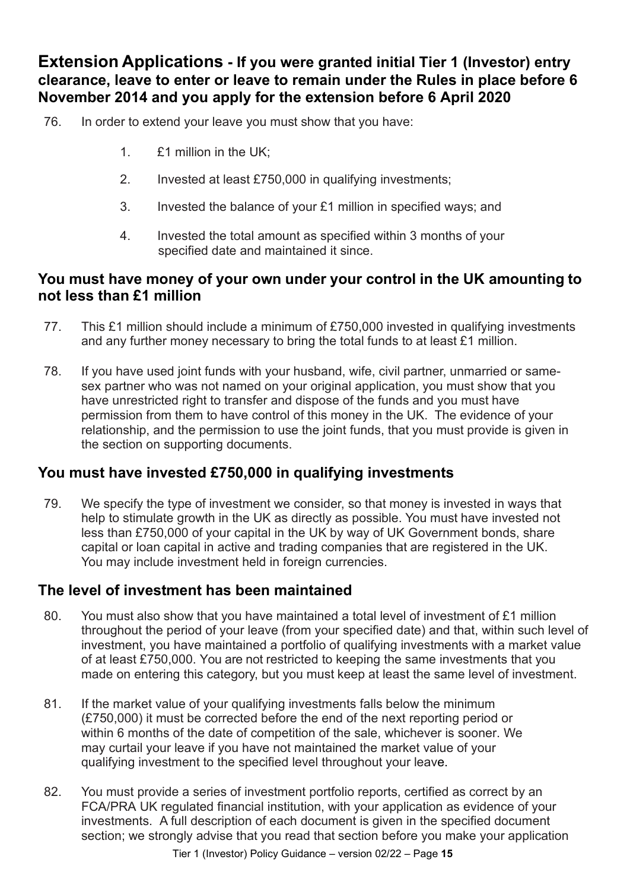## Extension Applications - If you were granted initial Tier 1 (Investor) entry clearance, leave to enter or leave to remain under the Rules in place before 6 November 2014 and you apply for the extension before 6 April 2020

76. In order to extend your leave you must show that you have:

    1. £1 million in the UK;
    2. Invested at least £750,000 in qualifying investments;
    3. Invested the balance of your £1 million in specified ways; and
    4. Invested the total amount as specified within 3 months of your specified date and maintained it since.

### You must have money of your own under your control in the UK amounting to not less than £1 million

77. This £1 million should include a minimum of £750,000 invested in qualifying investments and any further money necessary to bring the total funds to at least £1 million.

78. If you have used joint funds with your husband, wife, civil partner, unmarried or same-sex partner who was not named on your original application, you must show that you have unrestricted right to transfer and dispose of the funds and you must have permission from them to have control of this money in the UK. The evidence of your relationship, and the permission to use the joint funds, that you must provide is given in the section on supporting documents.

### You must have invested £750,000 in qualifying investments

79. We specify the type of investment we consider, so that money is invested in ways that help to stimulate growth in the UK as directly as possible. You must have invested not less than £750,000 of your capital in the UK by way of UK Government bonds, share capital or loan capital in active and trading companies that are registered in the UK. You may include investment held in foreign currencies.

### The level of investment has been maintained

80. You must also show that you have maintained a total level of investment of £1 million throughout the period of your leave (from your specified date) and that, within such level of investment, you have maintained a portfolio of qualifying investments with a market value of at least £750,000. You are not restricted to keeping the same investments that you made on entering this category, but you must keep at least the same level of investment.

81. If the market value of your qualifying investments falls below the minimum (£750,000) it must be corrected before the end of the next reporting period or within 6 months of the date of competition of the sale, whichever is sooner. We may curtail your leave if you have not maintained the market value of your qualifying investment to the specified level throughout your leave.

82. You must provide a series of investment portfolio reports, certified as correct by an FCA/PRA UK regulated financial institution, with your application as evidence of your investments. A full description of each document is given in the specified document section; we strongly advise that you read that section before you make your application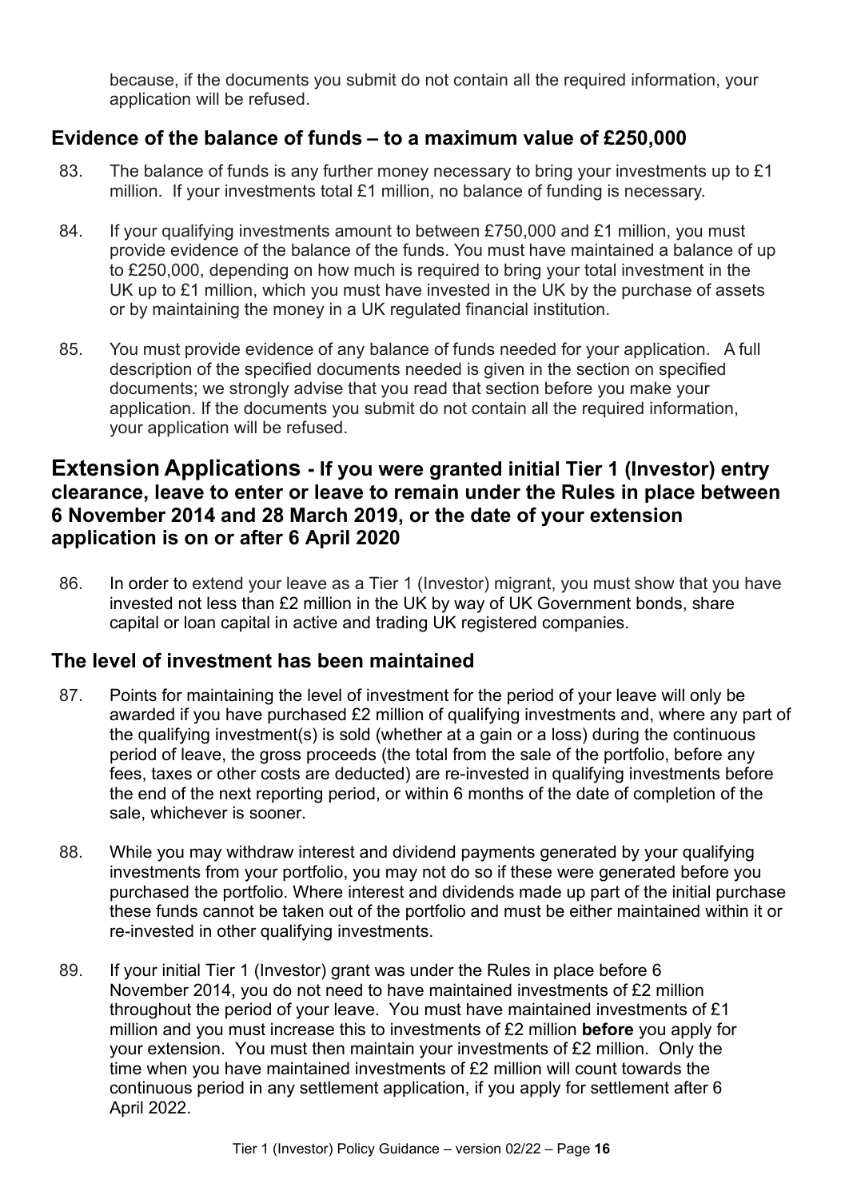because, if the documents you submit do not contain all the required information, your application will be refused.

### Evidence of the balance of funds – to a maximum value of £250,000

83. The balance of funds is any further money necessary to bring your investments up to £1 million. If your investments total £1 million, no balance of funding is necessary.

84. If your qualifying investments amount to between £750,000 and £1 million, you must provide evidence of the balance of the funds. You must have maintained a balance of up to £250,000, depending on how much is required to bring your total investment in the UK up to £1 million, which you must have invested in the UK by the purchase of assets or by maintaining the money in a UK regulated financial institution.

85. You must provide evidence of any balance of funds needed for your application. A full description of the specified documents needed is given in the section on specified documents; we strongly advise that you read that section before you make your application. If the documents you submit do not contain all the required information, your application will be refused.

## Extension Applications - If you were granted initial Tier 1 (Investor) entry clearance, leave to enter or leave to remain under the Rules in place between 6 November 2014 and 28 March 2019, or the date of your extension application is on or after 6 April 2020

86. In order to extend your leave as a Tier 1 (Investor) migrant, you must show that you have invested not less than £2 million in the UK by way of UK Government bonds, share capital or loan capital in active and trading UK registered companies.

### The level of investment has been maintained

87. Points for maintaining the level of investment for the period of your leave will only be awarded if you have purchased £2 million of qualifying investments and, where any part of the qualifying investment(s) is sold (whether at a gain or a loss) during the continuous period of leave, the gross proceeds (the total from the sale of the portfolio, before any fees, taxes or other costs are deducted) are re-invested in qualifying investments before the end of the next reporting period, or within 6 months of the date of completion of the sale, whichever is sooner.

88. While you may withdraw interest and dividend payments generated by your qualifying investments from your portfolio, you may not do so if these were generated before you purchased the portfolio. Where interest and dividends made up part of the initial purchase these funds cannot be taken out of the portfolio and must be either maintained within it or re-invested in other qualifying investments.

89. If your initial Tier 1 (Investor) grant was under the Rules in place before 6 November 2014, you do not need to have maintained investments of £2 million throughout the period of your leave. You must have maintained investments of £1 million and you must increase this to investments of £2 million **before** you apply for your extension. You must then maintain your investments of £2 million. Only the time when you have maintained investments of £2 million will count towards the continuous period in any settlement application, if you apply for settlement after 6 April 2022.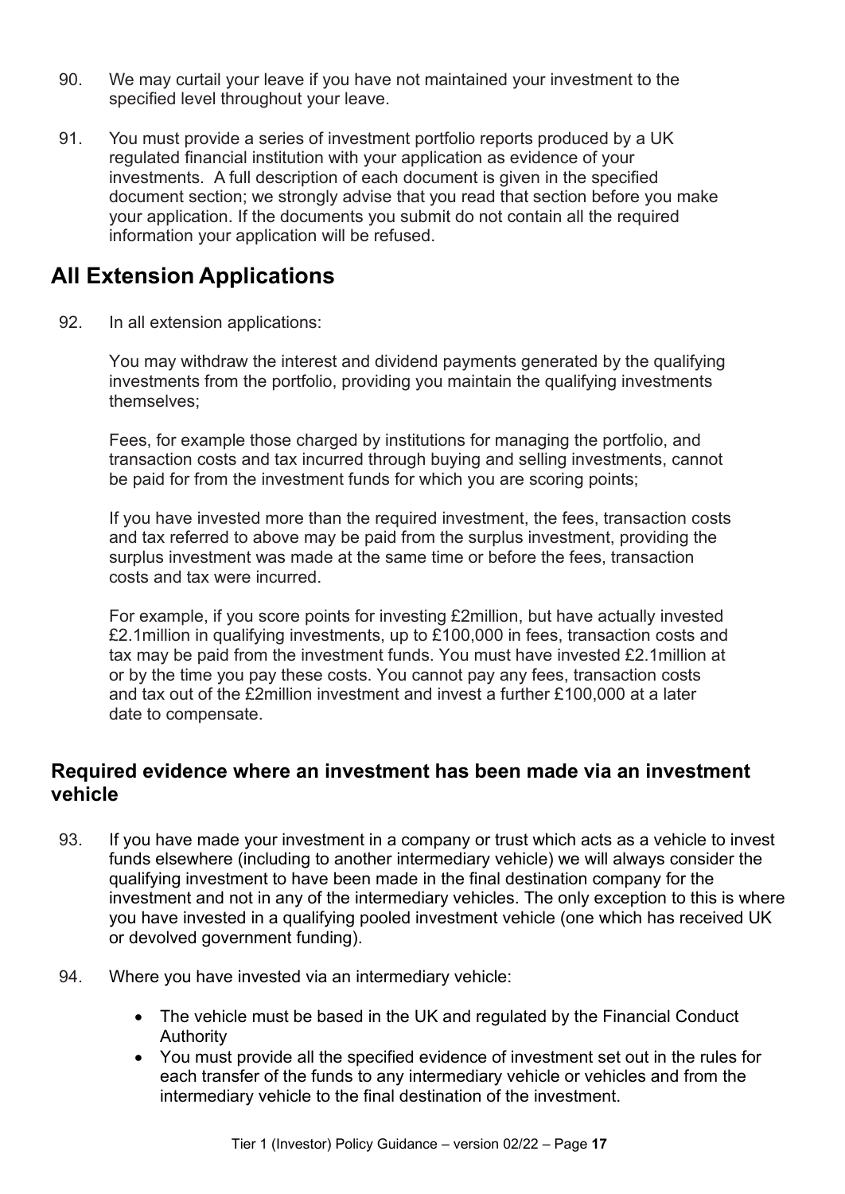90. We may curtail your leave if you have not maintained your investment to the specified level throughout your leave.

91. You must provide a series of investment portfolio reports produced by a UK regulated financial institution with your application as evidence of your investments. A full description of each document is given in the specified document section; we strongly advise that you read that section before you make your application. If the documents you submit do not contain all the required information your application will be refused.

## All Extension Applications

92. In all extension applications:

You may withdraw the interest and dividend payments generated by the qualifying investments from the portfolio, providing you maintain the qualifying investments themselves;

Fees, for example those charged by institutions for managing the portfolio, and transaction costs and tax incurred through buying and selling investments, cannot be paid for from the investment funds for which you are scoring points;

If you have invested more than the required investment, the fees, transaction costs and tax referred to above may be paid from the surplus investment, providing the surplus investment was made at the same time or before the fees, transaction costs and tax were incurred.

For example, if you score points for investing £2million, but have actually invested £2.1million in qualifying investments, up to £100,000 in fees, transaction costs and tax may be paid from the investment funds. You must have invested £2.1million at or by the time you pay these costs. You cannot pay any fees, transaction costs and tax out of the £2million investment and invest a further £100,000 at a later date to compensate.

### Required evidence where an investment has been made via an investment vehicle

93. If you have made your investment in a company or trust which acts as a vehicle to invest funds elsewhere (including to another intermediary vehicle) we will always consider the qualifying investment to have been made in the final destination company for the investment and not in any of the intermediary vehicles. The only exception to this is where you have invested in a qualifying pooled investment vehicle (one which has received UK or devolved government funding).

94. Where you have invested via an intermediary vehicle:

- The vehicle must be based in the UK and regulated by the Financial Conduct Authority
- You must provide all the specified evidence of investment set out in the rules for each transfer of the funds to any intermediary vehicle or vehicles and from the intermediary vehicle to the final destination of the investment.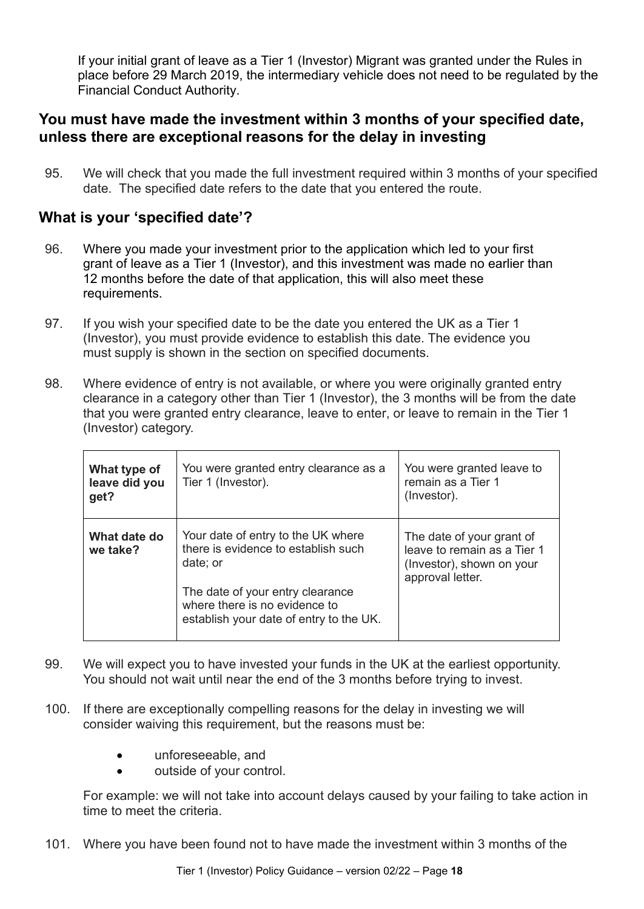If your initial grant of leave as a Tier 1 (Investor) Migrant was granted under the Rules in place before 29 March 2019, the intermediary vehicle does not need to be regulated by the Financial Conduct Authority.

## You must have made the investment within 3 months of your specified date, unless there are exceptional reasons for the delay in investing

95. We will check that you made the full investment required within 3 months of your specified date. The specified date refers to the date that you entered the route.

## What is your 'specified date'?

96. Where you made your investment prior to the application which led to your first grant of leave as a Tier 1 (Investor), and this investment was made no earlier than 12 months before the date of that application, this will also meet these requirements.

97. If you wish your specified date to be the date you entered the UK as a Tier 1 (Investor), you must provide evidence to establish this date. The evidence you must supply is shown in the section on specified documents.

98. Where evidence of entry is not available, or where you were originally granted entry clearance in a category other than Tier 1 (Investor), the 3 months will be from the date that you were granted entry clearance, leave to enter, or leave to remain in the Tier 1 (Investor) category.

| **What type of leave did you get?** | You were granted entry clearance as a Tier 1 (Investor). | You were granted leave to remain as a Tier 1 (Investor). |
|---|---|---|
| **What date do we take?** | Your date of entry to the UK where there is evidence to establish such date; or<br><br>The date of your entry clearance where there is no evidence to establish your date of entry to the UK. | The date of your grant of leave to remain as a Tier 1 (Investor), shown on your approval letter. |

99. We will expect you to have invested your funds in the UK at the earliest opportunity. You should not wait until near the end of the 3 months before trying to invest.

100. If there are exceptionally compelling reasons for the delay in investing we will consider waiving this requirement, but the reasons must be:

    - unforeseeable, and
    - outside of your control.

    For example: we will not take into account delays caused by your failing to take action in time to meet the criteria.

101. Where you have been found not to have made the investment within 3 months of the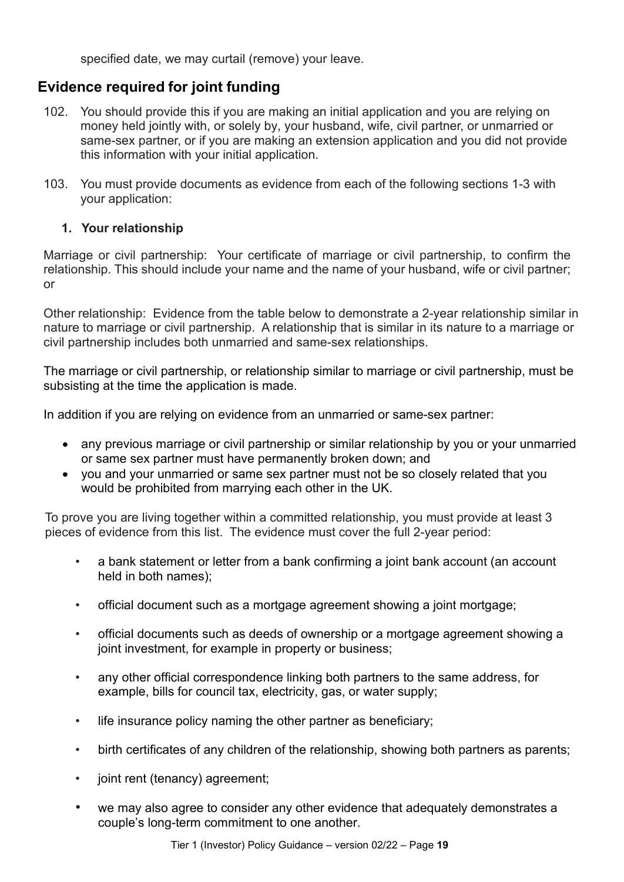specified date, we may curtail (remove) your leave.

## Evidence required for joint funding

102. You should provide this if you are making an initial application and you are relying on money held jointly with, or solely by, your husband, wife, civil partner, or unmarried or same-sex partner, or if you are making an extension application and you did not provide this information with your initial application.

103. You must provide documents as evidence from each of the following sections 1-3 with your application:

### 1. Your relationship

Marriage or civil partnership: Your certificate of marriage or civil partnership, to confirm the relationship. This should include your name and the name of your husband, wife or civil partner; or

Other relationship: Evidence from the table below to demonstrate a 2-year relationship similar in nature to marriage or civil partnership. A relationship that is similar in its nature to a marriage or civil partnership includes both unmarried and same-sex relationships.

The marriage or civil partnership, or relationship similar to marriage or civil partnership, must be subsisting at the time the application is made.

In addition if you are relying on evidence from an unmarried or same-sex partner:

- any previous marriage or civil partnership or similar relationship by you or your unmarried or same sex partner must have permanently broken down; and
- you and your unmarried or same sex partner must not be so closely related that you would be prohibited from marrying each other in the UK.

To prove you are living together within a committed relationship, you must provide at least 3 pieces of evidence from this list. The evidence must cover the full 2-year period:

- a bank statement or letter from a bank confirming a joint bank account (an account held in both names);
- official document such as a mortgage agreement showing a joint mortgage;
- official documents such as deeds of ownership or a mortgage agreement showing a joint investment, for example in property or business;
- any other official correspondence linking both partners to the same address, for example, bills for council tax, electricity, gas, or water supply;
- life insurance policy naming the other partner as beneficiary;
- birth certificates of any children of the relationship, showing both partners as parents;
- joint rent (tenancy) agreement;
- we may also agree to consider any other evidence that adequately demonstrates a couple's long-term commitment to one another.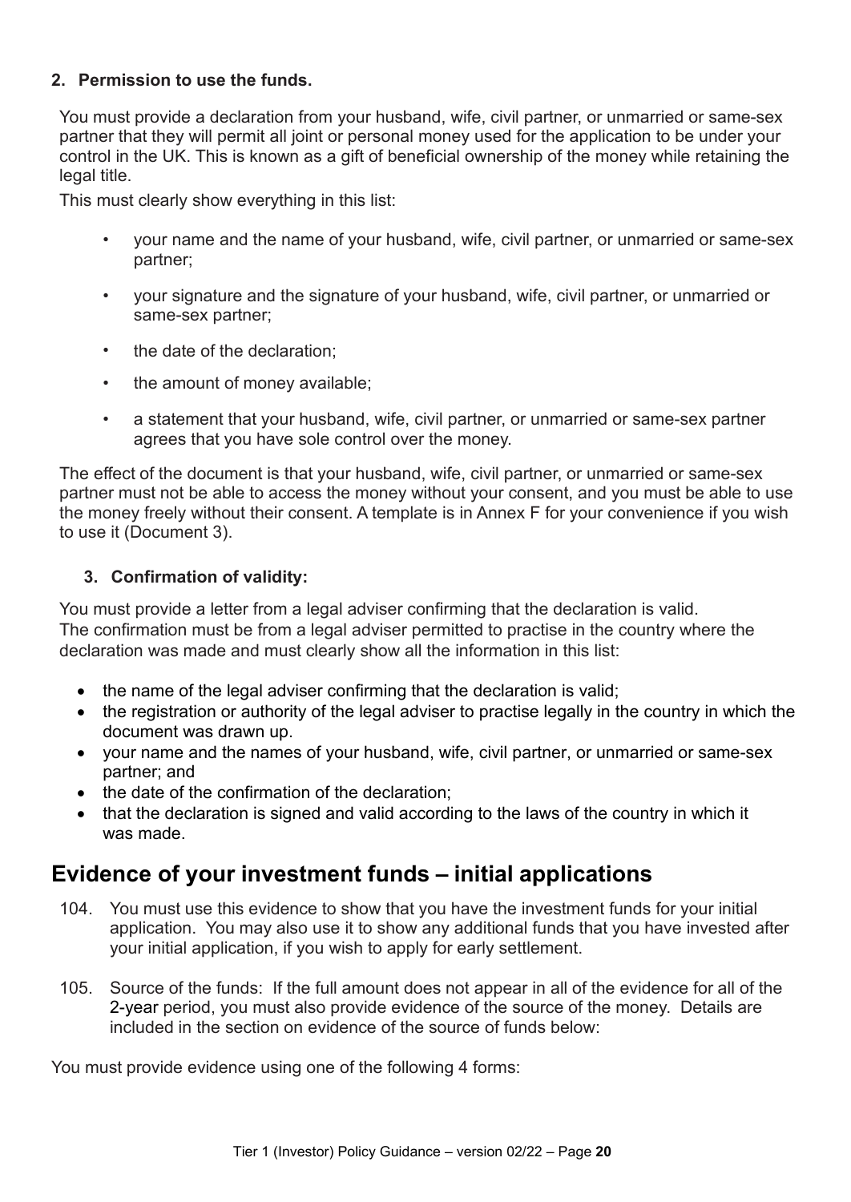**2. Permission to use the funds.**

You must provide a declaration from your husband, wife, civil partner, or unmarried or same-sex partner that they will permit all joint or personal money used for the application to be under your control in the UK. This is known as a gift of beneficial ownership of the money while retaining the legal title.

This must clearly show everything in this list:

- your name and the name of your husband, wife, civil partner, or unmarried or same-sex partner;
- your signature and the signature of your husband, wife, civil partner, or unmarried or same-sex partner;
- the date of the declaration;
- the amount of money available;
- a statement that your husband, wife, civil partner, or unmarried or same-sex partner agrees that you have sole control over the money.

The effect of the document is that your husband, wife, civil partner, or unmarried or same-sex partner must not be able to access the money without your consent, and you must be able to use the money freely without their consent. A template is in Annex F for your convenience if you wish to use it (Document 3).

**3. Confirmation of validity:**

You must provide a letter from a legal adviser confirming that the declaration is valid. The confirmation must be from a legal adviser permitted to practise in the country where the declaration was made and must clearly show all the information in this list:

- the name of the legal adviser confirming that the declaration is valid;
- the registration or authority of the legal adviser to practise legally in the country in which the document was drawn up.
- your name and the names of your husband, wife, civil partner, or unmarried or same-sex partner; and
- the date of the confirmation of the declaration;
- that the declaration is signed and valid according to the laws of the country in which it was made.

## Evidence of your investment funds – initial applications

104. You must use this evidence to show that you have the investment funds for your initial application. You may also use it to show any additional funds that you have invested after your initial application, if you wish to apply for early settlement.

105. Source of the funds: If the full amount does not appear in all of the evidence for all of the 2-year period, you must also provide evidence of the source of the money. Details are included in the section on evidence of the source of funds below:

You must provide evidence using one of the following 4 forms: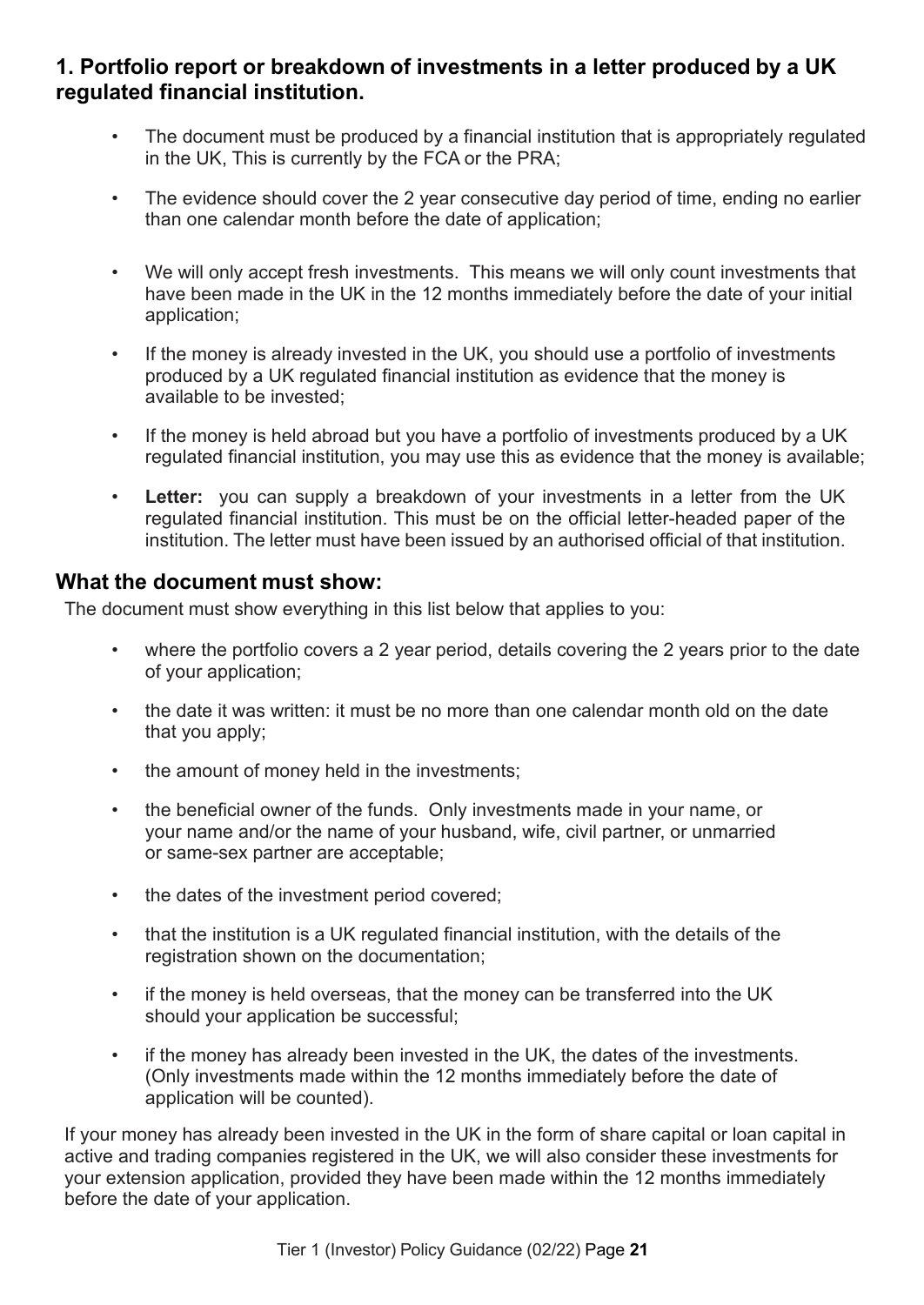## 1. Portfolio report or breakdown of investments in a letter produced by a UK regulated financial institution.

- The document must be produced by a financial institution that is appropriately regulated in the UK, This is currently by the FCA or the PRA;
- The evidence should cover the 2 year consecutive day period of time, ending no earlier than one calendar month before the date of application;
- We will only accept fresh investments. This means we will only count investments that have been made in the UK in the 12 months immediately before the date of your initial application;
- If the money is already invested in the UK, you should use a portfolio of investments produced by a UK regulated financial institution as evidence that the money is available to be invested;
- If the money is held abroad but you have a portfolio of investments produced by a UK regulated financial institution, you may use this as evidence that the money is available;
- **Letter:** you can supply a breakdown of your investments in a letter from the UK regulated financial institution. This must be on the official letter-headed paper of the institution. The letter must have been issued by an authorised official of that institution.

## What the document must show:

The document must show everything in this list below that applies to you:

- where the portfolio covers a 2 year period, details covering the 2 years prior to the date of your application;
- the date it was written: it must be no more than one calendar month old on the date that you apply;
- the amount of money held in the investments;
- the beneficial owner of the funds. Only investments made in your name, or your name and/or the name of your husband, wife, civil partner, or unmarried or same-sex partner are acceptable;
- the dates of the investment period covered;
- that the institution is a UK regulated financial institution, with the details of the registration shown on the documentation;
- if the money is held overseas, that the money can be transferred into the UK should your application be successful;
- if the money has already been invested in the UK, the dates of the investments. (Only investments made within the 12 months immediately before the date of application will be counted).

If your money has already been invested in the UK in the form of share capital or loan capital in active and trading companies registered in the UK, we will also consider these investments for your extension application, provided they have been made within the 12 months immediately before the date of your application.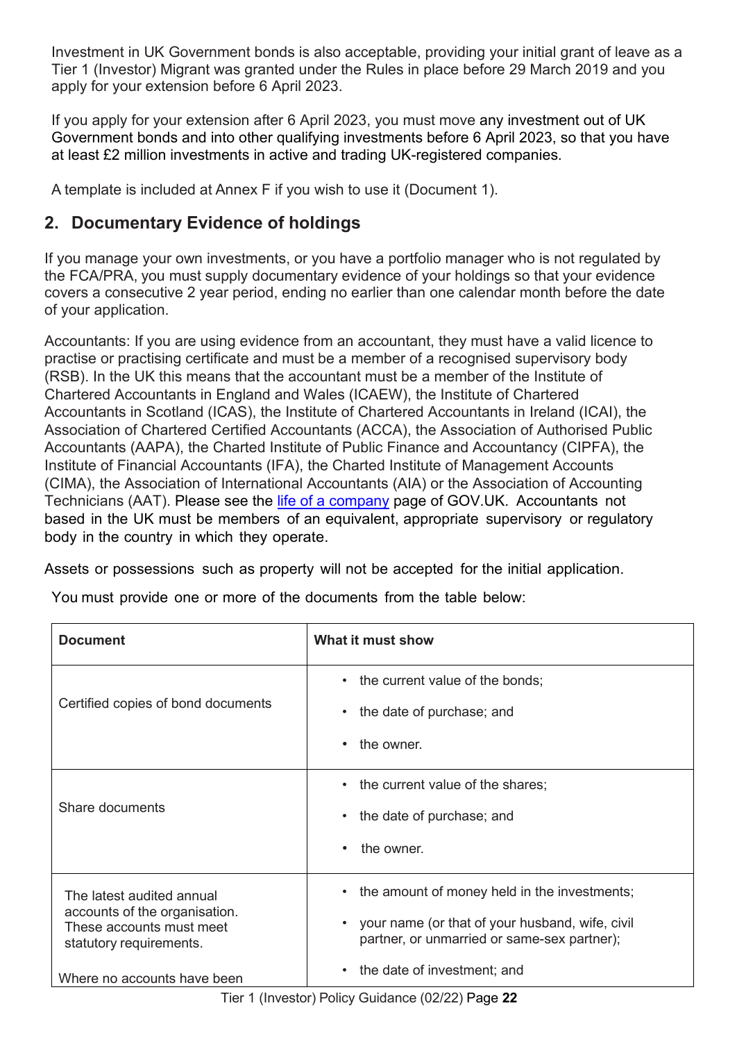Investment in UK Government bonds is also acceptable, providing your initial grant of leave as a Tier 1 (Investor) Migrant was granted under the Rules in place before 29 March 2019 and you apply for your extension before 6 April 2023.

If you apply for your extension after 6 April 2023, you must move any investment out of UK Government bonds and into other qualifying investments before 6 April 2023, so that you have at least £2 million investments in active and trading UK-registered companies.

A template is included at Annex F if you wish to use it (Document 1).

## 2. Documentary Evidence of holdings

If you manage your own investments, or you have a portfolio manager who is not regulated by the FCA/PRA, you must supply documentary evidence of your holdings so that your evidence covers a consecutive 2 year period, ending no earlier than one calendar month before the date of your application.

Accountants: If you are using evidence from an accountant, they must have a valid licence to practise or practising certificate and must be a member of a recognised supervisory body (RSB). In the UK this means that the accountant must be a member of the Institute of Chartered Accountants in England and Wales (ICAEW), the Institute of Chartered Accountants in Scotland (ICAS), the Institute of Chartered Accountants in Ireland (ICAI), the Association of Chartered Certified Accountants (ACCA), the Association of Authorised Public Accountants (AAPA), the Charted Institute of Public Finance and Accountancy (CIPFA), the Institute of Financial Accountants (IFA), the Charted Institute of Management Accounts (CIMA), the Association of International Accountants (AIA) or the Association of Accounting Technicians (AAT). Please see the [life of a company] page of GOV.UK. Accountants not based in the UK must be members of an equivalent, appropriate supervisory or regulatory body in the country in which they operate.

Assets or possessions such as property will not be accepted for the initial application.

You must provide one or more of the documents from the table below:

| Document | What it must show |
|---|---|
| Certified copies of bond documents | • the current value of the bonds;<br>• the date of purchase; and<br>• the owner. |
| Share documents | • the current value of the shares;<br>• the date of purchase; and<br>• the owner. |
| The latest audited annual accounts of the organisation. These accounts must meet statutory requirements.<br><br>Where no accounts have been | • the amount of money held in the investments;<br>• your name (or that of your husband, wife, civil partner, or unmarried or same-sex partner);<br>• the date of investment; and |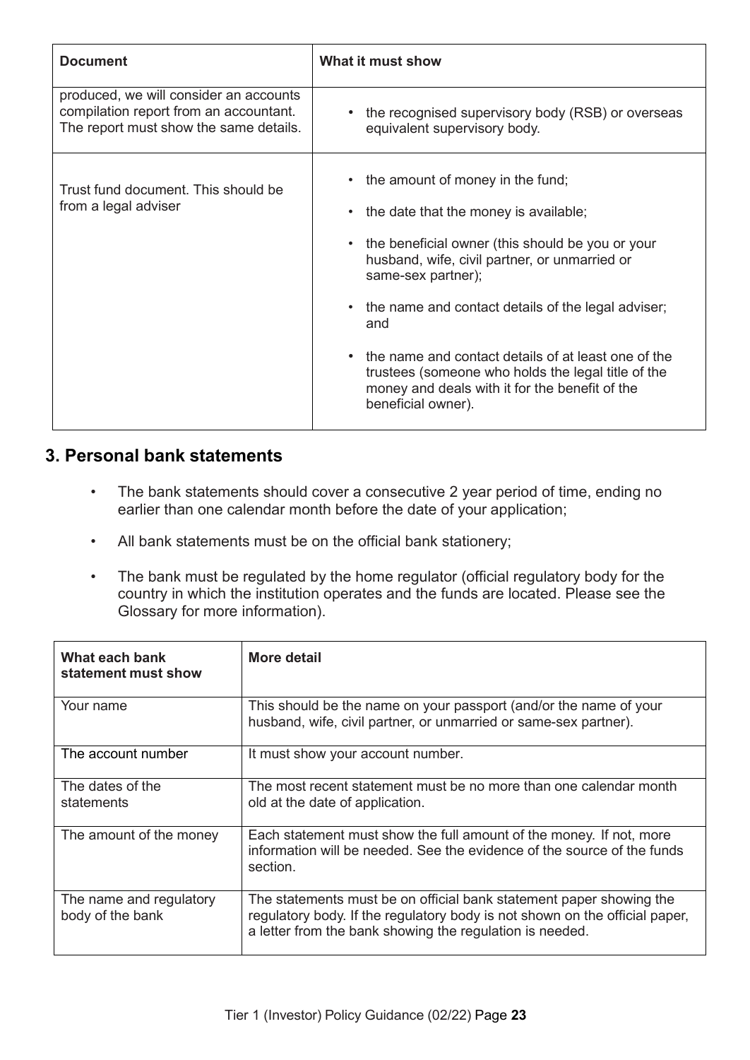| Document | What it must show |
| --- | --- |
| produced, we will consider an accounts compilation report from an accountant. The report must show the same details. | • the recognised supervisory body (RSB) or overseas equivalent supervisory body. |
| Trust fund document. This should be from a legal adviser | • the amount of money in the fund;<br>• the date that the money is available;<br>• the beneficial owner (this should be you or your husband, wife, civil partner, or unmarried or same-sex partner);<br>• the name and contact details of the legal adviser; and<br>• the name and contact details of at least one of the trustees (someone who holds the legal title of the money and deals with it for the benefit of the beneficial owner). |

## 3. Personal bank statements

- The bank statements should cover a consecutive 2 year period of time, ending no earlier than one calendar month before the date of your application;
- All bank statements must be on the official bank stationery;
- The bank must be regulated by the home regulator (official regulatory body for the country in which the institution operates and the funds are located. Please see the Glossary for more information).

| What each bank statement must show | More detail |
| --- | --- |
| Your name | This should be the name on your passport (and/or the name of your husband, wife, civil partner, or unmarried or same-sex partner). |
| The account number | It must show your account number. |
| The dates of the statements | The most recent statement must be no more than one calendar month old at the date of application. |
| The amount of the money | Each statement must show the full amount of the money. If not, more information will be needed. See the evidence of the source of the funds section. |
| The name and regulatory body of the bank | The statements must be on official bank statement paper showing the regulatory body. If the regulatory body is not shown on the official paper, a letter from the bank showing the regulation is needed. |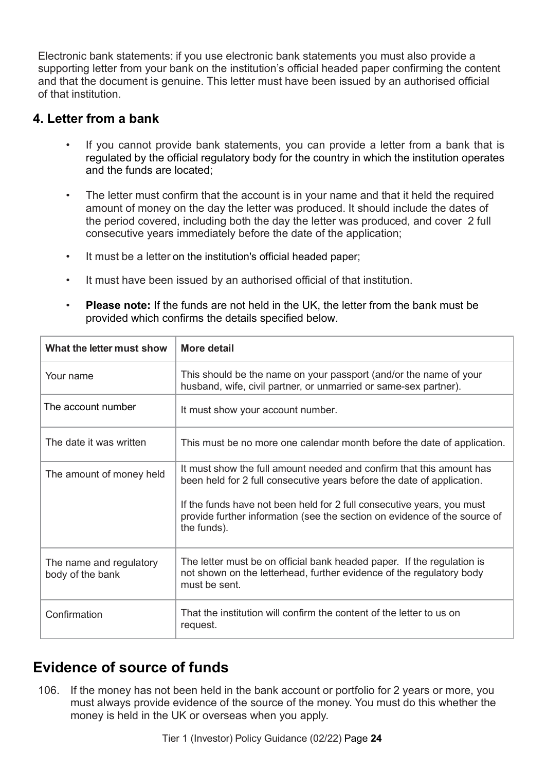Electronic bank statements: if you use electronic bank statements you must also provide a supporting letter from your bank on the institution's official headed paper confirming the content and that the document is genuine. This letter must have been issued by an authorised official of that institution.

### 4. Letter from a bank

- If you cannot provide bank statements, you can provide a letter from a bank that is regulated by the official regulatory body for the country in which the institution operates and the funds are located;
- The letter must confirm that the account is in your name and that it held the required amount of money on the day the letter was produced. It should include the dates of the period covered, including both the day the letter was produced, and cover 2 full consecutive years immediately before the date of the application;
- It must be a letter on the institution's official headed paper;
- It must have been issued by an authorised official of that institution.
- **Please note:** If the funds are not held in the UK, the letter from the bank must be provided which confirms the details specified below.

| What the letter must show | More detail |
|---|---|
| Your name | This should be the name on your passport (and/or the name of your husband, wife, civil partner, or unmarried or same-sex partner). |
| The account number | It must show your account number. |
| The date it was written | This must be no more one calendar month before the date of application. |
| The amount of money held | It must show the full amount needed and confirm that this amount has been held for 2 full consecutive years before the date of application.<br><br>If the funds have not been held for 2 full consecutive years, you must provide further information (see the section on evidence of the source of the funds). |
| The name and regulatory body of the bank | The letter must be on official bank headed paper. If the regulation is not shown on the letterhead, further evidence of the regulatory body must be sent. |
| Confirmation | That the institution will confirm the content of the letter to us on request. |

## Evidence of source of funds

106. If the money has not been held in the bank account or portfolio for 2 years or more, you must always provide evidence of the source of the money. You must do this whether the money is held in the UK or overseas when you apply.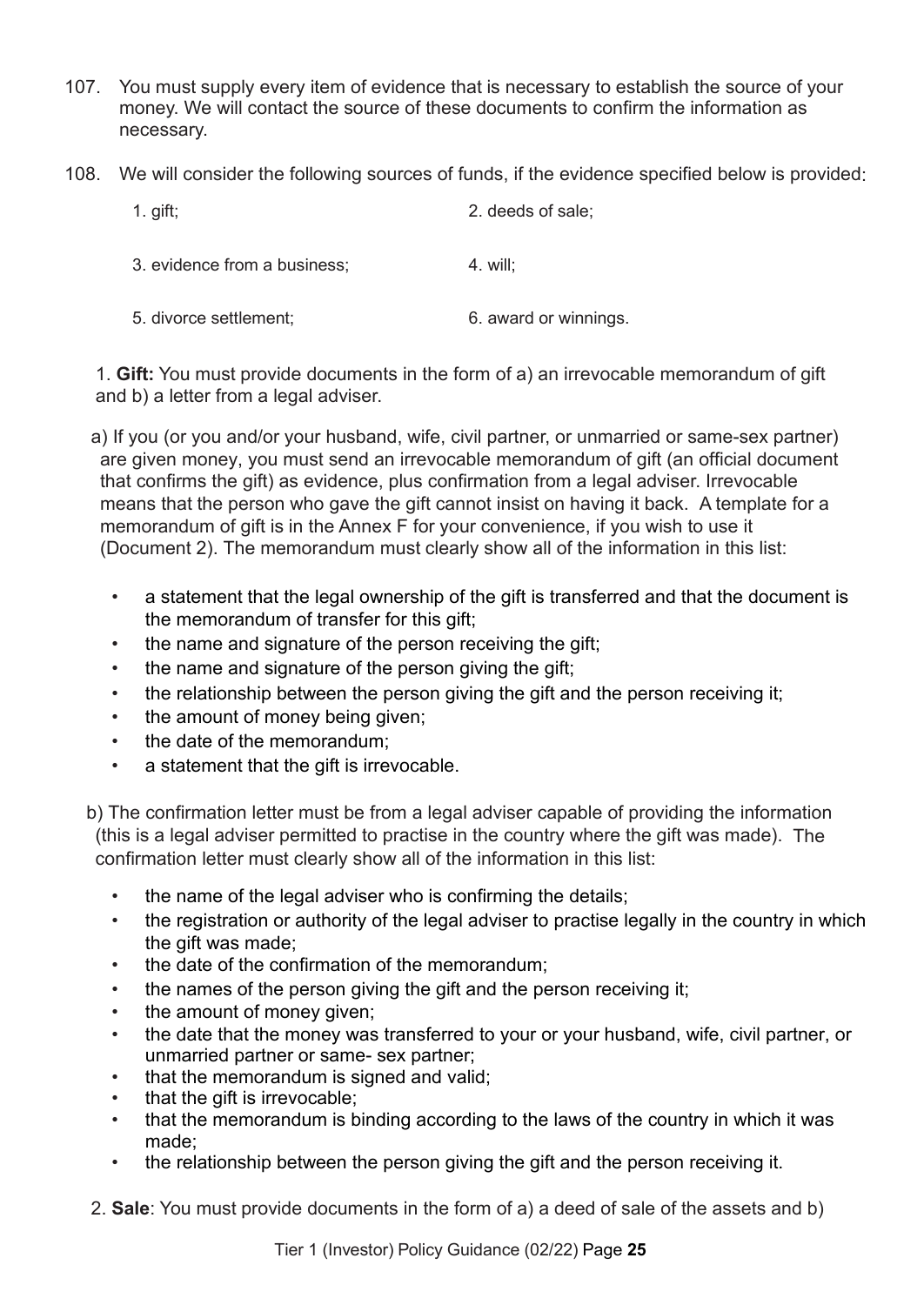107. You must supply every item of evidence that is necessary to establish the source of your money. We will contact the source of these documents to confirm the information as necessary.

108. We will consider the following sources of funds, if the evidence specified below is provided:

1. gift;
2. deeds of sale;
3. evidence from a business;
4. will;
5. divorce settlement;
6. award or winnings.

1. **Gift:** You must provide documents in the form of a) an irrevocable memorandum of gift and b) a letter from a legal adviser.

a) If you (or you and/or your husband, wife, civil partner, or unmarried or same-sex partner) are given money, you must send an irrevocable memorandum of gift (an official document that confirms the gift) as evidence, plus confirmation from a legal adviser. Irrevocable means that the person who gave the gift cannot insist on having it back. A template for a memorandum of gift is in the Annex F for your convenience, if you wish to use it (Document 2). The memorandum must clearly show all of the information in this list:

- a statement that the legal ownership of the gift is transferred and that the document is the memorandum of transfer for this gift;
- the name and signature of the person receiving the gift;
- the name and signature of the person giving the gift;
- the relationship between the person giving the gift and the person receiving it;
- the amount of money being given;
- the date of the memorandum;
- a statement that the gift is irrevocable.

b) The confirmation letter must be from a legal adviser capable of providing the information (this is a legal adviser permitted to practise in the country where the gift was made). The confirmation letter must clearly show all of the information in this list:

- the name of the legal adviser who is confirming the details;
- the registration or authority of the legal adviser to practise legally in the country in which the gift was made;
- the date of the confirmation of the memorandum;
- the names of the person giving the gift and the person receiving it;
- the amount of money given;
- the date that the money was transferred to your or your husband, wife, civil partner, or unmarried partner or same- sex partner;
- that the memorandum is signed and valid;
- that the gift is irrevocable;
- that the memorandum is binding according to the laws of the country in which it was made;
- the relationship between the person giving the gift and the person receiving it.

2. **Sale**: You must provide documents in the form of a) a deed of sale of the assets and b)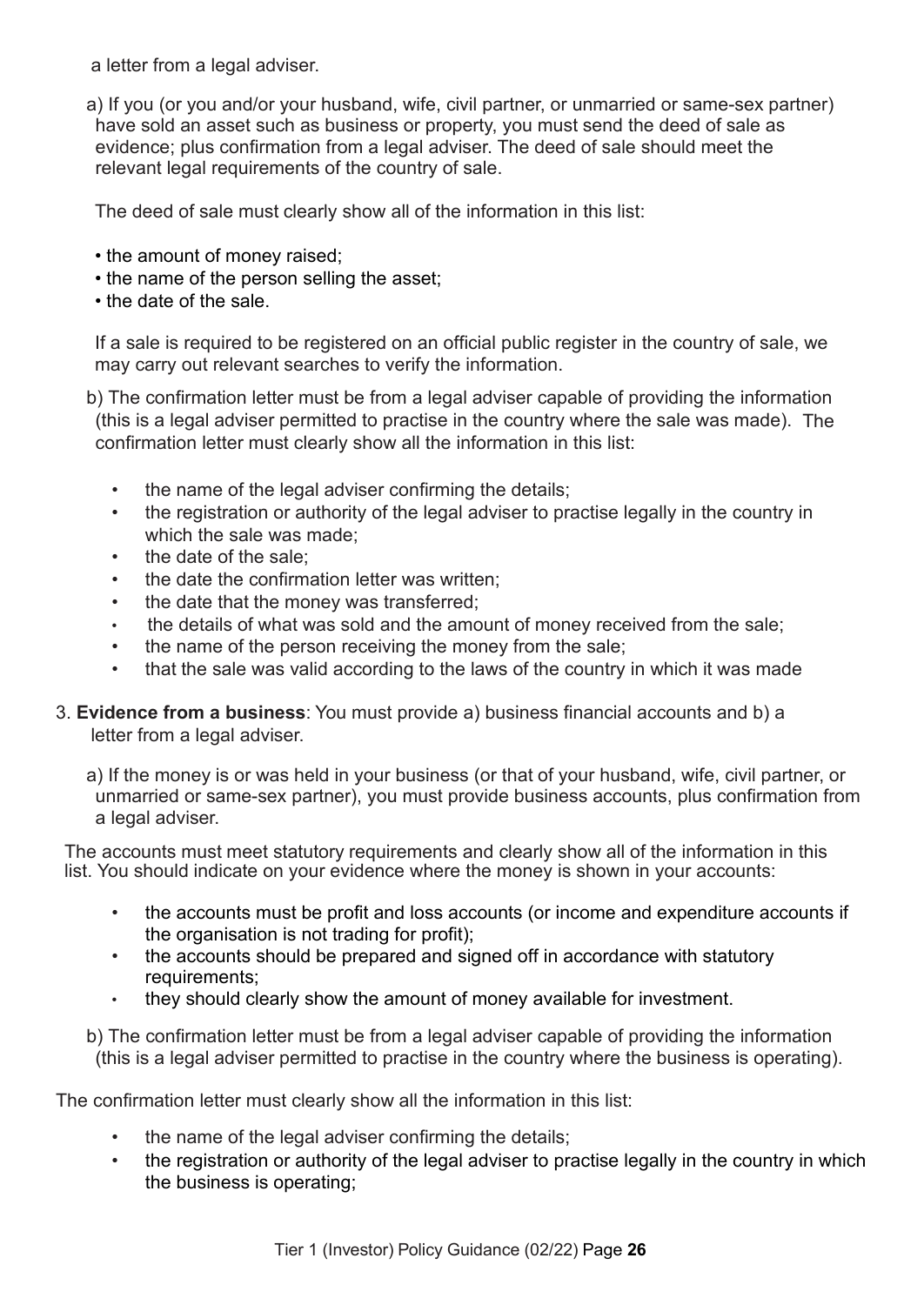a letter from a legal adviser.

a) If you (or you and/or your husband, wife, civil partner, or unmarried or same-sex partner) have sold an asset such as business or property, you must send the deed of sale as evidence; plus confirmation from a legal adviser. The deed of sale should meet the relevant legal requirements of the country of sale.

The deed of sale must clearly show all of the information in this list:

- the amount of money raised;
- the name of the person selling the asset;
- the date of the sale.

If a sale is required to be registered on an official public register in the country of sale, we may carry out relevant searches to verify the information.

b) The confirmation letter must be from a legal adviser capable of providing the information (this is a legal adviser permitted to practise in the country where the sale was made). The confirmation letter must clearly show all the information in this list:

- the name of the legal adviser confirming the details;
- the registration or authority of the legal adviser to practise legally in the country in which the sale was made;
- the date of the sale;
- the date the confirmation letter was written;
- the date that the money was transferred;
- the details of what was sold and the amount of money received from the sale;
- the name of the person receiving the money from the sale;
- that the sale was valid according to the laws of the country in which it was made

3. **Evidence from a business**: You must provide a) business financial accounts and b) a letter from a legal adviser.

a) If the money is or was held in your business (or that of your husband, wife, civil partner, or unmarried or same-sex partner), you must provide business accounts, plus confirmation from a legal adviser.

The accounts must meet statutory requirements and clearly show all of the information in this list. You should indicate on your evidence where the money is shown in your accounts:

- the accounts must be profit and loss accounts (or income and expenditure accounts if the organisation is not trading for profit);
- the accounts should be prepared and signed off in accordance with statutory requirements;
- they should clearly show the amount of money available for investment.

b) The confirmation letter must be from a legal adviser capable of providing the information (this is a legal adviser permitted to practise in the country where the business is operating).

The confirmation letter must clearly show all the information in this list:

- the name of the legal adviser confirming the details;
- the registration or authority of the legal adviser to practise legally in the country in which the business is operating;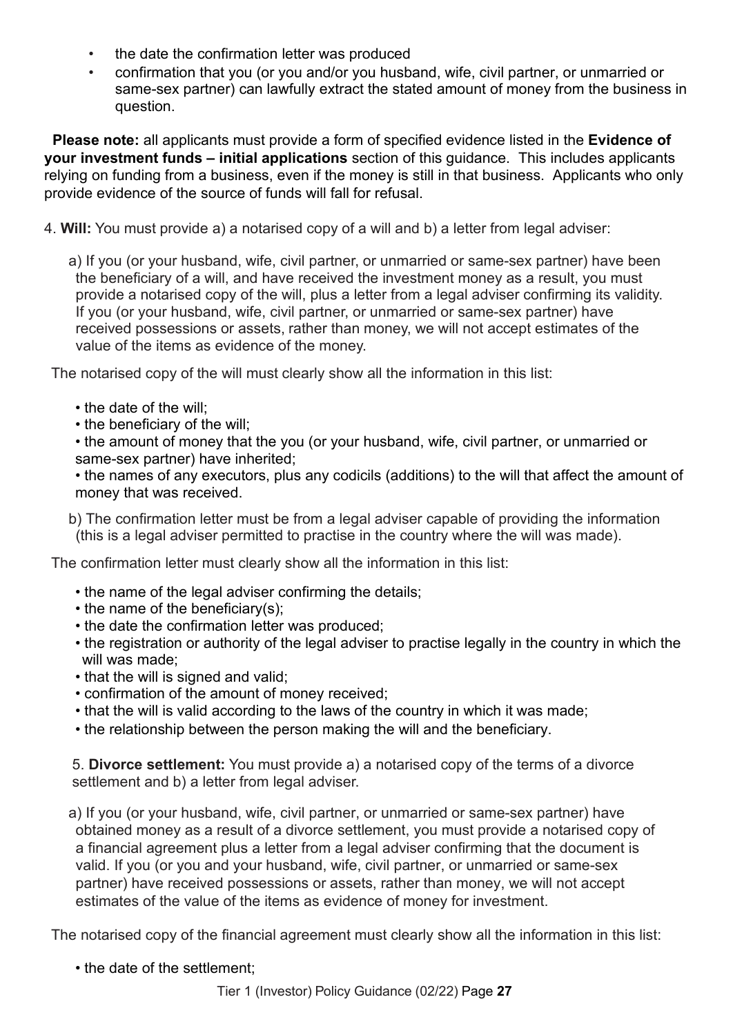- the date the confirmation letter was produced
- confirmation that you (or you and/or you husband, wife, civil partner, or unmarried or same-sex partner) can lawfully extract the stated amount of money from the business in question.

**Please note:** all applicants must provide a form of specified evidence listed in the **Evidence of your investment funds – initial applications** section of this guidance. This includes applicants relying on funding from a business, even if the money is still in that business. Applicants who only provide evidence of the source of funds will fall for refusal.

4. **Will:** You must provide a) a notarised copy of a will and b) a letter from legal adviser:

a) If you (or your husband, wife, civil partner, or unmarried or same-sex partner) have been the beneficiary of a will, and have received the investment money as a result, you must provide a notarised copy of the will, plus a letter from a legal adviser confirming its validity. If you (or your husband, wife, civil partner, or unmarried or same-sex partner) have received possessions or assets, rather than money, we will not accept estimates of the value of the items as evidence of the money.

The notarised copy of the will must clearly show all the information in this list:

- the date of the will;
- the beneficiary of the will;
- the amount of money that the you (or your husband, wife, civil partner, or unmarried or same-sex partner) have inherited;
- the names of any executors, plus any codicils (additions) to the will that affect the amount of money that was received.

b) The confirmation letter must be from a legal adviser capable of providing the information (this is a legal adviser permitted to practise in the country where the will was made).

The confirmation letter must clearly show all the information in this list:

- the name of the legal adviser confirming the details;
- the name of the beneficiary(s);
- the date the confirmation letter was produced;
- the registration or authority of the legal adviser to practise legally in the country in which the will was made;
- that the will is signed and valid;
- confirmation of the amount of money received;
- that the will is valid according to the laws of the country in which it was made;
- the relationship between the person making the will and the beneficiary.

5. **Divorce settlement:** You must provide a) a notarised copy of the terms of a divorce settlement and b) a letter from legal adviser.

a) If you (or your husband, wife, civil partner, or unmarried or same-sex partner) have obtained money as a result of a divorce settlement, you must provide a notarised copy of a financial agreement plus a letter from a legal adviser confirming that the document is valid. If you (or you and your husband, wife, civil partner, or unmarried or same-sex partner) have received possessions or assets, rather than money, we will not accept estimates of the value of the items as evidence of money for investment.

The notarised copy of the financial agreement must clearly show all the information in this list:

- the date of the settlement;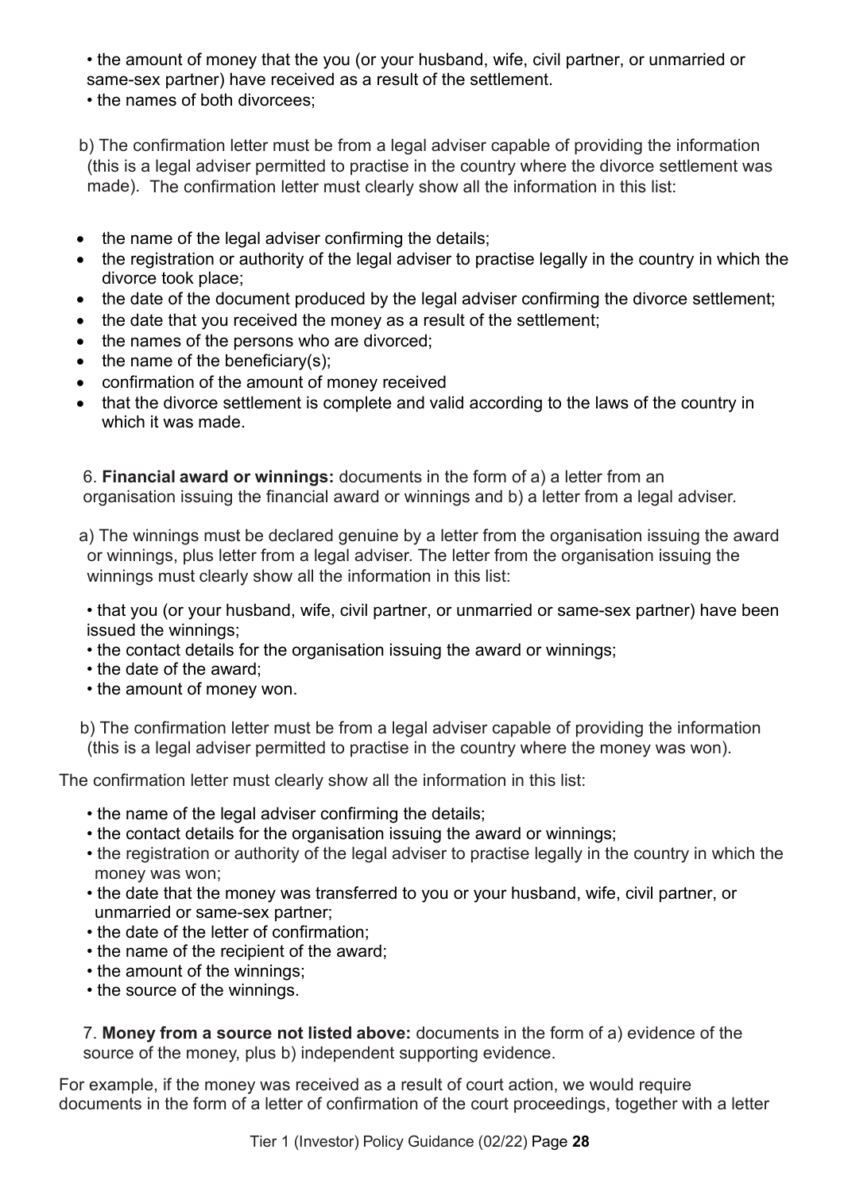- the amount of money that the you (or your husband, wife, civil partner, or unmarried or same-sex partner) have received as a result of the settlement.
- the names of both divorcees;

b) The confirmation letter must be from a legal adviser capable of providing the information (this is a legal adviser permitted to practise in the country where the divorce settlement was made). The confirmation letter must clearly show all the information in this list:

- the name of the legal adviser confirming the details;
- the registration or authority of the legal adviser to practise legally in the country in which the divorce took place;
- the date of the document produced by the legal adviser confirming the divorce settlement;
- the date that you received the money as a result of the settlement;
- the names of the persons who are divorced;
- the name of the beneficiary(s);
- confirmation of the amount of money received
- that the divorce settlement is complete and valid according to the laws of the country in which it was made.

6. **Financial award or winnings:** documents in the form of a) a letter from an organisation issuing the financial award or winnings and b) a letter from a legal adviser.

a) The winnings must be declared genuine by a letter from the organisation issuing the award or winnings, plus letter from a legal adviser. The letter from the organisation issuing the winnings must clearly show all the information in this list:

- that you (or your husband, wife, civil partner, or unmarried or same-sex partner) have been issued the winnings;
- the contact details for the organisation issuing the award or winnings;
- the date of the award;
- the amount of money won.

b) The confirmation letter must be from a legal adviser capable of providing the information (this is a legal adviser permitted to practise in the country where the money was won).

The confirmation letter must clearly show all the information in this list:

- the name of the legal adviser confirming the details;
- the contact details for the organisation issuing the award or winnings;
- the registration or authority of the legal adviser to practise legally in the country in which the money was won;
- the date that the money was transferred to you or your husband, wife, civil partner, or unmarried or same-sex partner;
- the date of the letter of confirmation;
- the name of the recipient of the award;
- the amount of the winnings;
- the source of the winnings.

7. **Money from a source not listed above:** documents in the form of a) evidence of the source of the money, plus b) independent supporting evidence.

For example, if the money was received as a result of court action, we would require documents in the form of a letter of confirmation of the court proceedings, together with a letter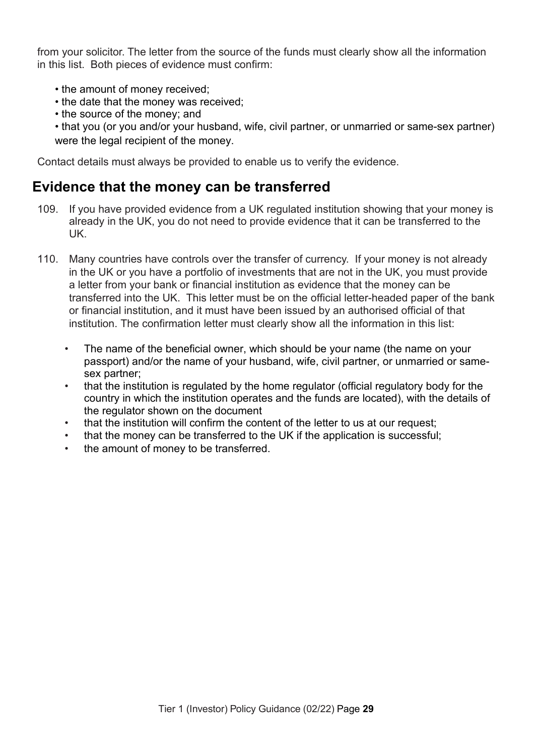from your solicitor. The letter from the source of the funds must clearly show all the information in this list. Both pieces of evidence must confirm:

- the amount of money received;
- the date that the money was received;
- the source of the money; and
- that you (or you and/or your husband, wife, civil partner, or unmarried or same-sex partner) were the legal recipient of the money.

Contact details must always be provided to enable us to verify the evidence.

## Evidence that the money can be transferred

109. If you have provided evidence from a UK regulated institution showing that your money is already in the UK, you do not need to provide evidence that it can be transferred to the UK.

110. Many countries have controls over the transfer of currency. If your money is not already in the UK or you have a portfolio of investments that are not in the UK, you must provide a letter from your bank or financial institution as evidence that the money can be transferred into the UK. This letter must be on the official letter-headed paper of the bank or financial institution, and it must have been issued by an authorised official of that institution. The confirmation letter must clearly show all the information in this list:

    - The name of the beneficial owner, which should be your name (the name on your passport) and/or the name of your husband, wife, civil partner, or unmarried or same-sex partner;
    - that the institution is regulated by the home regulator (official regulatory body for the country in which the institution operates and the funds are located), with the details of the regulator shown on the document
    - that the institution will confirm the content of the letter to us at our request;
    - that the money can be transferred to the UK if the application is successful;
    - the amount of money to be transferred.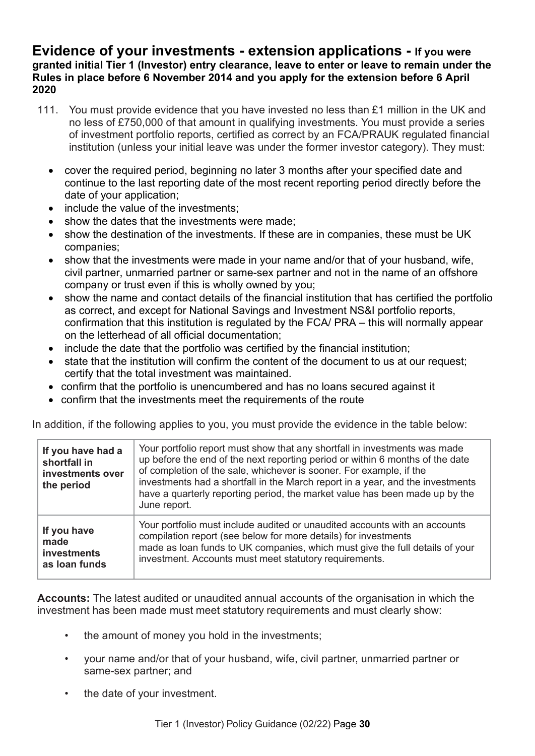## Evidence of your investments - extension applications - If you were granted initial Tier 1 (Investor) entry clearance, leave to enter or leave to remain under the Rules in place before 6 November 2014 and you apply for the extension before 6 April 2020

111. You must provide evidence that you have invested no less than £1 million in the UK and no less of £750,000 of that amount in qualifying investments. You must provide a series of investment portfolio reports, certified as correct by an FCA/PRAUK regulated financial institution (unless your initial leave was under the former investor category). They must:

- cover the required period, beginning no later 3 months after your specified date and continue to the last reporting date of the most recent reporting period directly before the date of your application;
- include the value of the investments;
- show the dates that the investments were made;
- show the destination of the investments. If these are in companies, these must be UK companies;
- show that the investments were made in your name and/or that of your husband, wife, civil partner, unmarried partner or same-sex partner and not in the name of an offshore company or trust even if this is wholly owned by you;
- show the name and contact details of the financial institution that has certified the portfolio as correct, and except for National Savings and Investment NS&I portfolio reports, confirmation that this institution is regulated by the FCA/ PRA – this will normally appear on the letterhead of all official documentation;
- include the date that the portfolio was certified by the financial institution;
- state that the institution will confirm the content of the document to us at our request; certify that the total investment was maintained.
- confirm that the portfolio is unencumbered and has no loans secured against it
- confirm that the investments meet the requirements of the route

In addition, if the following applies to you, you must provide the evidence in the table below:

| | |
|---|---|
| **If you have had a shortfall in investments over the period** | Your portfolio report must show that any shortfall in investments was made up before the end of the next reporting period or within 6 months of the date of completion of the sale, whichever is sooner. For example, if the investments had a shortfall in the March report in a year, and the investments have a quarterly reporting period, the market value has been made up by the June report. |
| **If you have made investments as loan funds** | Your portfolio must include audited or unaudited accounts with an accounts compilation report (see below for more details) for investments made as loan funds to UK companies, which must give the full details of your investment. Accounts must meet statutory requirements. |

**Accounts:** The latest audited or unaudited annual accounts of the organisation in which the investment has been made must meet statutory requirements and must clearly show:

- the amount of money you hold in the investments;
- your name and/or that of your husband, wife, civil partner, unmarried partner or same-sex partner; and
- the date of your investment.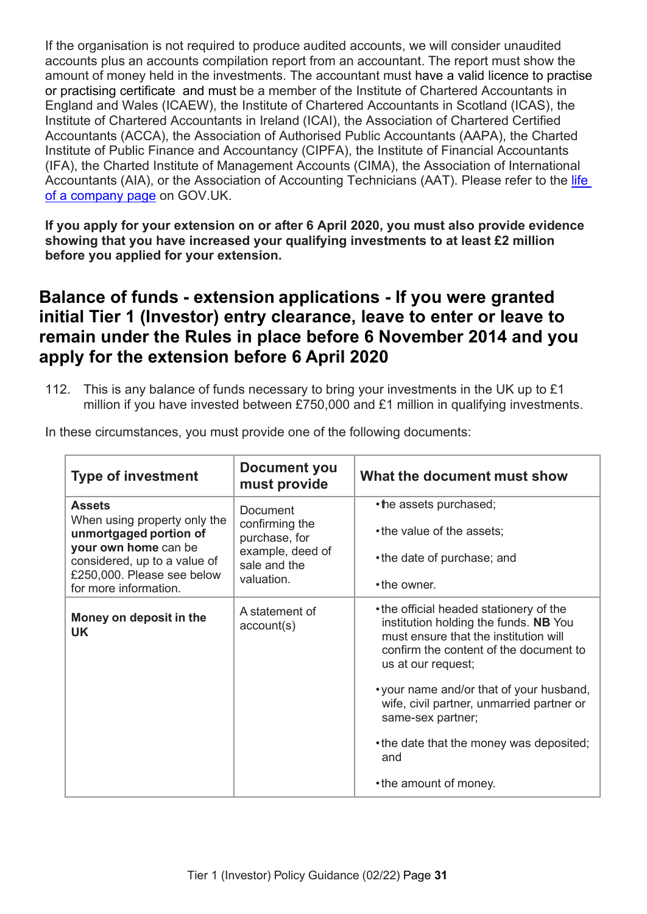If the organisation is not required to produce audited accounts, we will consider unaudited accounts plus an accounts compilation report from an accountant. The report must show the amount of money held in the investments. The accountant must have a valid licence to practise or practising certificate and must be a member of the Institute of Chartered Accountants in England and Wales (ICAEW), the Institute of Chartered Accountants in Scotland (ICAS), the Institute of Chartered Accountants in Ireland (ICAI), the Association of Chartered Certified Accountants (ACCA), the Association of Authorised Public Accountants (AAPA), the Charted Institute of Public Finance and Accountancy (CIPFA), the Institute of Financial Accountants (IFA), the Charted Institute of Management Accounts (CIMA), the Association of International Accountants (AIA), or the Association of Accounting Technicians (AAT). Please refer to the [life of a company page](#) on GOV.UK.

**If you apply for your extension on or after 6 April 2020, you must also provide evidence showing that you have increased your qualifying investments to at least £2 million before you applied for your extension.**

## Balance of funds - extension applications - If you were granted initial Tier 1 (Investor) entry clearance, leave to enter or leave to remain under the Rules in place before 6 November 2014 and you apply for the extension before 6 April 2020

112. This is any balance of funds necessary to bring your investments in the UK up to £1 million if you have invested between £750,000 and £1 million in qualifying investments.

In these circumstances, you must provide one of the following documents:

| Type of investment | Document you must provide | What the document must show |
|---|---|---|
| **Assets**<br>When using property only the **unmortgaged portion of your own home** can be considered, up to a value of £250,000. Please see below for more information. | Document confirming the purchase, for example, deed of sale and the valuation. | • the assets purchased;<br>• the value of the assets;<br>• the date of purchase; and<br>• the owner. |
| **Money on deposit in the UK** | A statement of account(s) | • the official headed stationery of the institution holding the funds. **NB** You must ensure that the institution will confirm the content of the document to us at our request;<br>• your name and/or that of your husband, wife, civil partner, unmarried partner or same-sex partner;<br>• the date that the money was deposited; and<br>• the amount of money. |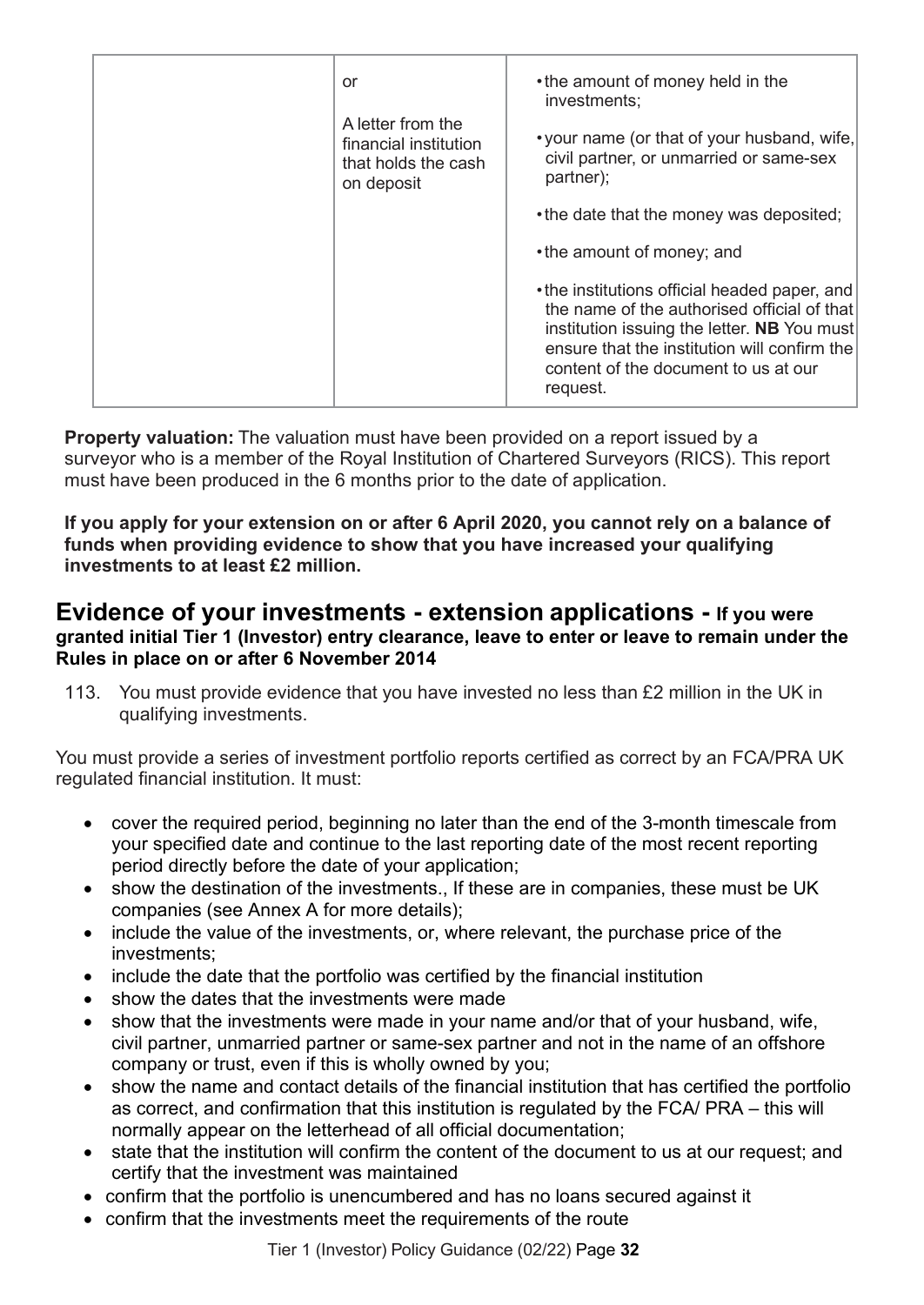|  | or<br><br>A letter from the financial institution that holds the cash on deposit | • the amount of money held in the investments;<br><br>• your name (or that of your husband, wife, civil partner, or unmarried or same-sex partner);<br><br>• the date that the money was deposited;<br><br>• the amount of money; and<br><br>• the institutions official headed paper, and the name of the authorised official of that institution issuing the letter. **NB** You must ensure that the institution will confirm the content of the document to us at our request. |
|---|---|---|

**Property valuation:** The valuation must have been provided on a report issued by a surveyor who is a member of the Royal Institution of Chartered Surveyors (RICS). This report must have been produced in the 6 months prior to the date of application.

**If you apply for your extension on or after 6 April 2020, you cannot rely on a balance of funds when providing evidence to show that you have increased your qualifying investments to at least £2 million.**

## Evidence of your investments - extension applications - If you were granted initial Tier 1 (Investor) entry clearance, leave to enter or leave to remain under the Rules in place on or after 6 November 2014

113. You must provide evidence that you have invested no less than £2 million in the UK in qualifying investments.

You must provide a series of investment portfolio reports certified as correct by an FCA/PRA UK regulated financial institution. It must:

- cover the required period, beginning no later than the end of the 3-month timescale from your specified date and continue to the last reporting date of the most recent reporting period directly before the date of your application;
- show the destination of the investments., If these are in companies, these must be UK companies (see Annex A for more details);
- include the value of the investments, or, where relevant, the purchase price of the investments;
- include the date that the portfolio was certified by the financial institution
- show the dates that the investments were made
- show that the investments were made in your name and/or that of your husband, wife, civil partner, unmarried partner or same-sex partner and not in the name of an offshore company or trust, even if this is wholly owned by you;
- show the name and contact details of the financial institution that has certified the portfolio as correct, and confirmation that this institution is regulated by the FCA/ PRA – this will normally appear on the letterhead of all official documentation;
- state that the institution will confirm the content of the document to us at our request; and certify that the investment was maintained
- confirm that the portfolio is unencumbered and has no loans secured against it
- confirm that the investments meet the requirements of the route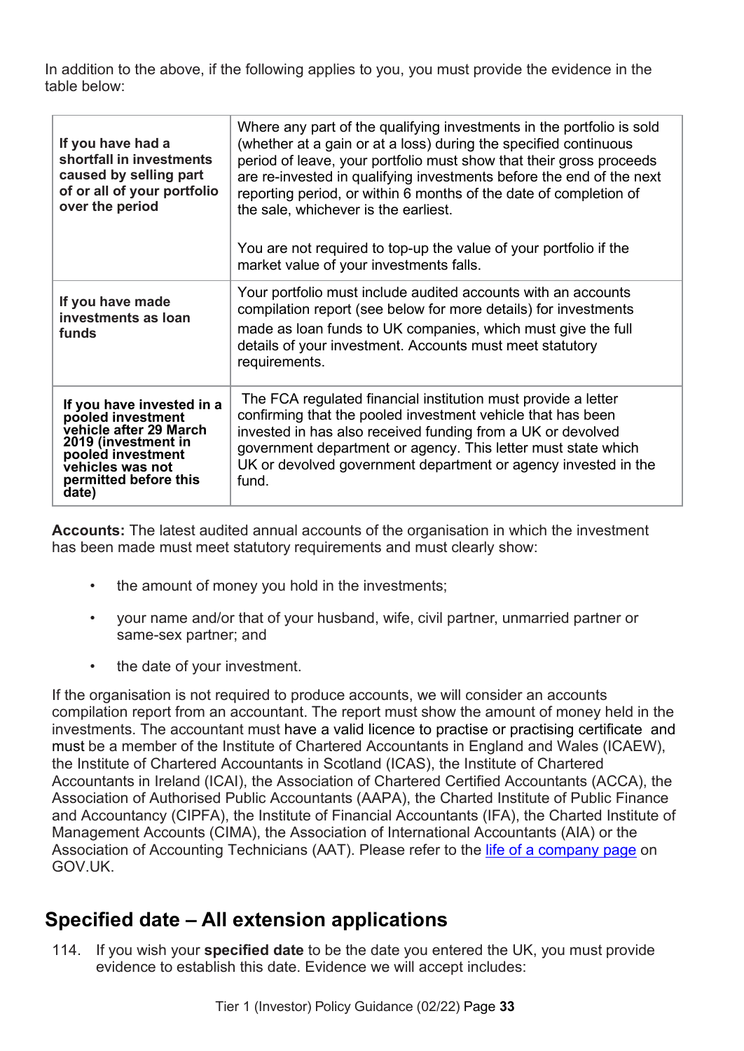In addition to the above, if the following applies to you, you must provide the evidence in the table below:

| | |
|---|---|
| **If you have had a shortfall in investments caused by selling part of or all of your portfolio over the period** | Where any part of the qualifying investments in the portfolio is sold (whether at a gain or at a loss) during the specified continuous period of leave, your portfolio must show that their gross proceeds are re-invested in qualifying investments before the end of the next reporting period, or within 6 months of the date of completion of the sale, whichever is the earliest.<br><br>You are not required to top-up the value of your portfolio if the market value of your investments falls. |
| **If you have made investments as loan funds** | Your portfolio must include audited accounts with an accounts compilation report (see below for more details) for investments made as loan funds to UK companies, which must give the full details of your investment. Accounts must meet statutory requirements. |
| **If you have invested in a pooled investment vehicle after 29 March 2019 (investment in pooled investment vehicles was not permitted before this date)** | The FCA regulated financial institution must provide a letter confirming that the pooled investment vehicle that has been invested in has also received funding from a UK or devolved government department or agency. This letter must state which UK or devolved government department or agency invested in the fund. |

**Accounts:** The latest audited annual accounts of the organisation in which the investment has been made must meet statutory requirements and must clearly show:

- the amount of money you hold in the investments;
- your name and/or that of your husband, wife, civil partner, unmarried partner or same-sex partner; and
- the date of your investment.

If the organisation is not required to produce accounts, we will consider an accounts compilation report from an accountant. The report must show the amount of money held in the investments. The accountant must have a valid licence to practise or practising certificate and must be a member of the Institute of Chartered Accountants in England and Wales (ICAEW), the Institute of Chartered Accountants in Scotland (ICAS), the Institute of Chartered Accountants in Ireland (ICAI), the Association of Chartered Certified Accountants (ACCA), the Association of Authorised Public Accountants (AAPA), the Charted Institute of Public Finance and Accountancy (CIPFA), the Institute of Financial Accountants (IFA), the Charted Institute of Management Accounts (CIMA), the Association of International Accountants (AIA) or the Association of Accounting Technicians (AAT). Please refer to the life of a company page on GOV.UK.

## Specified date – All extension applications

114. If you wish your **specified date** to be the date you entered the UK, you must provide evidence to establish this date. Evidence we will accept includes: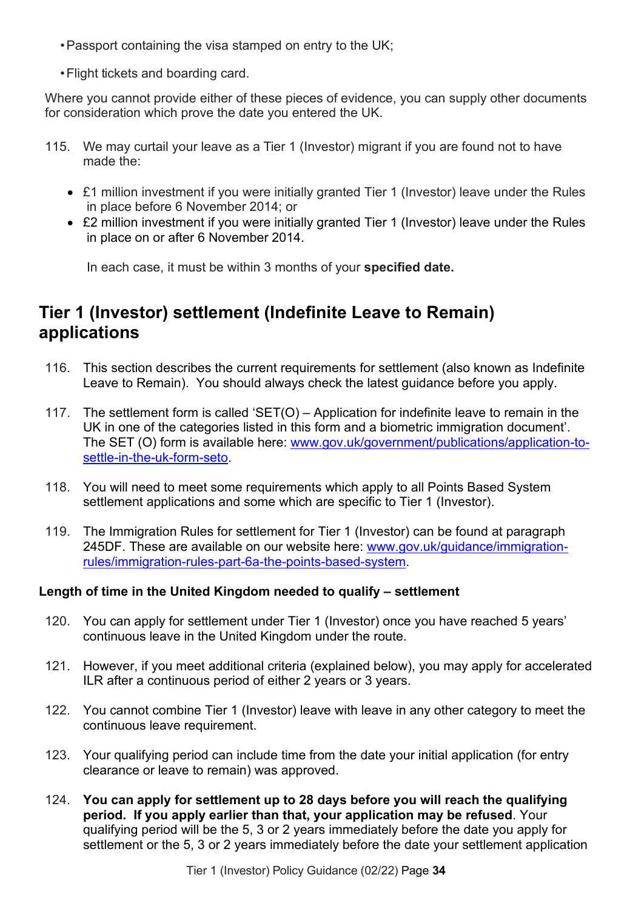- Passport containing the visa stamped on entry to the UK;
- Flight tickets and boarding card.

Where you cannot provide either of these pieces of evidence, you can supply other documents for consideration which prove the date you entered the UK.

115. We may curtail your leave as a Tier 1 (Investor) migrant if you are found not to have made the:

- £1 million investment if you were initially granted Tier 1 (Investor) leave under the Rules in place before 6 November 2014; or
- £2 million investment if you were initially granted Tier 1 (Investor) leave under the Rules in place on or after 6 November 2014.

In each case, it must be within 3 months of your **specified date.**

## Tier 1 (Investor) settlement (Indefinite Leave to Remain) applications

116. This section describes the current requirements for settlement (also known as Indefinite Leave to Remain). You should always check the latest guidance before you apply.

117. The settlement form is called 'SET(O) – Application for indefinite leave to remain in the UK in one of the categories listed in this form and a biometric immigration document'. The SET (O) form is available here: [www.gov.uk/government/publications/application-to-settle-in-the-uk-form-seto](www.gov.uk/government/publications/application-to-settle-in-the-uk-form-seto).

118. You will need to meet some requirements which apply to all Points Based System settlement applications and some which are specific to Tier 1 (Investor).

119. The Immigration Rules for settlement for Tier 1 (Investor) can be found at paragraph 245DF. These are available on our website here: [www.gov.uk/guidance/immigration-rules/immigration-rules-part-6a-the-points-based-system](www.gov.uk/guidance/immigration-rules/immigration-rules-part-6a-the-points-based-system).

### Length of time in the United Kingdom needed to qualify – settlement

120. You can apply for settlement under Tier 1 (Investor) once you have reached 5 years' continuous leave in the United Kingdom under the route.

121. However, if you meet additional criteria (explained below), you may apply for accelerated ILR after a continuous period of either 2 years or 3 years.

122. You cannot combine Tier 1 (Investor) leave with leave in any other category to meet the continuous leave requirement.

123. Your qualifying period can include time from the date your initial application (for entry clearance or leave to remain) was approved.

124. **You can apply for settlement up to 28 days before you will reach the qualifying period. If you apply earlier than that, your application may be refused**. Your qualifying period will be the 5, 3 or 2 years immediately before the date you apply for settlement or the 5, 3 or 2 years immediately before the date your settlement application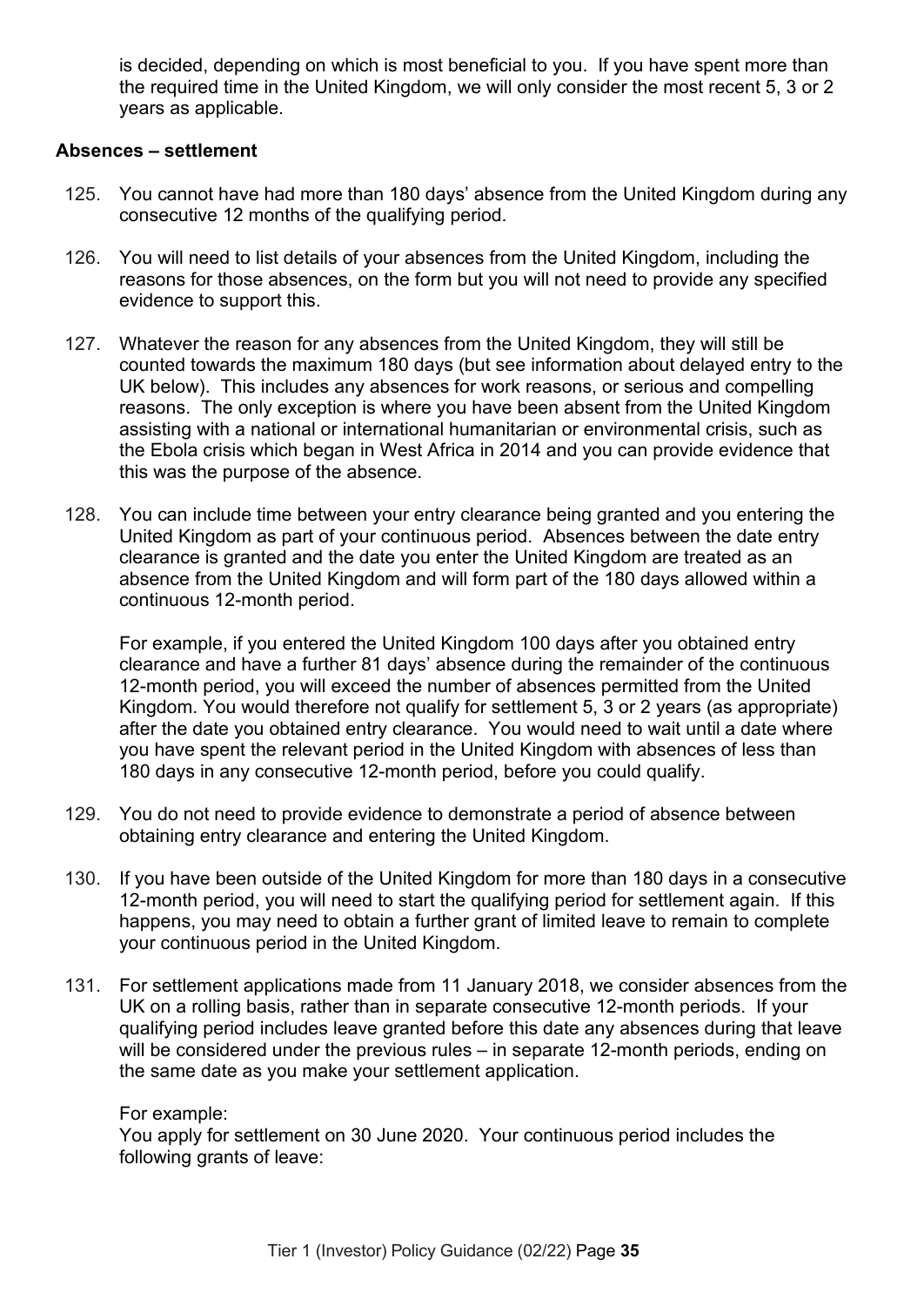is decided, depending on which is most beneficial to you. If you have spent more than the required time in the United Kingdom, we will only consider the most recent 5, 3 or 2 years as applicable.

### Absences – settlement

125. You cannot have had more than 180 days' absence from the United Kingdom during any consecutive 12 months of the qualifying period.

126. You will need to list details of your absences from the United Kingdom, including the reasons for those absences, on the form but you will not need to provide any specified evidence to support this.

127. Whatever the reason for any absences from the United Kingdom, they will still be counted towards the maximum 180 days (but see information about delayed entry to the UK below). This includes any absences for work reasons, or serious and compelling reasons. The only exception is where you have been absent from the United Kingdom assisting with a national or international humanitarian or environmental crisis, such as the Ebola crisis which began in West Africa in 2014 and you can provide evidence that this was the purpose of the absence.

128. You can include time between your entry clearance being granted and you entering the United Kingdom as part of your continuous period. Absences between the date entry clearance is granted and the date you enter the United Kingdom are treated as an absence from the United Kingdom and will form part of the 180 days allowed within a continuous 12-month period.

    For example, if you entered the United Kingdom 100 days after you obtained entry clearance and have a further 81 days' absence during the remainder of the continuous 12-month period, you will exceed the number of absences permitted from the United Kingdom. You would therefore not qualify for settlement 5, 3 or 2 years (as appropriate) after the date you obtained entry clearance. You would need to wait until a date where you have spent the relevant period in the United Kingdom with absences of less than 180 days in any consecutive 12-month period, before you could qualify.

129. You do not need to provide evidence to demonstrate a period of absence between obtaining entry clearance and entering the United Kingdom.

130. If you have been outside of the United Kingdom for more than 180 days in a consecutive 12-month period, you will need to start the qualifying period for settlement again. If this happens, you may need to obtain a further grant of limited leave to remain to complete your continuous period in the United Kingdom.

131. For settlement applications made from 11 January 2018, we consider absences from the UK on a rolling basis, rather than in separate consecutive 12-month periods. If your qualifying period includes leave granted before this date any absences during that leave will be considered under the previous rules – in separate 12-month periods, ending on the same date as you make your settlement application.

    For example:
    You apply for settlement on 30 June 2020. Your continuous period includes the following grants of leave: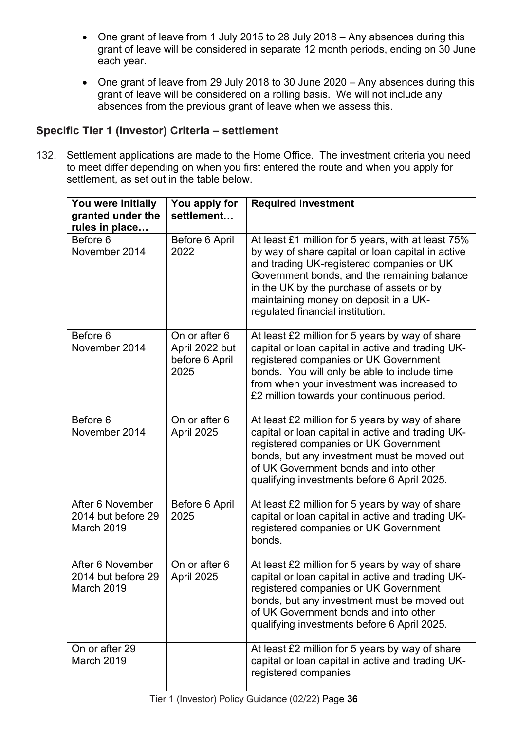- One grant of leave from 1 July 2015 to 28 July 2018 – Any absences during this grant of leave will be considered in separate 12 month periods, ending on 30 June each year.
- One grant of leave from 29 July 2018 to 30 June 2020 – Any absences during this grant of leave will be considered on a rolling basis. We will not include any absences from the previous grant of leave when we assess this.

## Specific Tier 1 (Investor) Criteria – settlement

132. Settlement applications are made to the Home Office. The investment criteria you need to meet differ depending on when you first entered the route and when you apply for settlement, as set out in the table below.

| You were initially granted under the rules in place… | You apply for settlement… | Required investment |
|---|---|---|
| Before 6 November 2014 | Before 6 April 2022 | At least £1 million for 5 years, with at least 75% by way of share capital or loan capital in active and trading UK-registered companies or UK Government bonds, and the remaining balance in the UK by the purchase of assets or by maintaining money on deposit in a UK-regulated financial institution. |
| Before 6 November 2014 | On or after 6 April 2022 but before 6 April 2025 | At least £2 million for 5 years by way of share capital or loan capital in active and trading UK-registered companies or UK Government bonds. You will only be able to include time from when your investment was increased to £2 million towards your continuous period. |
| Before 6 November 2014 | On or after 6 April 2025 | At least £2 million for 5 years by way of share capital or loan capital in active and trading UK-registered companies or UK Government bonds, but any investment must be moved out of UK Government bonds and into other qualifying investments before 6 April 2025. |
| After 6 November 2014 but before 29 March 2019 | Before 6 April 2025 | At least £2 million for 5 years by way of share capital or loan capital in active and trading UK-registered companies or UK Government bonds. |
| After 6 November 2014 but before 29 March 2019 | On or after 6 April 2025 | At least £2 million for 5 years by way of share capital or loan capital in active and trading UK-registered companies or UK Government bonds, but any investment must be moved out of UK Government bonds and into other qualifying investments before 6 April 2025. |
| On or after 29 March 2019 | | At least £2 million for 5 years by way of share capital or loan capital in active and trading UK-registered companies |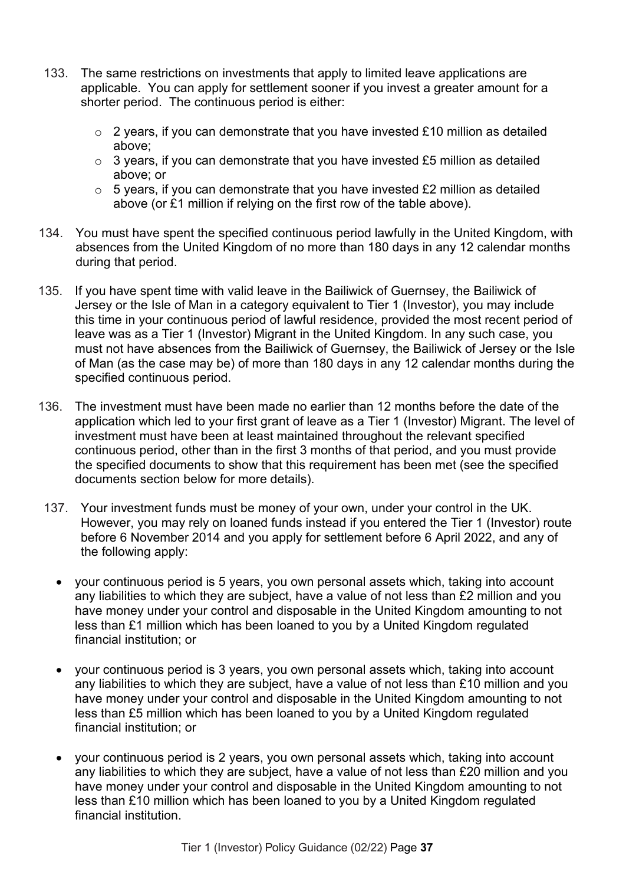133. The same restrictions on investments that apply to limited leave applications are applicable. You can apply for settlement sooner if you invest a greater amount for a shorter period. The continuous period is either:

    - 2 years, if you can demonstrate that you have invested £10 million as detailed above;
    - 3 years, if you can demonstrate that you have invested £5 million as detailed above; or
    - 5 years, if you can demonstrate that you have invested £2 million as detailed above (or £1 million if relying on the first row of the table above).

134. You must have spent the specified continuous period lawfully in the United Kingdom, with absences from the United Kingdom of no more than 180 days in any 12 calendar months during that period.

135. If you have spent time with valid leave in the Bailiwick of Guernsey, the Bailiwick of Jersey or the Isle of Man in a category equivalent to Tier 1 (Investor), you may include this time in your continuous period of lawful residence, provided the most recent period of leave was as a Tier 1 (Investor) Migrant in the United Kingdom. In any such case, you must not have absences from the Bailiwick of Guernsey, the Bailiwick of Jersey or the Isle of Man (as the case may be) of more than 180 days in any 12 calendar months during the specified continuous period.

136. The investment must have been made no earlier than 12 months before the date of the application which led to your first grant of leave as a Tier 1 (Investor) Migrant. The level of investment must have been at least maintained throughout the relevant specified continuous period, other than in the first 3 months of that period, and you must provide the specified documents to show that this requirement has been met (see the specified documents section below for more details).

137. Your investment funds must be money of your own, under your control in the UK. However, you may rely on loaned funds instead if you entered the Tier 1 (Investor) route before 6 November 2014 and you apply for settlement before 6 April 2022, and any of the following apply:

    - your continuous period is 5 years, you own personal assets which, taking into account any liabilities to which they are subject, have a value of not less than £2 million and you have money under your control and disposable in the United Kingdom amounting to not less than £1 million which has been loaned to you by a United Kingdom regulated financial institution; or

    - your continuous period is 3 years, you own personal assets which, taking into account any liabilities to which they are subject, have a value of not less than £10 million and you have money under your control and disposable in the United Kingdom amounting to not less than £5 million which has been loaned to you by a United Kingdom regulated financial institution; or

    - your continuous period is 2 years, you own personal assets which, taking into account any liabilities to which they are subject, have a value of not less than £20 million and you have money under your control and disposable in the United Kingdom amounting to not less than £10 million which has been loaned to you by a United Kingdom regulated financial institution.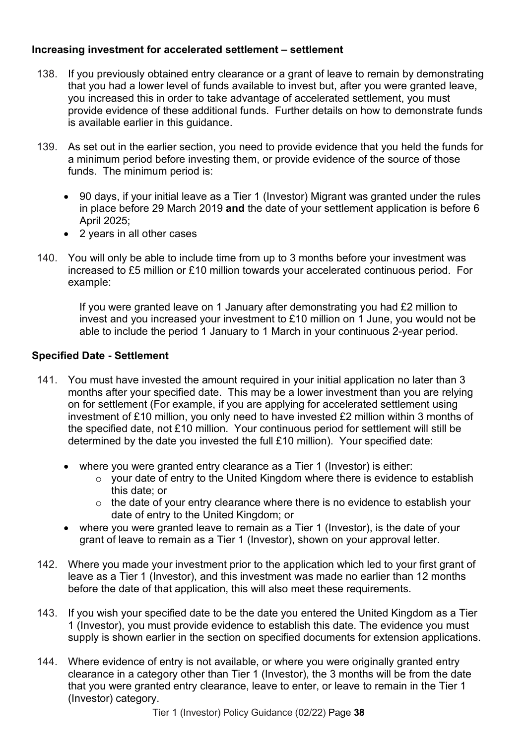### Increasing investment for accelerated settlement – settlement

138. If you previously obtained entry clearance or a grant of leave to remain by demonstrating that you had a lower level of funds available to invest but, after you were granted leave, you increased this in order to take advantage of accelerated settlement, you must provide evidence of these additional funds. Further details on how to demonstrate funds is available earlier in this guidance.

139. As set out in the earlier section, you need to provide evidence that you held the funds for a minimum period before investing them, or provide evidence of the source of those funds. The minimum period is:

    - 90 days, if your initial leave as a Tier 1 (Investor) Migrant was granted under the rules in place before 29 March 2019 **and** the date of your settlement application is before 6 April 2025;
    - 2 years in all other cases

140. You will only be able to include time from up to 3 months before your investment was increased to £5 million or £10 million towards your accelerated continuous period. For example:

    If you were granted leave on 1 January after demonstrating you had £2 million to invest and you increased your investment to £10 million on 1 June, you would not be able to include the period 1 January to 1 March in your continuous 2-year period.

### Specified Date - Settlement

141. You must have invested the amount required in your initial application no later than 3 months after your specified date. This may be a lower investment than you are relying on for settlement (For example, if you are applying for accelerated settlement using investment of £10 million, you only need to have invested £2 million within 3 months of the specified date, not £10 million. Your continuous period for settlement will still be determined by the date you invested the full £10 million). Your specified date:

    - where you were granted entry clearance as a Tier 1 (Investor) is either:
        - your date of entry to the United Kingdom where there is evidence to establish this date; or
        - the date of your entry clearance where there is no evidence to establish your date of entry to the United Kingdom; or
    - where you were granted leave to remain as a Tier 1 (Investor), is the date of your grant of leave to remain as a Tier 1 (Investor), shown on your approval letter.

142. Where you made your investment prior to the application which led to your first grant of leave as a Tier 1 (Investor), and this investment was made no earlier than 12 months before the date of that application, this will also meet these requirements.

143. If you wish your specified date to be the date you entered the United Kingdom as a Tier 1 (Investor), you must provide evidence to establish this date. The evidence you must supply is shown earlier in the section on specified documents for extension applications.

144. Where evidence of entry is not available, or where you were originally granted entry clearance in a category other than Tier 1 (Investor), the 3 months will be from the date that you were granted entry clearance, leave to enter, or leave to remain in the Tier 1 (Investor) category.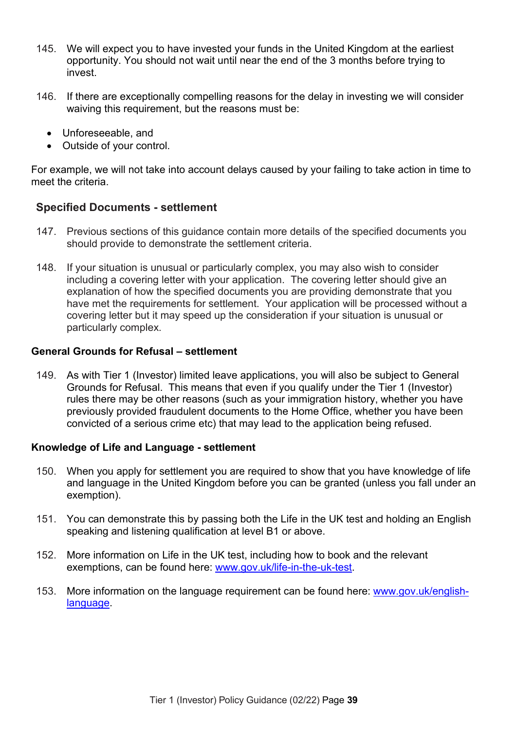145. We will expect you to have invested your funds in the United Kingdom at the earliest opportunity. You should not wait until near the end of the 3 months before trying to invest.

146. If there are exceptionally compelling reasons for the delay in investing we will consider waiving this requirement, but the reasons must be:

- Unforeseeable, and
- Outside of your control.

For example, we will not take into account delays caused by your failing to take action in time to meet the criteria.

### Specified Documents - settlement

147. Previous sections of this guidance contain more details of the specified documents you should provide to demonstrate the settlement criteria.

148. If your situation is unusual or particularly complex, you may also wish to consider including a covering letter with your application. The covering letter should give an explanation of how the specified documents you are providing demonstrate that you have met the requirements for settlement. Your application will be processed without a covering letter but it may speed up the consideration if your situation is unusual or particularly complex.

#### General Grounds for Refusal – settlement

149. As with Tier 1 (Investor) limited leave applications, you will also be subject to General Grounds for Refusal. This means that even if you qualify under the Tier 1 (Investor) rules there may be other reasons (such as your immigration history, whether you have previously provided fraudulent documents to the Home Office, whether you have been convicted of a serious crime etc) that may lead to the application being refused.

#### Knowledge of Life and Language - settlement

150. When you apply for settlement you are required to show that you have knowledge of life and language in the United Kingdom before you can be granted (unless you fall under an exemption).

151. You can demonstrate this by passing both the Life in the UK test and holding an English speaking and listening qualification at level B1 or above.

152. More information on Life in the UK test, including how to book and the relevant exemptions, can be found here: [www.gov.uk/life-in-the-uk-test](www.gov.uk/life-in-the-uk-test).

153. More information on the language requirement can be found here: [www.gov.uk/english-language](www.gov.uk/english-language).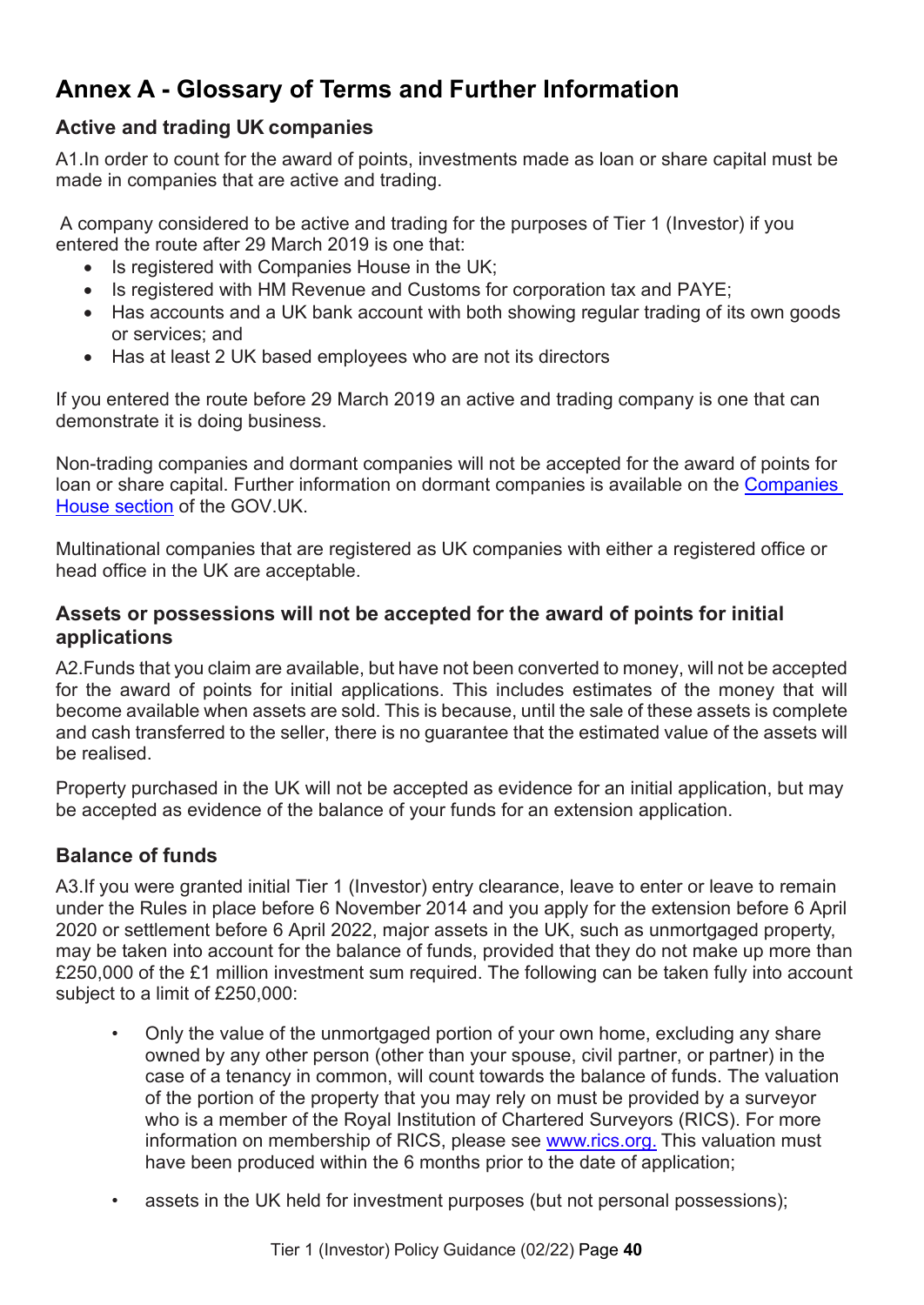# Annex A - Glossary of Terms and Further Information

### Active and trading UK companies

A1.In order to count for the award of points, investments made as loan or share capital must be made in companies that are active and trading.

A company considered to be active and trading for the purposes of Tier 1 (Investor) if you entered the route after 29 March 2019 is one that:

- Is registered with Companies House in the UK;
- Is registered with HM Revenue and Customs for corporation tax and PAYE;
- Has accounts and a UK bank account with both showing regular trading of its own goods or services; and
- Has at least 2 UK based employees who are not its directors

If you entered the route before 29 March 2019 an active and trading company is one that can demonstrate it is doing business.

Non-trading companies and dormant companies will not be accepted for the award of points for loan or share capital. Further information on dormant companies is available on the Companies House section of the GOV.UK.

Multinational companies that are registered as UK companies with either a registered office or head office in the UK are acceptable.

### Assets or possessions will not be accepted for the award of points for initial applications

A2.Funds that you claim are available, but have not been converted to money, will not be accepted for the award of points for initial applications. This includes estimates of the money that will become available when assets are sold. This is because, until the sale of these assets is complete and cash transferred to the seller, there is no guarantee that the estimated value of the assets will be realised.

Property purchased in the UK will not be accepted as evidence for an initial application, but may be accepted as evidence of the balance of your funds for an extension application.

### Balance of funds

A3.If you were granted initial Tier 1 (Investor) entry clearance, leave to enter or leave to remain under the Rules in place before 6 November 2014 and you apply for the extension before 6 April 2020 or settlement before 6 April 2022, major assets in the UK, such as unmortgaged property, may be taken into account for the balance of funds, provided that they do not make up more than £250,000 of the £1 million investment sum required. The following can be taken fully into account subject to a limit of £250,000:

- Only the value of the unmortgaged portion of your own home, excluding any share owned by any other person (other than your spouse, civil partner, or partner) in the case of a tenancy in common, will count towards the balance of funds. The valuation of the portion of the property that you may rely on must be provided by a surveyor who is a member of the Royal Institution of Chartered Surveyors (RICS). For more information on membership of RICS, please see www.rics.org. This valuation must have been produced within the 6 months prior to the date of application;
- assets in the UK held for investment purposes (but not personal possessions);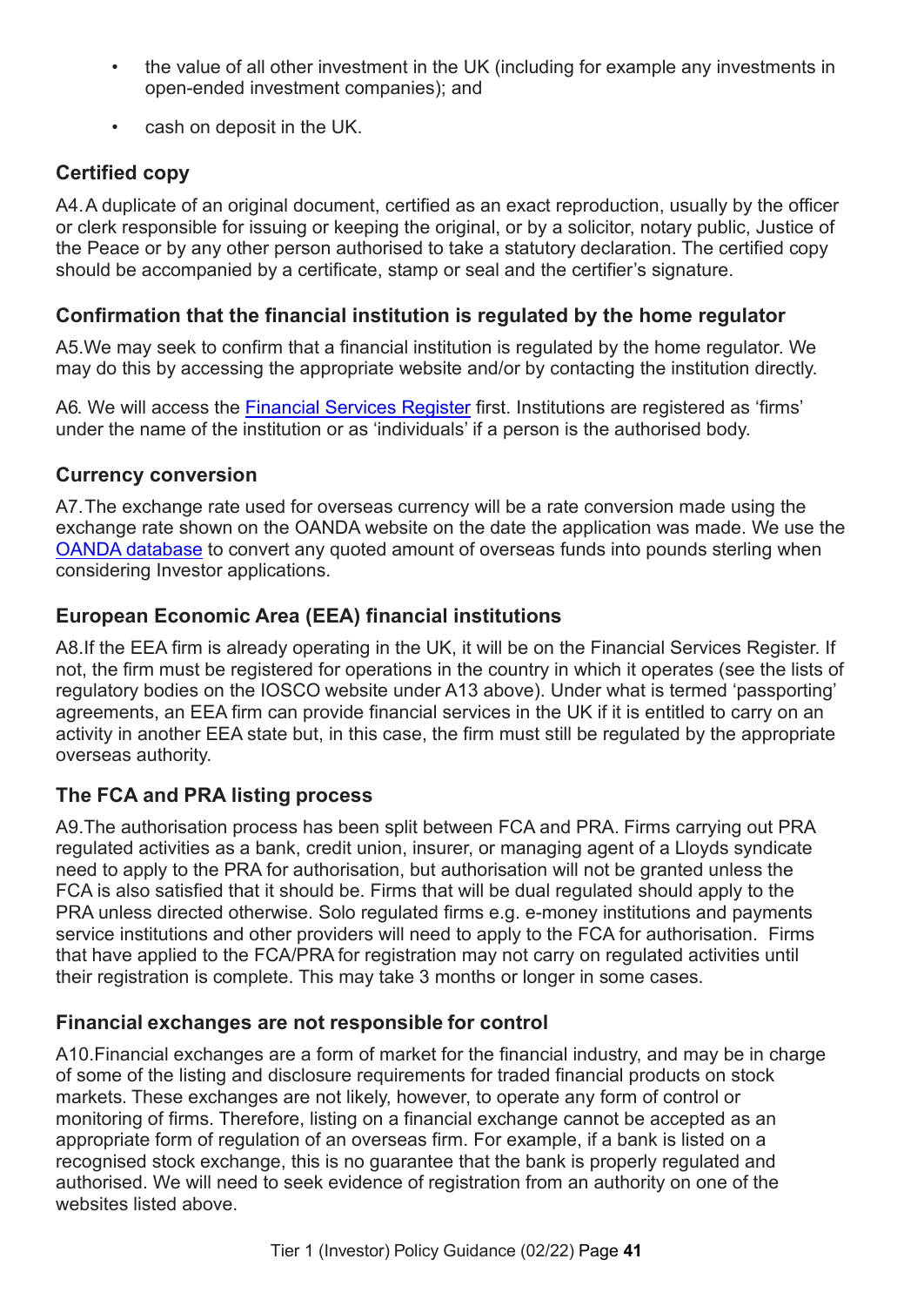- the value of all other investment in the UK (including for example any investments in open-ended investment companies); and
- cash on deposit in the UK.

### Certified copy

A4. A duplicate of an original document, certified as an exact reproduction, usually by the officer or clerk responsible for issuing or keeping the original, or by a solicitor, notary public, Justice of the Peace or by any other person authorised to take a statutory declaration. The certified copy should be accompanied by a certificate, stamp or seal and the certifier's signature.

### Confirmation that the financial institution is regulated by the home regulator

A5. We may seek to confirm that a financial institution is regulated by the home regulator. We may do this by accessing the appropriate website and/or by contacting the institution directly.

A6. We will access the Financial Services Register first. Institutions are registered as 'firms' under the name of the institution or as 'individuals' if a person is the authorised body.

### Currency conversion

A7. The exchange rate used for overseas currency will be a rate conversion made using the exchange rate shown on the OANDA website on the date the application was made. We use the OANDA database to convert any quoted amount of overseas funds into pounds sterling when considering Investor applications.

### European Economic Area (EEA) financial institutions

A8. If the EEA firm is already operating in the UK, it will be on the Financial Services Register. If not, the firm must be registered for operations in the country in which it operates (see the lists of regulatory bodies on the IOSCO website under A13 above). Under what is termed 'passporting' agreements, an EEA firm can provide financial services in the UK if it is entitled to carry on an activity in another EEA state but, in this case, the firm must still be regulated by the appropriate overseas authority.

### The FCA and PRA listing process

A9. The authorisation process has been split between FCA and PRA. Firms carrying out PRA regulated activities as a bank, credit union, insurer, or managing agent of a Lloyds syndicate need to apply to the PRA for authorisation, but authorisation will not be granted unless the FCA is also satisfied that it should be. Firms that will be dual regulated should apply to the PRA unless directed otherwise. Solo regulated firms e.g. e-money institutions and payments service institutions and other providers will need to apply to the FCA for authorisation. Firms that have applied to the FCA/PRA for registration may not carry on regulated activities until their registration is complete. This may take 3 months or longer in some cases.

### Financial exchanges are not responsible for control

A10. Financial exchanges are a form of market for the financial industry, and may be in charge of some of the listing and disclosure requirements for traded financial products on stock markets. These exchanges are not likely, however, to operate any form of control or monitoring of firms. Therefore, listing on a financial exchange cannot be accepted as an appropriate form of regulation of an overseas firm. For example, if a bank is listed on a recognised stock exchange, this is no guarantee that the bank is properly regulated and authorised. We will need to seek evidence of registration from an authority on one of the websites listed above.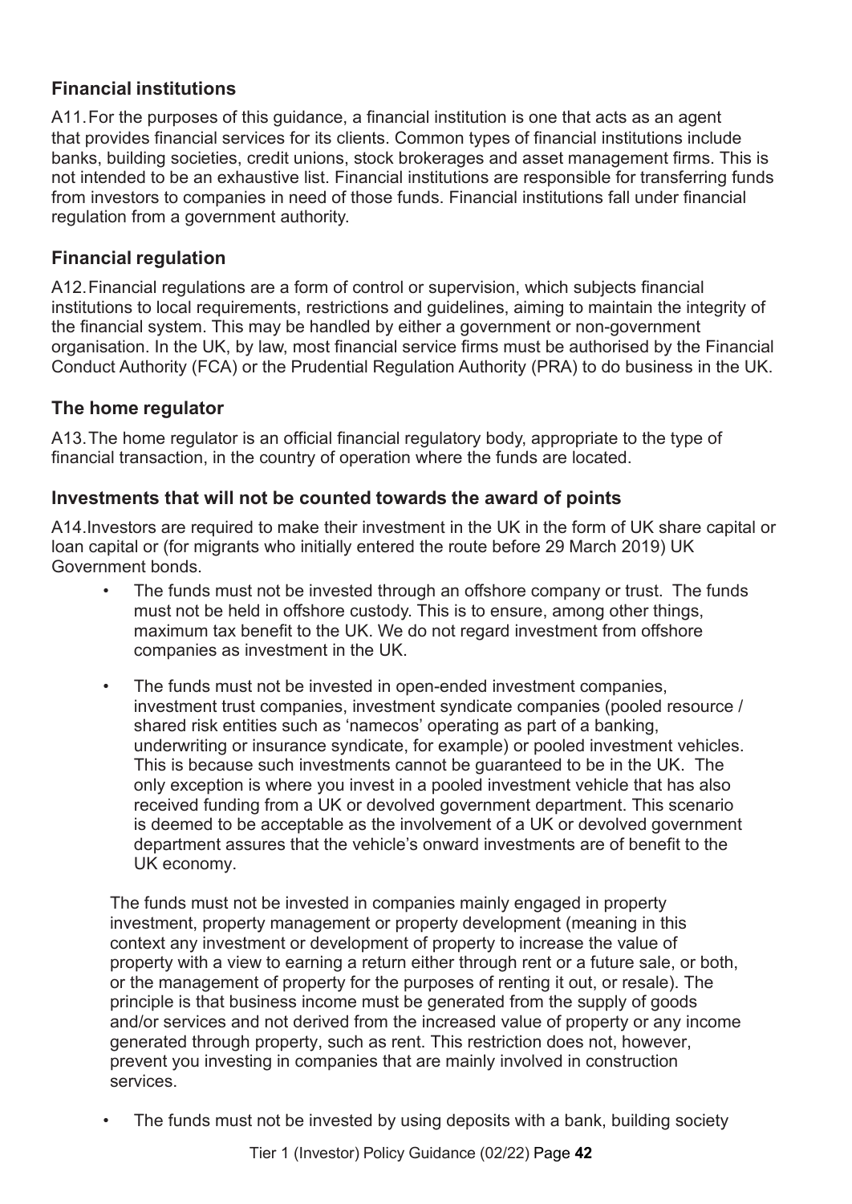### Financial institutions

A11. For the purposes of this guidance, a financial institution is one that acts as an agent that provides financial services for its clients. Common types of financial institutions include banks, building societies, credit unions, stock brokerages and asset management firms. This is not intended to be an exhaustive list. Financial institutions are responsible for transferring funds from investors to companies in need of those funds. Financial institutions fall under financial regulation from a government authority.

### Financial regulation

A12. Financial regulations are a form of control or supervision, which subjects financial institutions to local requirements, restrictions and guidelines, aiming to maintain the integrity of the financial system. This may be handled by either a government or non-government organisation. In the UK, by law, most financial service firms must be authorised by the Financial Conduct Authority (FCA) or the Prudential Regulation Authority (PRA) to do business in the UK.

### The home regulator

A13. The home regulator is an official financial regulatory body, appropriate to the type of financial transaction, in the country of operation where the funds are located.

### Investments that will not be counted towards the award of points

A14. Investors are required to make their investment in the UK in the form of UK share capital or loan capital or (for migrants who initially entered the route before 29 March 2019) UK Government bonds.

- The funds must not be invested through an offshore company or trust. The funds must not be held in offshore custody. This is to ensure, among other things, maximum tax benefit to the UK. We do not regard investment from offshore companies as investment in the UK.

- The funds must not be invested in open-ended investment companies, investment trust companies, investment syndicate companies (pooled resource / shared risk entities such as 'namecos' operating as part of a banking, underwriting or insurance syndicate, for example) or pooled investment vehicles. This is because such investments cannot be guaranteed to be in the UK. The only exception is where you invest in a pooled investment vehicle that has also received funding from a UK or devolved government department. This scenario is deemed to be acceptable as the involvement of a UK or devolved government department assures that the vehicle's onward investments are of benefit to the UK economy.

  The funds must not be invested in companies mainly engaged in property investment, property management or property development (meaning in this context any investment or development of property to increase the value of property with a view to earning a return either through rent or a future sale, or both, or the management of property for the purposes of renting it out, or resale). The principle is that business income must be generated from the supply of goods and/or services and not derived from the increased value of property or any income generated through property, such as rent. This restriction does not, however, prevent you investing in companies that are mainly involved in construction services.

- The funds must not be invested by using deposits with a bank, building society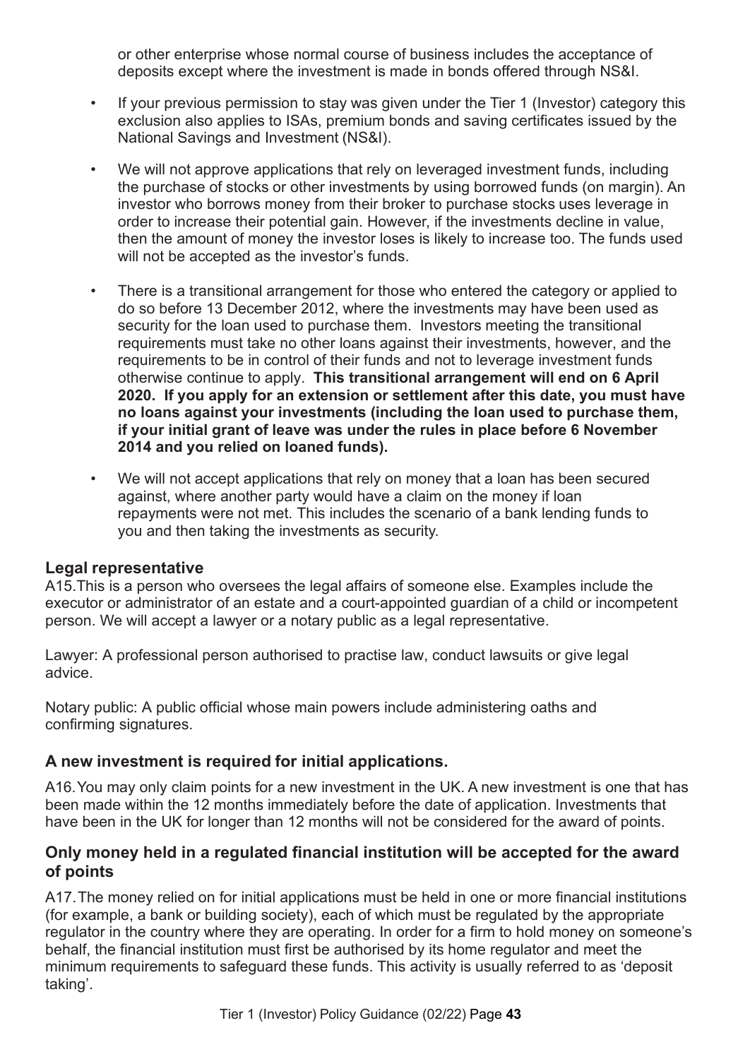or other enterprise whose normal course of business includes the acceptance of deposits except where the investment is made in bonds offered through NS&I.

- If your previous permission to stay was given under the Tier 1 (Investor) category this exclusion also applies to ISAs, premium bonds and saving certificates issued by the National Savings and Investment (NS&I).
- We will not approve applications that rely on leveraged investment funds, including the purchase of stocks or other investments by using borrowed funds (on margin). An investor who borrows money from their broker to purchase stocks uses leverage in order to increase their potential gain. However, if the investments decline in value, then the amount of money the investor loses is likely to increase too. The funds used will not be accepted as the investor's funds.
- There is a transitional arrangement for those who entered the category or applied to do so before 13 December 2012, where the investments may have been used as security for the loan used to purchase them. Investors meeting the transitional requirements must take no other loans against their investments, however, and the requirements to be in control of their funds and not to leverage investment funds otherwise continue to apply. **This transitional arrangement will end on 6 April 2020. If you apply for an extension or settlement after this date, you must have no loans against your investments (including the loan used to purchase them, if your initial grant of leave was under the rules in place before 6 November 2014 and you relied on loaned funds).**
- We will not accept applications that rely on money that a loan has been secured against, where another party would have a claim on the money if loan repayments were not met. This includes the scenario of a bank lending funds to you and then taking the investments as security.

### Legal representative

A15.This is a person who oversees the legal affairs of someone else. Examples include the executor or administrator of an estate and a court-appointed guardian of a child or incompetent person. We will accept a lawyer or a notary public as a legal representative.

Lawyer: A professional person authorised to practise law, conduct lawsuits or give legal advice.

Notary public: A public official whose main powers include administering oaths and confirming signatures.

### A new investment is required for initial applications.

A16.You may only claim points for a new investment in the UK. A new investment is one that has been made within the 12 months immediately before the date of application. Investments that have been in the UK for longer than 12 months will not be considered for the award of points.

### Only money held in a regulated financial institution will be accepted for the award of points

A17.The money relied on for initial applications must be held in one or more financial institutions (for example, a bank or building society), each of which must be regulated by the appropriate regulator in the country where they are operating. In order for a firm to hold money on someone's behalf, the financial institution must first be authorised by its home regulator and meet the minimum requirements to safeguard these funds. This activity is usually referred to as 'deposit taking'.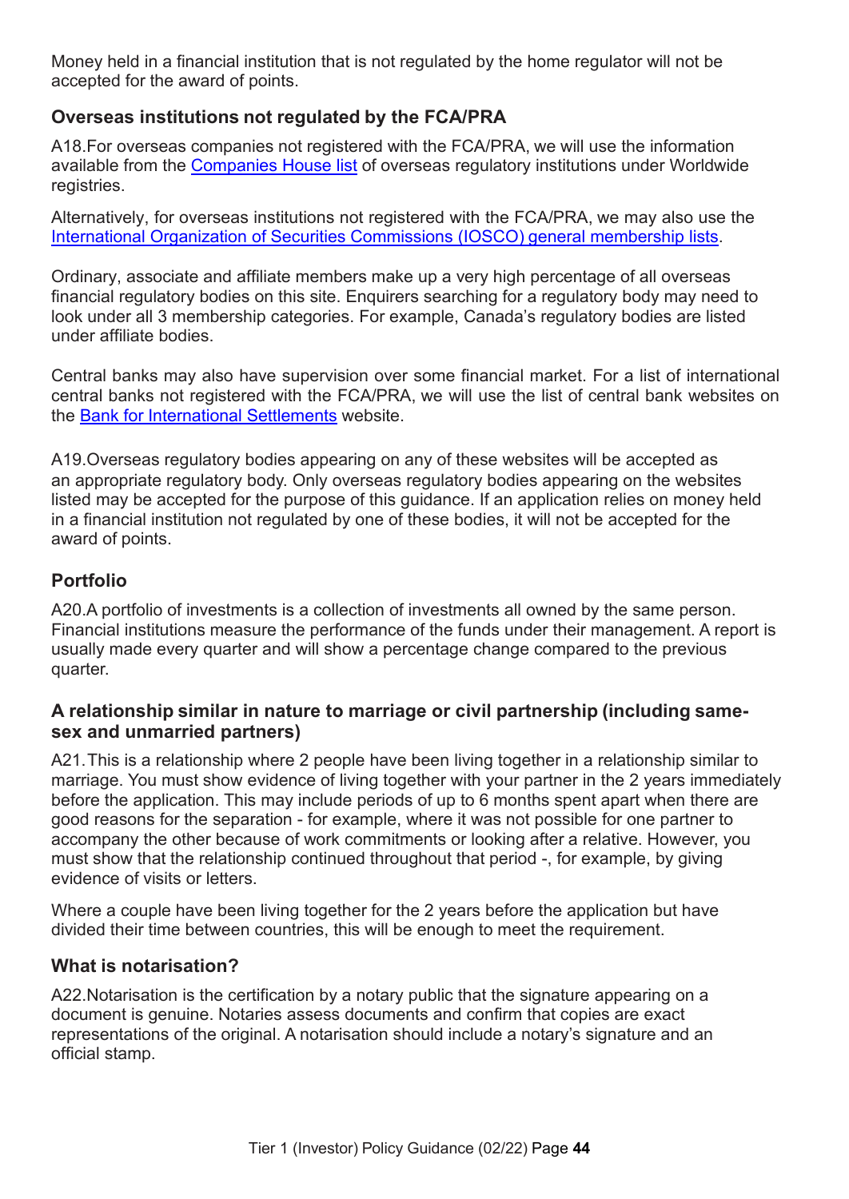Money held in a financial institution that is not regulated by the home regulator will not be accepted for the award of points.

### Overseas institutions not regulated by the FCA/PRA

A18.For overseas companies not registered with the FCA/PRA, we will use the information available from the Companies House list of overseas regulatory institutions under Worldwide registries.

Alternatively, for overseas institutions not registered with the FCA/PRA, we may also use the International Organization of Securities Commissions (IOSCO) general membership lists.

Ordinary, associate and affiliate members make up a very high percentage of all overseas financial regulatory bodies on this site. Enquirers searching for a regulatory body may need to look under all 3 membership categories. For example, Canada's regulatory bodies are listed under affiliate bodies.

Central banks may also have supervision over some financial market. For a list of international central banks not registered with the FCA/PRA, we will use the list of central bank websites on the Bank for International Settlements website.

A19.Overseas regulatory bodies appearing on any of these websites will be accepted as an appropriate regulatory body. Only overseas regulatory bodies appearing on the websites listed may be accepted for the purpose of this guidance. If an application relies on money held in a financial institution not regulated by one of these bodies, it will not be accepted for the award of points.

### Portfolio

A20.A portfolio of investments is a collection of investments all owned by the same person. Financial institutions measure the performance of the funds under their management. A report is usually made every quarter and will show a percentage change compared to the previous quarter.

### A relationship similar in nature to marriage or civil partnership (including same-sex and unmarried partners)

A21.This is a relationship where 2 people have been living together in a relationship similar to marriage. You must show evidence of living together with your partner in the 2 years immediately before the application. This may include periods of up to 6 months spent apart when there are good reasons for the separation - for example, where it was not possible for one partner to accompany the other because of work commitments or looking after a relative. However, you must show that the relationship continued throughout that period -, for example, by giving evidence of visits or letters.

Where a couple have been living together for the 2 years before the application but have divided their time between countries, this will be enough to meet the requirement.

### What is notarisation?

A22.Notarisation is the certification by a notary public that the signature appearing on a document is genuine. Notaries assess documents and confirm that copies are exact representations of the original. A notarisation should include a notary's signature and an official stamp.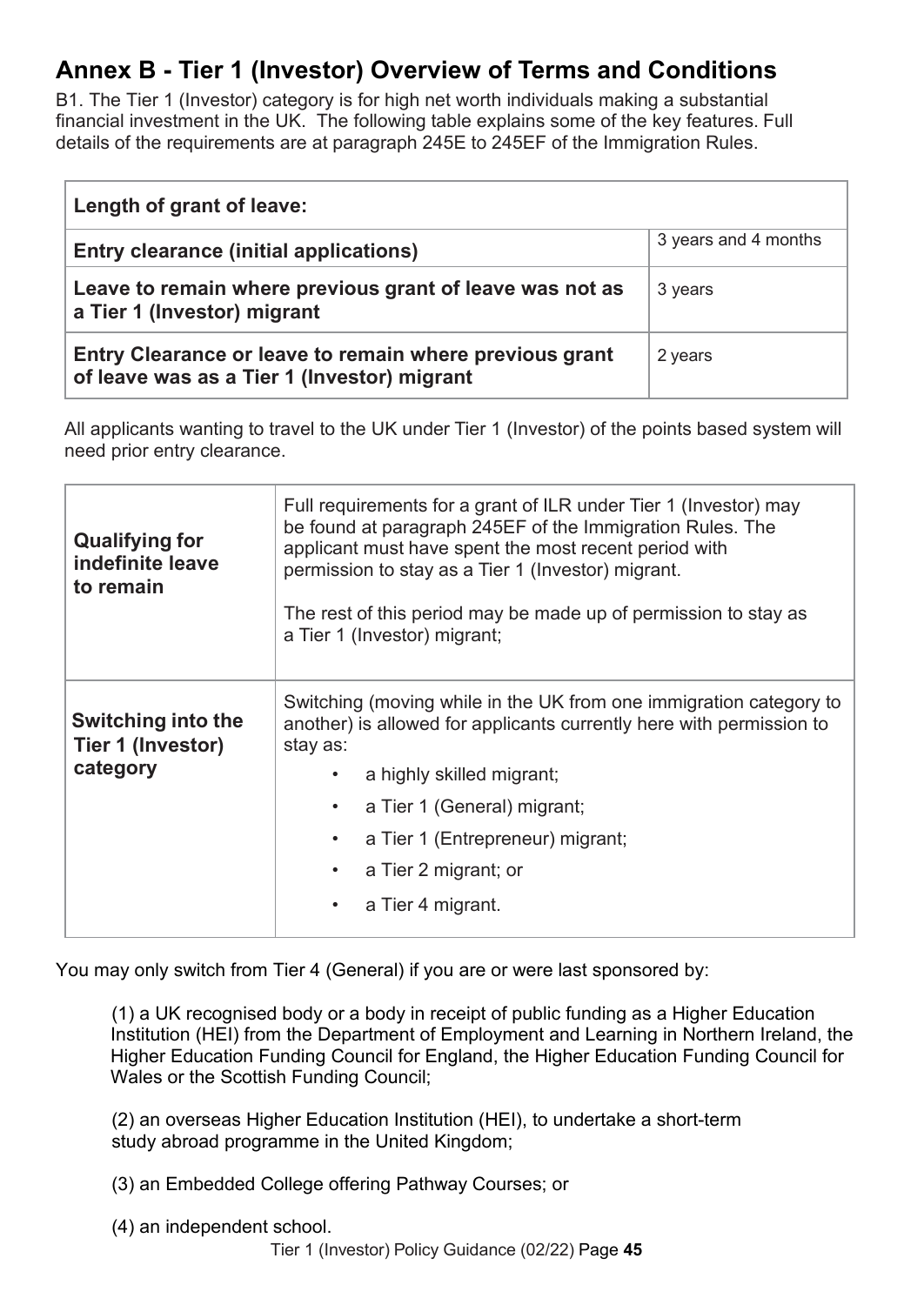## Annex B - Tier 1 (Investor) Overview of Terms and Conditions

B1. The Tier 1 (Investor) category is for high net worth individuals making a substantial financial investment in the UK. The following table explains some of the key features. Full details of the requirements are at paragraph 245E to 245EF of the Immigration Rules.

| **Length of grant of leave:** | |
|---|---|
| **Entry clearance (initial applications)** | 3 years and 4 months |
| **Leave to remain where previous grant of leave was not as a Tier 1 (Investor) migrant** | 3 years |
| **Entry Clearance or leave to remain where previous grant of leave was as a Tier 1 (Investor) migrant** | 2 years |

All applicants wanting to travel to the UK under Tier 1 (Investor) of the points based system will need prior entry clearance.

| | |
|---|---|
| **Qualifying for indefinite leave to remain** | Full requirements for a grant of ILR under Tier 1 (Investor) may be found at paragraph 245EF of the Immigration Rules. The applicant must have spent the most recent period with permission to stay as a Tier 1 (Investor) migrant.<br><br>The rest of this period may be made up of permission to stay as a Tier 1 (Investor) migrant; |
| **Switching into the Tier 1 (Investor) category** | Switching (moving while in the UK from one immigration category to another) is allowed for applicants currently here with permission to stay as:<br>• a highly skilled migrant;<br>• a Tier 1 (General) migrant;<br>• a Tier 1 (Entrepreneur) migrant;<br>• a Tier 2 migrant; or<br>• a Tier 4 migrant. |

You may only switch from Tier 4 (General) if you are or were last sponsored by:

(1) a UK recognised body or a body in receipt of public funding as a Higher Education Institution (HEI) from the Department of Employment and Learning in Northern Ireland, the Higher Education Funding Council for England, the Higher Education Funding Council for Wales or the Scottish Funding Council;

(2) an overseas Higher Education Institution (HEI), to undertake a short-term study abroad programme in the United Kingdom;

(3) an Embedded College offering Pathway Courses; or

(4) an independent school.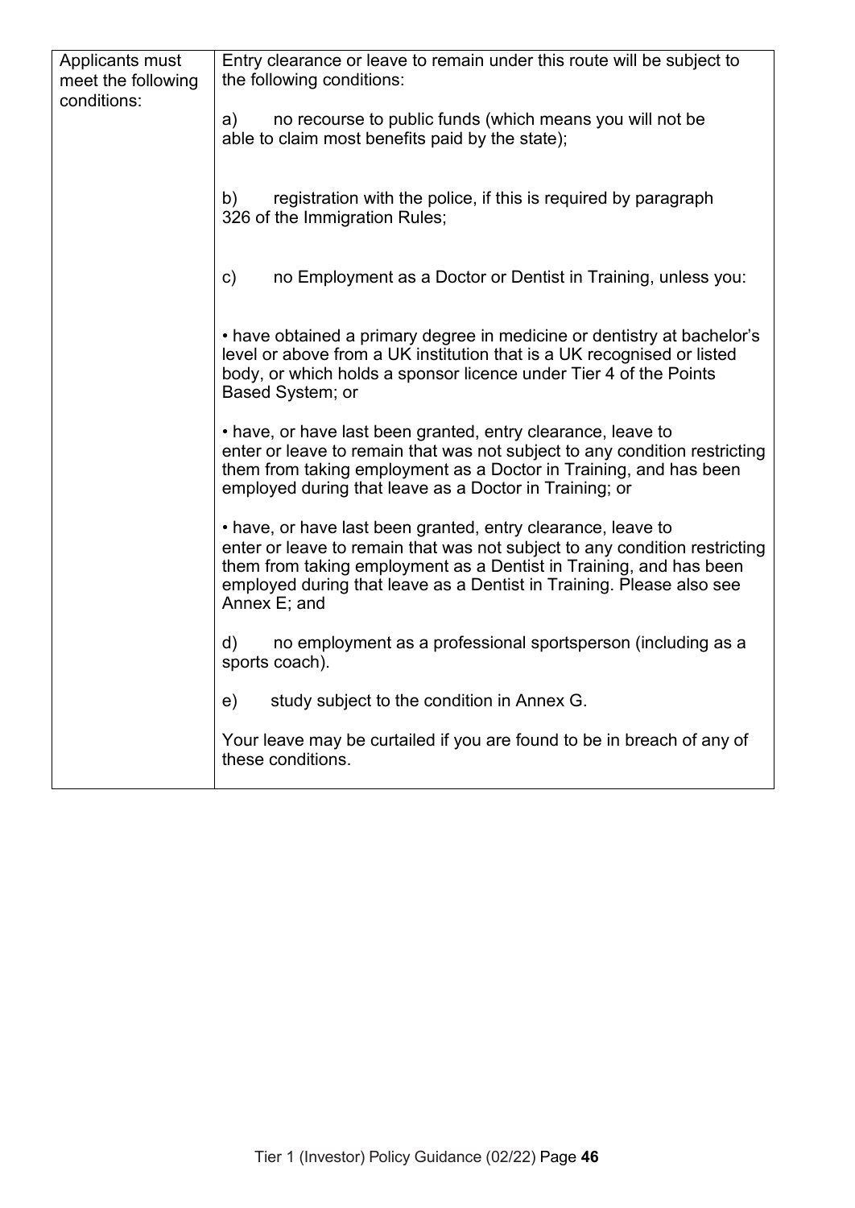| Applicants must meet the following conditions: | Entry clearance or leave to remain under this route will be subject to the following conditions:<br><br>a) no recourse to public funds (which means you will not be able to claim most benefits paid by the state);<br><br>b) registration with the police, if this is required by paragraph 326 of the Immigration Rules;<br><br>c) no Employment as a Doctor or Dentist in Training, unless you:<br><br>• have obtained a primary degree in medicine or dentistry at bachelor's level or above from a UK institution that is a UK recognised or listed body, or which holds a sponsor licence under Tier 4 of the Points Based System; or<br><br>• have, or have last been granted, entry clearance, leave to enter or leave to remain that was not subject to any condition restricting them from taking employment as a Doctor in Training, and has been employed during that leave as a Doctor in Training; or<br><br>• have, or have last been granted, entry clearance, leave to enter or leave to remain that was not subject to any condition restricting them from taking employment as a Dentist in Training, and has been employed during that leave as a Dentist in Training. Please also see Annex E; and<br><br>d) no employment as a professional sportsperson (including as a sports coach).<br><br>e) study subject to the condition in Annex G.<br><br>Your leave may be curtailed if you are found to be in breach of any of these conditions. |
|---|---|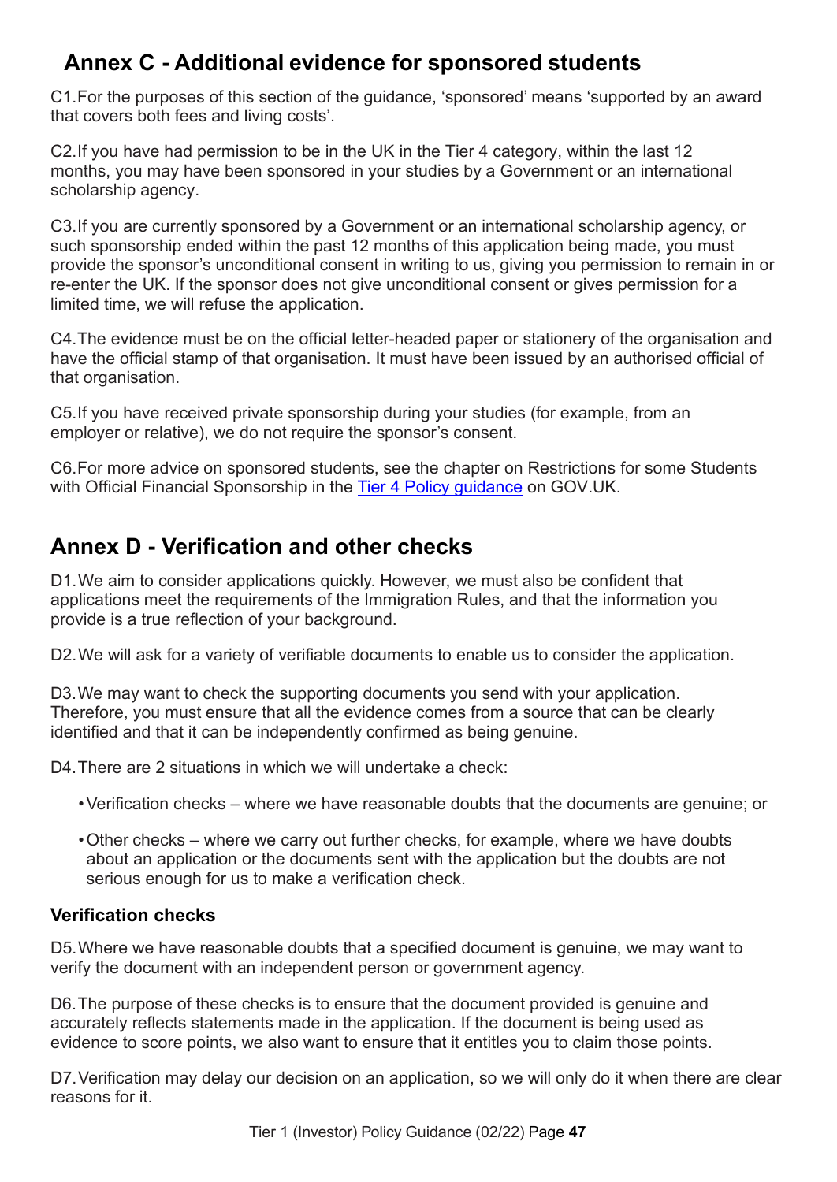## Annex C - Additional evidence for sponsored students

C1. For the purposes of this section of the guidance, 'sponsored' means 'supported by an award that covers both fees and living costs'.

C2. If you have had permission to be in the UK in the Tier 4 category, within the last 12 months, you may have been sponsored in your studies by a Government or an international scholarship agency.

C3. If you are currently sponsored by a Government or an international scholarship agency, or such sponsorship ended within the past 12 months of this application being made, you must provide the sponsor's unconditional consent in writing to us, giving you permission to remain in or re-enter the UK. If the sponsor does not give unconditional consent or gives permission for a limited time, we will refuse the application.

C4. The evidence must be on the official letter-headed paper or stationery of the organisation and have the official stamp of that organisation. It must have been issued by an authorised official of that organisation.

C5. If you have received private sponsorship during your studies (for example, from an employer or relative), we do not require the sponsor's consent.

C6. For more advice on sponsored students, see the chapter on Restrictions for some Students with Official Financial Sponsorship in the [Tier 4 Policy guidance]() on GOV.UK.

## Annex D - Verification and other checks

D1. We aim to consider applications quickly. However, we must also be confident that applications meet the requirements of the Immigration Rules, and that the information you provide is a true reflection of your background.

D2. We will ask for a variety of verifiable documents to enable us to consider the application.

D3. We may want to check the supporting documents you send with your application. Therefore, you must ensure that all the evidence comes from a source that can be clearly identified and that it can be independently confirmed as being genuine.

D4. There are 2 situations in which we will undertake a check:

- Verification checks – where we have reasonable doubts that the documents are genuine; or
- Other checks – where we carry out further checks, for example, where we have doubts about an application or the documents sent with the application but the doubts are not serious enough for us to make a verification check.

### Verification checks

D5. Where we have reasonable doubts that a specified document is genuine, we may want to verify the document with an independent person or government agency.

D6. The purpose of these checks is to ensure that the document provided is genuine and accurately reflects statements made in the application. If the document is being used as evidence to score points, we also want to ensure that it entitles you to claim those points.

D7. Verification may delay our decision on an application, so we will only do it when there are clear reasons for it.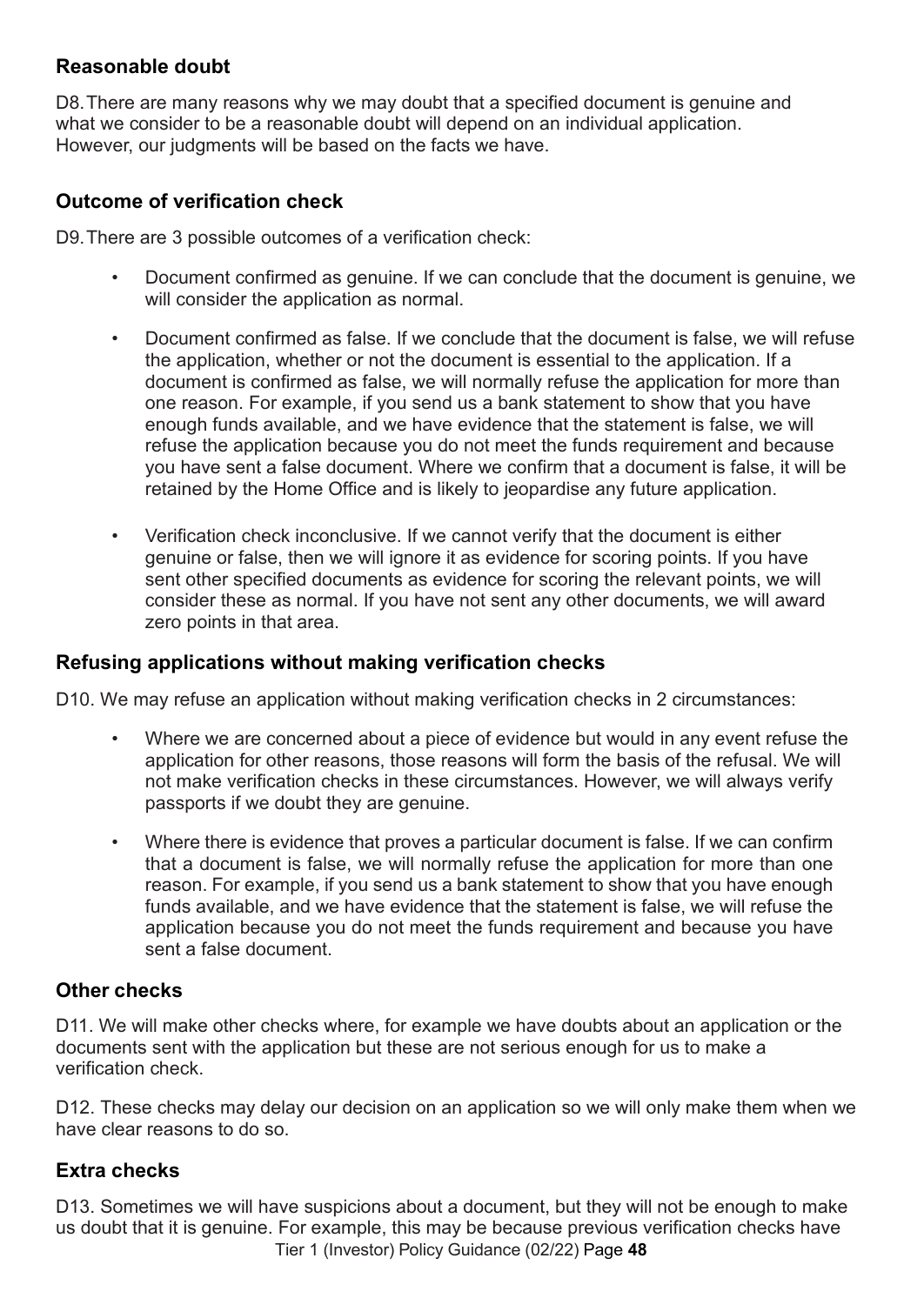### Reasonable doubt

D8. There are many reasons why we may doubt that a specified document is genuine and what we consider to be a reasonable doubt will depend on an individual application. However, our judgments will be based on the facts we have.

### Outcome of verification check

D9. There are 3 possible outcomes of a verification check:

- Document confirmed as genuine. If we can conclude that the document is genuine, we will consider the application as normal.
- Document confirmed as false. If we conclude that the document is false, we will refuse the application, whether or not the document is essential to the application. If a document is confirmed as false, we will normally refuse the application for more than one reason. For example, if you send us a bank statement to show that you have enough funds available, and we have evidence that the statement is false, we will refuse the application because you do not meet the funds requirement and because you have sent a false document. Where we confirm that a document is false, it will be retained by the Home Office and is likely to jeopardise any future application.
- Verification check inconclusive. If we cannot verify that the document is either genuine or false, then we will ignore it as evidence for scoring points. If you have sent other specified documents as evidence for scoring the relevant points, we will consider these as normal. If you have not sent any other documents, we will award zero points in that area.

### Refusing applications without making verification checks

D10. We may refuse an application without making verification checks in 2 circumstances:

- Where we are concerned about a piece of evidence but would in any event refuse the application for other reasons, those reasons will form the basis of the refusal. We will not make verification checks in these circumstances. However, we will always verify passports if we doubt they are genuine.
- Where there is evidence that proves a particular document is false. If we can confirm that a document is false, we will normally refuse the application for more than one reason. For example, if you send us a bank statement to show that you have enough funds available, and we have evidence that the statement is false, we will refuse the application because you do not meet the funds requirement and because you have sent a false document.

### Other checks

D11. We will make other checks where, for example we have doubts about an application or the documents sent with the application but these are not serious enough for us to make a verification check.

D12. These checks may delay our decision on an application so we will only make them when we have clear reasons to do so.

### Extra checks

D13. Sometimes we will have suspicions about a document, but they will not be enough to make us doubt that it is genuine. For example, this may be because previous verification checks have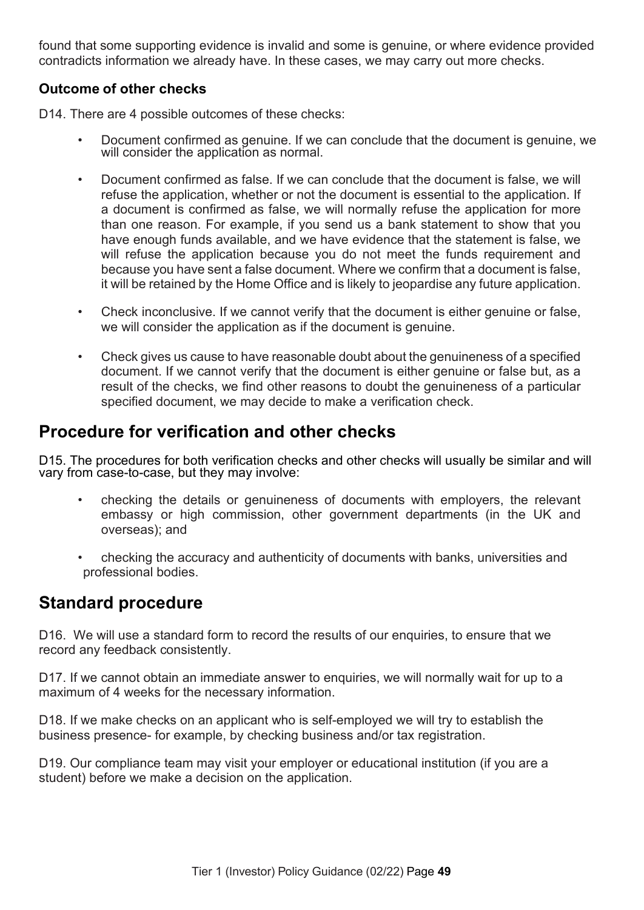found that some supporting evidence is invalid and some is genuine, or where evidence provided contradicts information we already have. In these cases, we may carry out more checks.

### Outcome of other checks

D14. There are 4 possible outcomes of these checks:

- Document confirmed as genuine. If we can conclude that the document is genuine, we will consider the application as normal.
- Document confirmed as false. If we can conclude that the document is false, we will refuse the application, whether or not the document is essential to the application. If a document is confirmed as false, we will normally refuse the application for more than one reason. For example, if you send us a bank statement to show that you have enough funds available, and we have evidence that the statement is false, we will refuse the application because you do not meet the funds requirement and because you have sent a false document. Where we confirm that a document is false, it will be retained by the Home Office and is likely to jeopardise any future application.
- Check inconclusive. If we cannot verify that the document is either genuine or false, we will consider the application as if the document is genuine.
- Check gives us cause to have reasonable doubt about the genuineness of a specified document. If we cannot verify that the document is either genuine or false but, as a result of the checks, we find other reasons to doubt the genuineness of a particular specified document, we may decide to make a verification check.

## Procedure for verification and other checks

D15. The procedures for both verification checks and other checks will usually be similar and will vary from case-to-case, but they may involve:

- checking the details or genuineness of documents with employers, the relevant embassy or high commission, other government departments (in the UK and overseas); and
- checking the accuracy and authenticity of documents with banks, universities and professional bodies.

## Standard procedure

D16. We will use a standard form to record the results of our enquiries, to ensure that we record any feedback consistently.

D17. If we cannot obtain an immediate answer to enquiries, we will normally wait for up to a maximum of 4 weeks for the necessary information.

D18. If we make checks on an applicant who is self-employed we will try to establish the business presence- for example, by checking business and/or tax registration.

D19. Our compliance team may visit your employer or educational institution (if you are a student) before we make a decision on the application.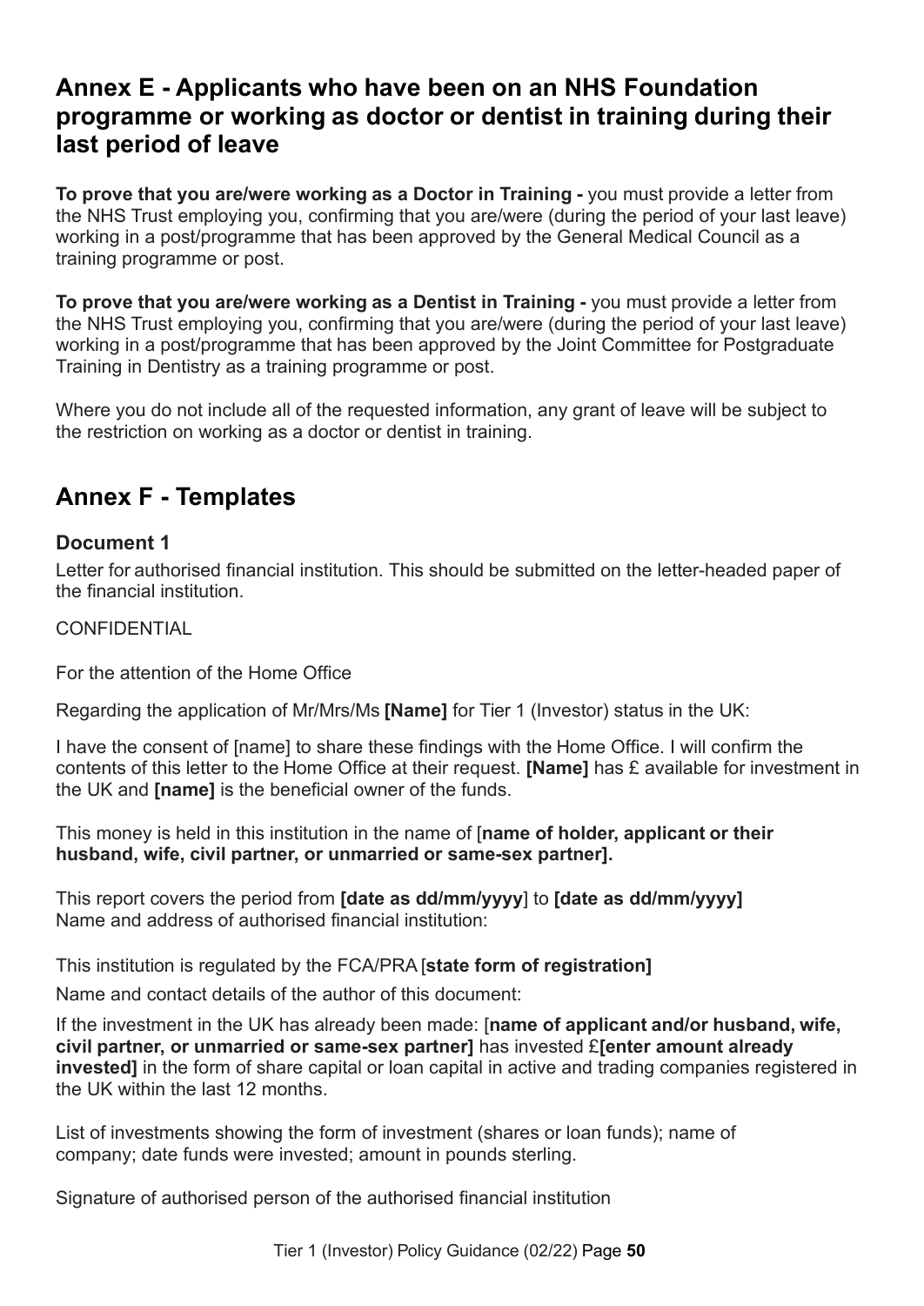## Annex E - Applicants who have been on an NHS Foundation programme or working as doctor or dentist in training during their last period of leave

**To prove that you are/were working as a Doctor in Training -** you must provide a letter from the NHS Trust employing you, confirming that you are/were (during the period of your last leave) working in a post/programme that has been approved by the General Medical Council as a training programme or post.

**To prove that you are/were working as a Dentist in Training -** you must provide a letter from the NHS Trust employing you, confirming that you are/were (during the period of your last leave) working in a post/programme that has been approved by the Joint Committee for Postgraduate Training in Dentistry as a training programme or post.

Where you do not include all of the requested information, any grant of leave will be subject to the restriction on working as a doctor or dentist in training.

## Annex F - Templates

### Document 1

Letter for authorised financial institution. This should be submitted on the letter-headed paper of the financial institution.

CONFIDENTIAL

For the attention of the Home Office

Regarding the application of Mr/Mrs/Ms **[Name]** for Tier 1 (Investor) status in the UK:

I have the consent of [name] to share these findings with the Home Office. I will confirm the contents of this letter to the Home Office at their request. **[Name]** has £ available for investment in the UK and **[name]** is the beneficial owner of the funds.

This money is held in this institution in the name of [**name of holder, applicant or their husband, wife, civil partner, or unmarried or same-sex partner].**

This report covers the period from **[date as dd/mm/yyyy**] to **[date as dd/mm/yyyy]**
Name and address of authorised financial institution:

This institution is regulated by the FCA/PRA [**state form of registration]**

Name and contact details of the author of this document:

If the investment in the UK has already been made: [**name of applicant and/or husband, wife, civil partner, or unmarried or same-sex partner]** has invested £**[enter amount already invested]** in the form of share capital or loan capital in active and trading companies registered in the UK within the last 12 months.

List of investments showing the form of investment (shares or loan funds); name of company; date funds were invested; amount in pounds sterling.

Signature of authorised person of the authorised financial institution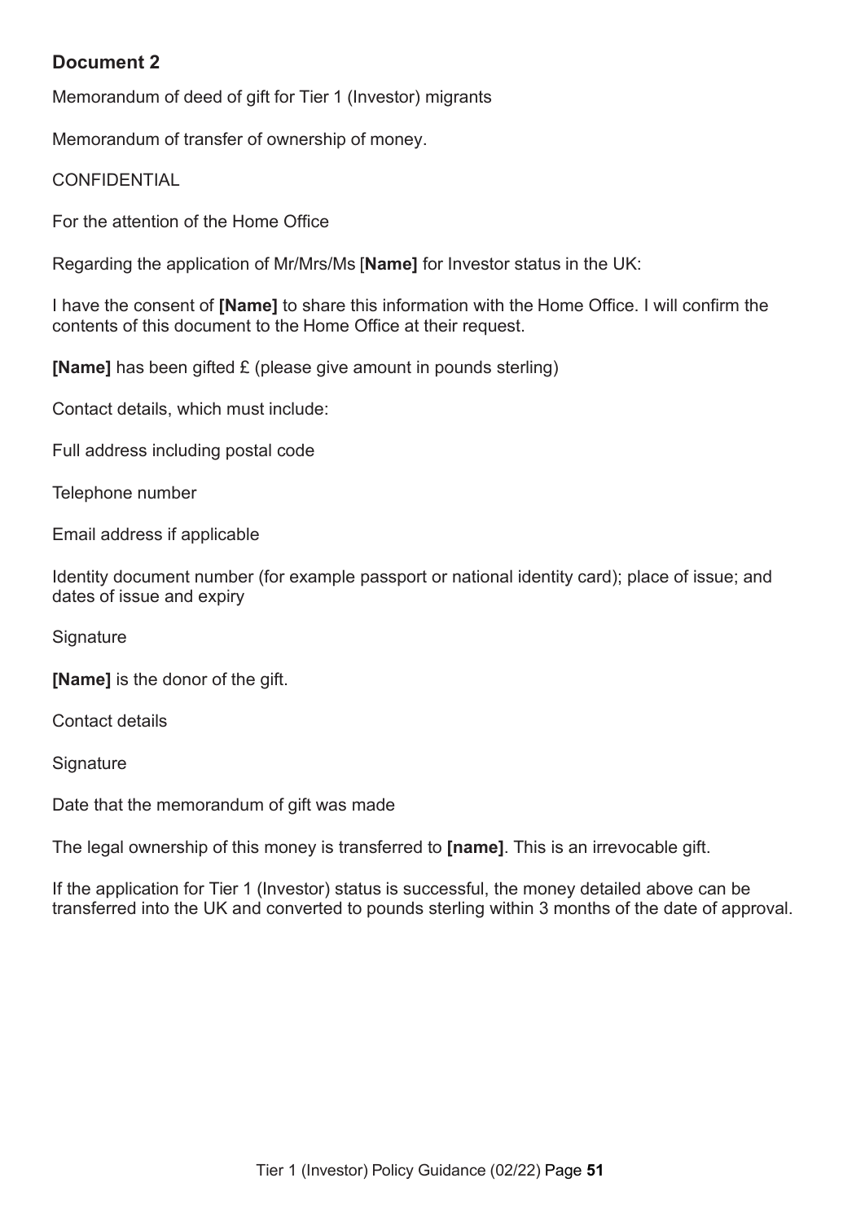## Document 2

Memorandum of deed of gift for Tier 1 (Investor) migrants

Memorandum of transfer of ownership of money.

CONFIDENTIAL

For the attention of the Home Office

Regarding the application of Mr/Mrs/Ms [**Name]** for Investor status in the UK:

I have the consent of **[Name]** to share this information with the Home Office. I will confirm the contents of this document to the Home Office at their request.

**[Name]** has been gifted £ (please give amount in pounds sterling)

Contact details, which must include:

Full address including postal code

Telephone number

Email address if applicable

Identity document number (for example passport or national identity card); place of issue; and dates of issue and expiry

Signature

**[Name]** is the donor of the gift.

Contact details

Signature

Date that the memorandum of gift was made

The legal ownership of this money is transferred to **[name]**. This is an irrevocable gift.

If the application for Tier 1 (Investor) status is successful, the money detailed above can be transferred into the UK and converted to pounds sterling within 3 months of the date of approval.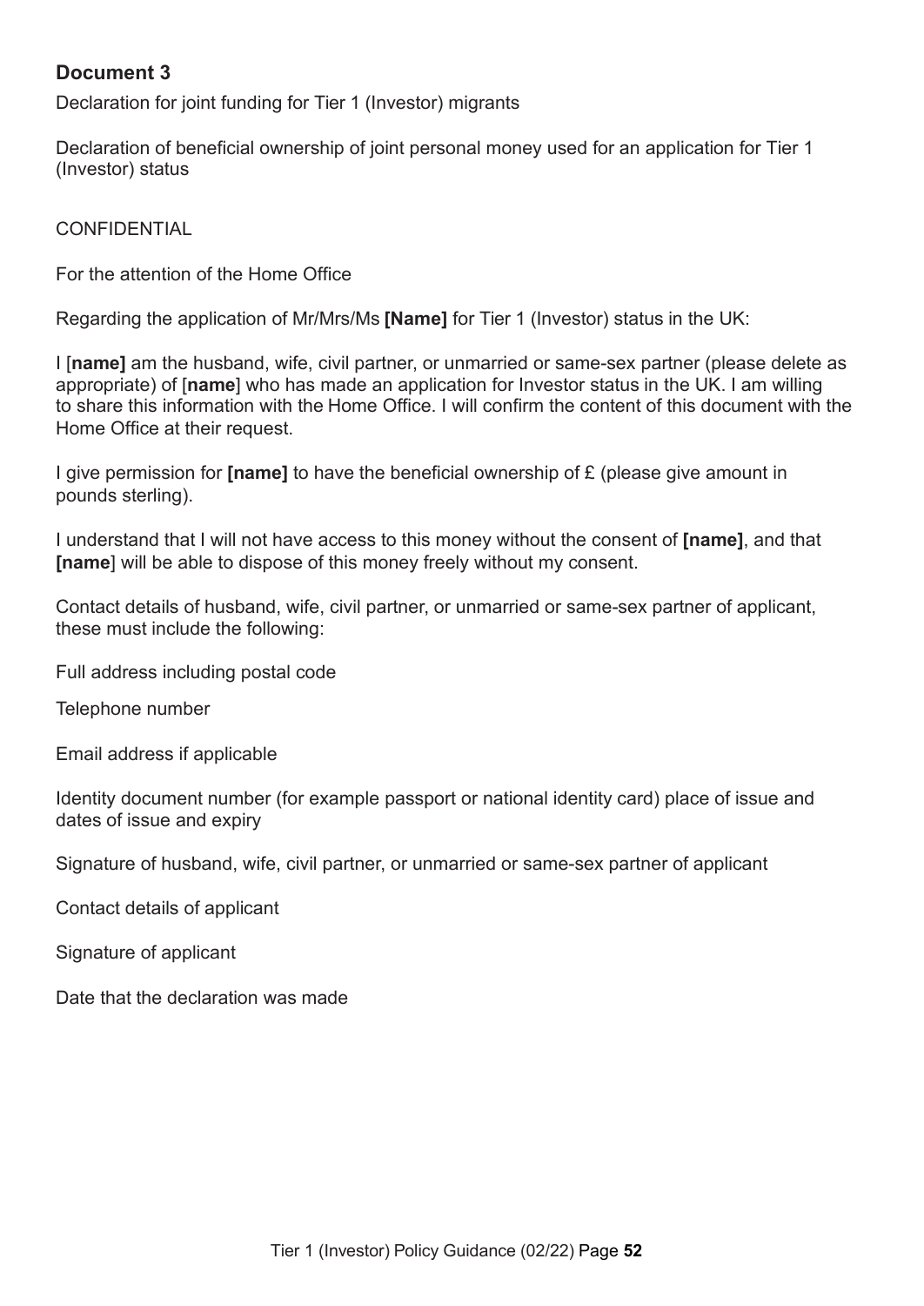## Document 3

Declaration for joint funding for Tier 1 (Investor) migrants

Declaration of beneficial ownership of joint personal money used for an application for Tier 1 (Investor) status

CONFIDENTIAL

For the attention of the Home Office

Regarding the application of Mr/Mrs/Ms **[Name]** for Tier 1 (Investor) status in the UK:

I [**name]** am the husband, wife, civil partner, or unmarried or same-sex partner (please delete as appropriate) of [**name**] who has made an application for Investor status in the UK. I am willing to share this information with the Home Office. I will confirm the content of this document with the Home Office at their request.

I give permission for **[name]** to have the beneficial ownership of £ (please give amount in pounds sterling).

I understand that I will not have access to this money without the consent of **[name]**, and that **[name**] will be able to dispose of this money freely without my consent.

Contact details of husband, wife, civil partner, or unmarried or same-sex partner of applicant, these must include the following:

Full address including postal code

Telephone number

Email address if applicable

Identity document number (for example passport or national identity card) place of issue and dates of issue and expiry

Signature of husband, wife, civil partner, or unmarried or same-sex partner of applicant

Contact details of applicant

Signature of applicant

Date that the declaration was made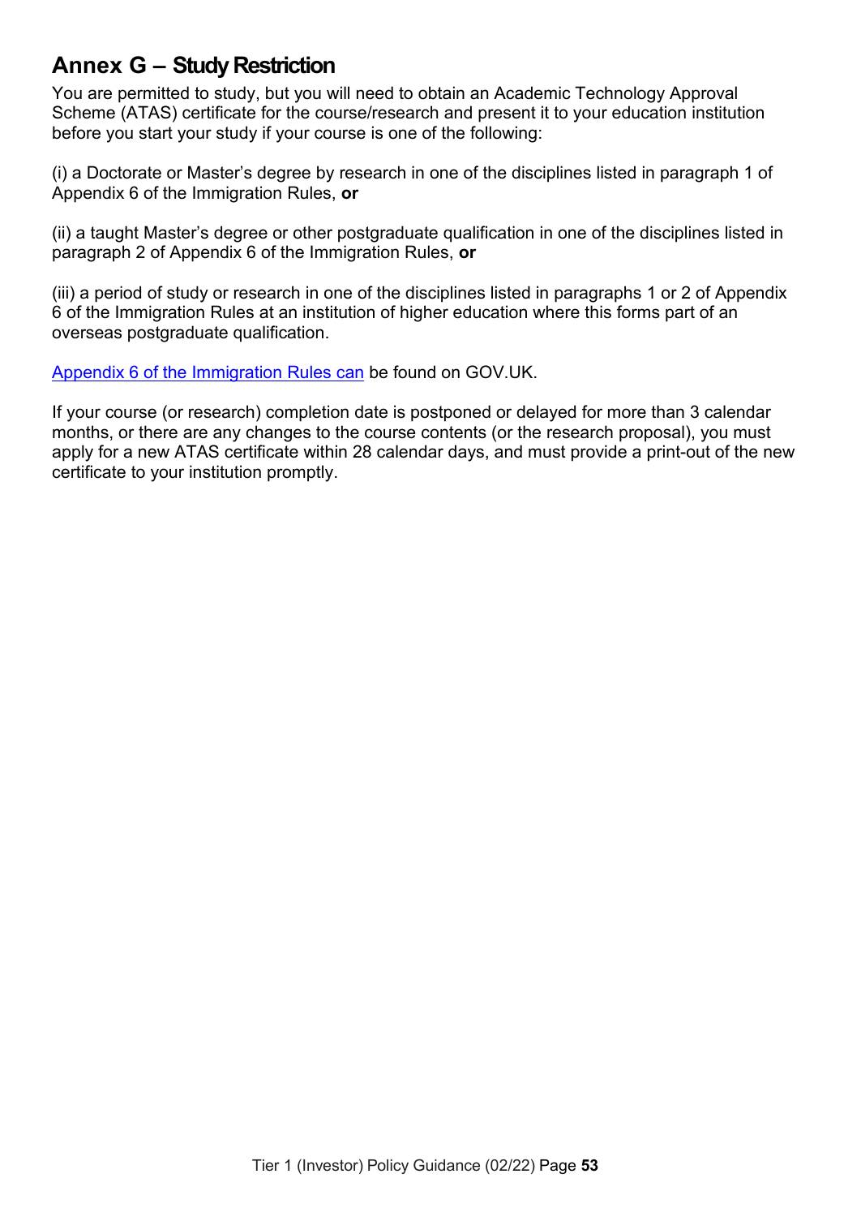## Annex G – Study Restriction

You are permitted to study, but you will need to obtain an Academic Technology Approval Scheme (ATAS) certificate for the course/research and present it to your education institution before you start your study if your course is one of the following:

(i) a Doctorate or Master's degree by research in one of the disciplines listed in paragraph 1 of Appendix 6 of the Immigration Rules, **or**

(ii) a taught Master's degree or other postgraduate qualification in one of the disciplines listed in paragraph 2 of Appendix 6 of the Immigration Rules, **or**

(iii) a period of study or research in one of the disciplines listed in paragraphs 1 or 2 of Appendix 6 of the Immigration Rules at an institution of higher education where this forms part of an overseas postgraduate qualification.

Appendix 6 of the Immigration Rules can be found on GOV.UK.

If your course (or research) completion date is postponed or delayed for more than 3 calendar months, or there are any changes to the course contents (or the research proposal), you must apply for a new ATAS certificate within 28 calendar days, and must provide a print-out of the new certificate to your institution promptly.